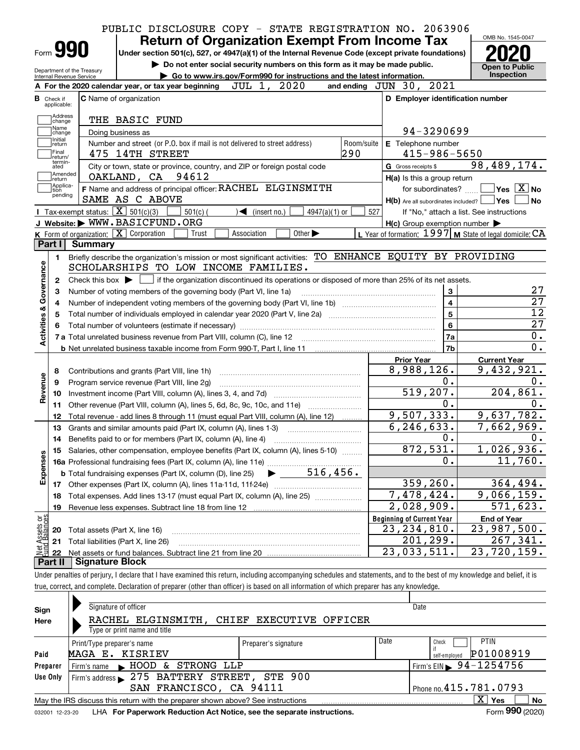PUBLIC DISCLOSURE COPY - STATE REGISTRATION NO. 2063906

# Form 990 Return of Organization Exempt From Income Tax

Under section 501(c), 527, or 4947(a)(1) of the Internal Revenue Code (except private foundations)

▶ Do not enter social security numbers on this form as it may be made public.

▶ Go to www.irs.gov/Form990 for instructions and the latest information.

Department of the Treasury
Internal Revenue Service

OMB No. 1545-0047

**2020**

**Open to Public Inspection**

**A** For the 2020 calendar year, or tax year beginning JUL 1, 2020 and ending JUN 30, 2021

**B** Check if applicable: Address change, Name change, Initial return, Final return/terminated, Amended return, Application pending

**C** Name of organization: THE BASIC FUND

Doing business as

Number and street (or P.O. box if mail is not delivered to street address): 475 14TH STREET Room/suite: 290

City or town, state or province, country, and ZIP or foreign postal code: OAKLAND, CA 94612

**D** Employer identification number: 94-3290699

**E** Telephone number: 415-986-5650

**G** Gross receipts $ 98,489,174.

**F** Name and address of principal officer: RACHEL ELGINSMITH SAME AS C ABOVE

**H(a)** Is this a group return for subordinates? Yes [ ] No [X]

**H(b)** Are all subordinates included? Yes [ ] No [ ]
If "No," attach a list. See instructions

**H(c)** Group exemption number ▶

**I** Tax-exempt status: [X] 501(c)(3) [ ] 501(c) ( ) ◀ (insert no.) [ ] 4947(a)(1) or [ ] 527

**J** Website: ▶ WWW.BASICFUND.ORG

**K** Form of organization: [X] Corporation [ ] Trust [ ] Association [ ] Other ▶

**L** Year of formation: 1997 **M** State of legal domicile: CA

## Part I Summary

**Activities & Governance**

1 Briefly describe the organization's mission or most significant activities: TO ENHANCE EQUITY BY PROVIDING SCHOLARSHIPS TO LOW INCOME FAMILIES.

2 Check this box ▶ [ ] if the organization discontinued its operations or disposed of more than 25% of its net assets.

| | | | |
|---|---|---|---|
| 3 | Number of voting members of the governing body (Part VI, line 1a) | 3 | 27 |
| 4 | Number of independent voting members of the governing body (Part VI, line 1b) | 4 | 27 |
| 5 | Total number of individuals employed in calendar year 2020 (Part V, line 2a) | 5 | 12 |
| 6 | Total number of volunteers (estimate if necessary) | 6 | 27 |
| 7a | Total unrelated business revenue from Part VIII, column (C), line 12 | 7a | 0. |
| b | Net unrelated business taxable income from Form 990-T, Part I, line 11 | 7b | 0. |

| | | | Prior Year | Current Year |
|---|---|---|---|---|
| **Revenue** | 8 | Contributions and grants (Part VIII, line 1h) | 8,988,126. | 9,432,921. |
| | 9 | Program service revenue (Part VIII, line 2g) | 0. | 0. |
| | 10 | Investment income (Part VIII, column (A), lines 3, 4, and 7d) | 519,207. | 204,861. |
| | 11 | Other revenue (Part VIII, column (A), lines 5, 6d, 8c, 9c, 10c, and 11e) | 0. | 0. |
| | 12 | Total revenue - add lines 8 through 11 (must equal Part VIII, column (A), line 12) | 9,507,333. | 9,637,782. |
| **Expenses** | 13 | Grants and similar amounts paid (Part IX, column (A), lines 1-3) | 6,246,633. | 7,662,969. |
| | 14 | Benefits paid to or for members (Part IX, column (A), line 4) | 0. | 0. |
| | 15 | Salaries, other compensation, employee benefits (Part IX, column (A), lines 5-10) | 872,531. | 1,026,936. |
| | 16a | Professional fundraising fees (Part IX, column (A), line 11e) | 0. | 11,760. |
| | b | Total fundraising expenses (Part IX, column (D), line 25) ▶ 516,456. | | |
| | 17 | Other expenses (Part IX, column (A), lines 11a-11d, 11f-24e) | 359,260. | 364,494. |
| | 18 | Total expenses. Add lines 13-17 (must equal Part IX, column (A), line 25) | 7,478,424. | 9,066,159. |
| | 19 | Revenue less expenses. Subtract line 18 from line 12 | 2,028,909. | 571,623. |
| | | | **Beginning of Current Year** | **End of Year** |
| **Net Assets or Fund Balances** | 20 | Total assets (Part X, line 16) | 23,234,810. | 23,987,500. |
| | 21 | Total liabilities (Part X, line 26) | 201,299. | 267,341. |
| | 22 | Net assets or fund balances. Subtract line 21 from line 20 | 23,033,511. | 23,720,159. |

## Part II Signature Block

Under penalties of perjury, I declare that I have examined this return, including accompanying schedules and statements, and to the best of my knowledge and belief, it is true, correct, and complete. Declaration of preparer (other than officer) is based on all information of which preparer has any knowledge.

**Sign Here**

Signature of officer / Date

RACHEL ELGINSMITH, CHIEF EXECUTIVE OFFICER
Type or print name and title

**Paid Preparer Use Only**

| Print/Type preparer's name | Preparer's signature | Date | Check if self-employed | PTIN |
|---|---|---|---|---|
| MAGA E. KISRIEV | | | [ ] | P01008919 |

Firm's name ▶ HOOD & STRONG LLP — Firm's EIN ▶ 94-1254756

Firm's address ▶ 275 BATTERY STREET, STE 900 SAN FRANCISCO, CA 94111 — Phone no. 415.781.0793

May the IRS discuss this return with the preparer shown above? See instructions [X] Yes [ ] No

032001 12-23-20 LHA For Paperwork Reduction Act Notice, see the separate instructions. Form **990** (2020)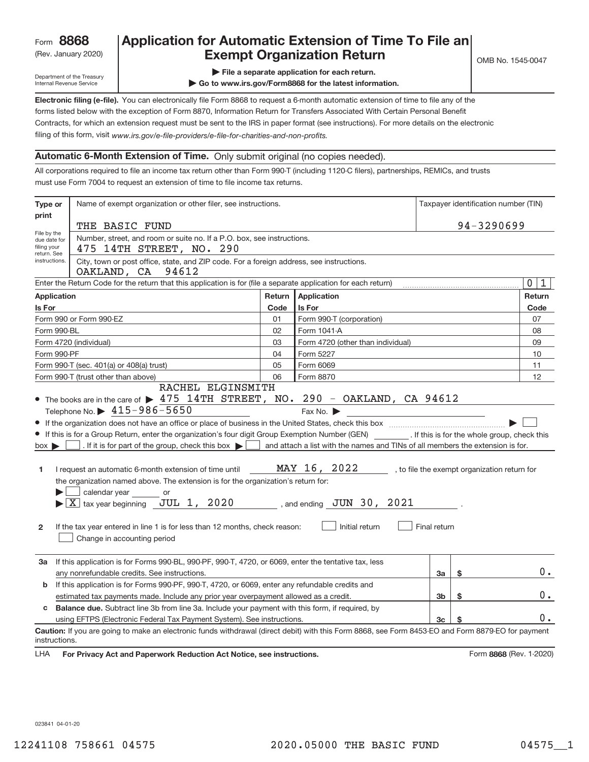Form **8868**
(Rev. January 2020)

Department of the Treasury
Internal Revenue Service

# Application for Automatic Extension of Time To File an Exempt Organization Return

▶ File a separate application for each return.
▶ Go to www.irs.gov/Form8868 for the latest information.

OMB No. 1545-0047

**Electronic filing (e-file).** You can electronically file Form 8868 to request a 6-month automatic extension of time to file any of the forms listed below with the exception of Form 8870, Information Return for Transfers Associated With Certain Personal Benefit Contracts, for which an extension request must be sent to the IRS in paper format (see instructions). For more details on the electronic filing of this form, visit *www.irs.gov/e-file-providers/e-file-for-charities-and-non-profits.*

## Automatic 6-Month Extension of Time. Only submit original (no copies needed).

All corporations required to file an income tax return other than Form 990-T (including 1120-C filers), partnerships, REMICs, and trusts must use Form 7004 to request an extension of time to file income tax returns.

**Type or print**

File by the due date for filing your return. See instructions.

Name of exempt organization or other filer, see instructions.
THE BASIC FUND

Taxpayer identification number (TIN)
94-3290699

Number, street, and room or suite no. If a P.O. box, see instructions.
475 14TH STREET, NO. 290

City, town or post office, state, and ZIP code. For a foreign address, see instructions.
OAKLAND, CA 94612

Enter the Return Code for the return that this application is for (file a separate application for each return) ..... 0 1

| Application Is For | Return Code | Application Is For | Return Code |
|---|---|---|---|
| Form 990 or Form 990-EZ | 01 | Form 990-T (corporation) | 07 |
| Form 990-BL | 02 | Form 1041-A | 08 |
| Form 4720 (individual) | 03 | Form 4720 (other than individual) | 09 |
| Form 990-PF | 04 | Form 5227 | 10 |
| Form 990-T (sec. 401(a) or 408(a) trust) | 05 | Form 6069 | 11 |
| Form 990-T (trust other than above) | 06 | Form 8870 | 12 |

- The books are in the care of ▶ RACHEL ELGINSMITH 475 14TH STREET, NO. 290 - OAKLAND, CA 94612
  Telephone No. ▶ 415-986-5650 Fax No. ▶
- If the organization does not have an office or place of business in the United States, check this box ..... ▶ ☐
- If this is for a Group Return, enter the organization's four digit Group Exemption Number (GEN) ______ . If this is for the whole group, check this box ▶ ☐ . If it is for part of the group, check this box ▶ ☐ and attach a list with the names and TINs of all members the extension is for.

**1** I request an automatic 6-month extension of time until MAY 16, 2022 , to file the exempt organization return for the organization named above. The extension is for the organization's return for:
▶ ☐ calendar year ______ or
▶ ☒ tax year beginning JUL 1, 2020 , and ending JUN 30, 2021 .

**2** If the tax year entered in line 1 is for less than 12 months, check reason: ☐ Initial return ☐ Final return
☐ Change in accounting period

| | | | | |
|---|---|---|---|---|
| **3a** | If this application is for Forms 990-BL, 990-PF, 990-T, 4720, or 6069, enter the tentative tax, less any nonrefundable credits. See instructions. | 3a | $ | 0. |
| **b** | If this application is for Forms 990-PF, 990-T, 4720, or 6069, enter any refundable credits and estimated tax payments made. Include any prior year overpayment allowed as a credit. | 3b | $ | 0. |
| **c** | **Balance due.** Subtract line 3b from line 3a. Include your payment with this form, if required, by using EFTPS (Electronic Federal Tax Payment System). See instructions. | 3c | $ | 0. |

**Caution:** If you are going to make an electronic funds withdrawal (direct debit) with this Form 8868, see Form 8453-EO and Form 8879-EO for payment instructions.

LHA **For Privacy Act and Paperwork Reduction Act Notice, see instructions.** Form **8868** (Rev. 1-2020)

023841 04-01-20

12241108 758661 04575 2020.05000 THE BASIC FUND 04575__1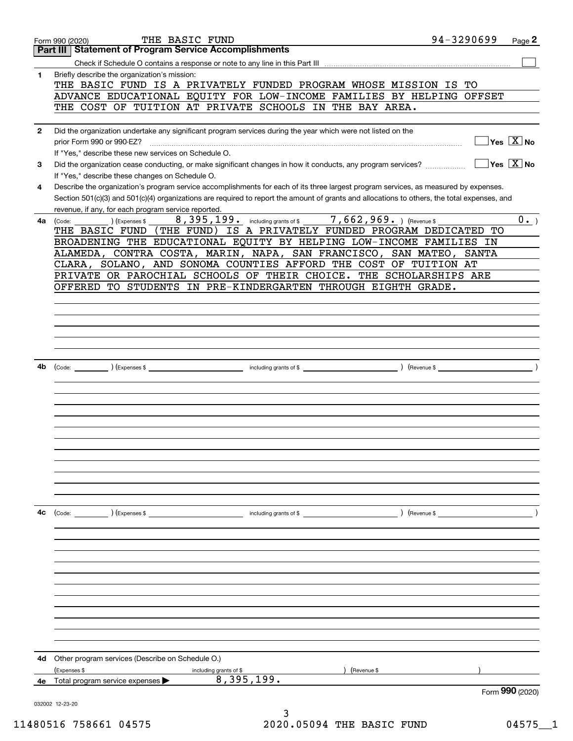Form 990 (2020) THE BASIC FUND 94-3290699 Page 2

## Part III Statement of Program Service Accomplishments

Check if Schedule O contains a response or note to any line in this Part III ☐

**1** Briefly describe the organization's mission:

THE BASIC FUND IS A PRIVATELY FUNDED PROGRAM WHOSE MISSION IS TO ADVANCE EDUCATIONAL EQUITY FOR LOW-INCOME FAMILIES BY HELPING OFFSET THE COST OF TUITION AT PRIVATE SCHOOLS IN THE BAY AREA.

**2** Did the organization undertake any significant program services during the year which were not listed on the prior Form 990 or 990-EZ? ☐ Yes ☒ No

If "Yes," describe these new services on Schedule O.

**3** Did the organization cease conducting, or make significant changes in how it conducts, any program services? ☐ Yes ☒ No

If "Yes," describe these changes on Schedule O.

**4** Describe the organization's program service accomplishments for each of its three largest program services, as measured by expenses. Section 501(c)(3) and 501(c)(4) organizations are required to report the amount of grants and allocations to others, the total expenses, and revenue, if any, for each program service reported.

**4a** (Code: ) (Expenses $ 8,395,199. including grants of $ 7,662,969. ) (Revenue $ 0. )

THE BASIC FUND (THE FUND) IS A PRIVATELY FUNDED PROGRAM DEDICATED TO BROADENING THE EDUCATIONAL EQUITY BY HELPING LOW-INCOME FAMILIES IN ALAMEDA, CONTRA COSTA, MARIN, NAPA, SAN FRANCISCO, SAN MATEO, SANTA CLARA, SOLANO, AND SONOMA COUNTIES AFFORD THE COST OF TUITION AT PRIVATE OR PAROCHIAL SCHOOLS OF THEIR CHOICE. THE SCHOLARSHIPS ARE OFFERED TO STUDENTS IN PRE-KINDERGARTEN THROUGH EIGHTH GRADE.

**4b** (Code: ) (Expenses $ including grants of $ ) (Revenue $ )

**4c** (Code: ) (Expenses $ including grants of $ ) (Revenue $ )

**4d** Other program services (Describe on Schedule O.)

(Expenses $ including grants of $ ) (Revenue $ )

**4e** Total program service expenses ▶ 8,395,199.

Form **990** (2020)

032002 12-23-20

11480516 758661 04575 2020.05094 THE BASIC FUND 04575__1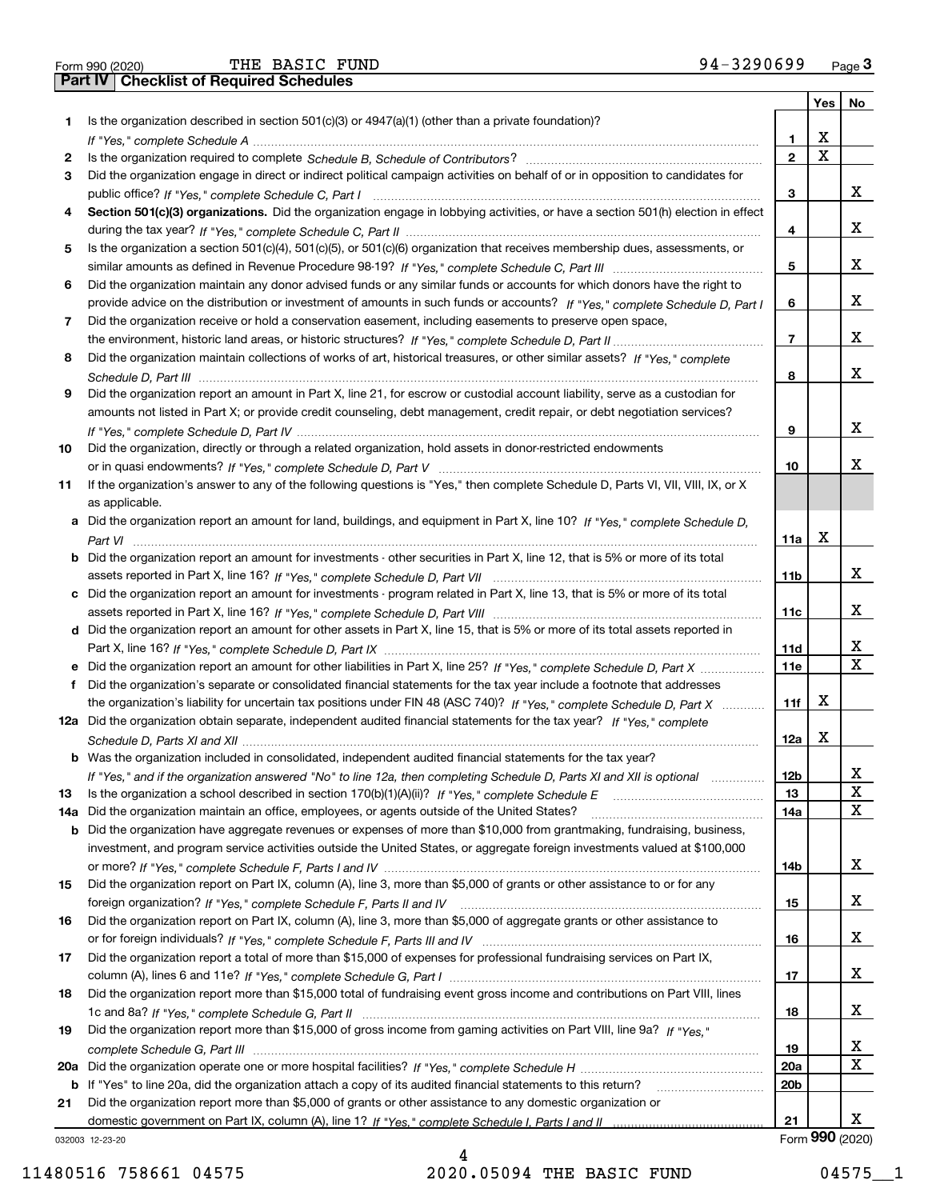Form 990 (2020) THE BASIC FUND 94-3290699 Page **3**

## Part IV Checklist of Required Schedules

| | | | Yes | No |
|---|---|---|---|---|
| **1** | Is the organization described in section 501(c)(3) or 4947(a)(1) (other than a private foundation)? *If "Yes," complete Schedule A* | **1** | X | |
| **2** | Is the organization required to complete *Schedule B, Schedule of Contributors*? | **2** | X | |
| **3** | Did the organization engage in direct or indirect political campaign activities on behalf of or in opposition to candidates for public office? *If "Yes," complete Schedule C, Part I* | **3** | | X |
| **4** | **Section 501(c)(3) organizations.** Did the organization engage in lobbying activities, or have a section 501(h) election in effect during the tax year? *If "Yes," complete Schedule C, Part II* | **4** | | X |
| **5** | Is the organization a section 501(c)(4), 501(c)(5), or 501(c)(6) organization that receives membership dues, assessments, or similar amounts as defined in Revenue Procedure 98-19? *If "Yes," complete Schedule C, Part III* | **5** | | X |
| **6** | Did the organization maintain any donor advised funds or any similar funds or accounts for which donors have the right to provide advice on the distribution or investment of amounts in such funds or accounts? *If "Yes," complete Schedule D, Part I* | **6** | | X |
| **7** | Did the organization receive or hold a conservation easement, including easements to preserve open space, the environment, historic land areas, or historic structures? *If "Yes," complete Schedule D, Part II* | **7** | | X |
| **8** | Did the organization maintain collections of works of art, historical treasures, or other similar assets? *If "Yes," complete Schedule D, Part III* | **8** | | X |
| **9** | Did the organization report an amount in Part X, line 21, for escrow or custodial account liability, serve as a custodian for amounts not listed in Part X; or provide credit counseling, debt management, credit repair, or debt negotiation services? *If "Yes," complete Schedule D, Part IV* | **9** | | X |
| **10** | Did the organization, directly or through a related organization, hold assets in donor-restricted endowments or in quasi endowments? *If "Yes," complete Schedule D, Part V* | **10** | | X |
| **11** | If the organization's answer to any of the following questions is "Yes," then complete Schedule D, Parts VI, VII, VIII, IX, or X as applicable. | | | |
| **a** | Did the organization report an amount for land, buildings, and equipment in Part X, line 10? *If "Yes," complete Schedule D, Part VI* | **11a** | X | |
| **b** | Did the organization report an amount for investments - other securities in Part X, line 12, that is 5% or more of its total assets reported in Part X, line 16? *If "Yes," complete Schedule D, Part VII* | **11b** | | X |
| **c** | Did the organization report an amount for investments - program related in Part X, line 13, that is 5% or more of its total assets reported in Part X, line 16? *If "Yes," complete Schedule D, Part VIII* | **11c** | | X |
| **d** | Did the organization report an amount for other assets in Part X, line 15, that is 5% or more of its total assets reported in Part X, line 16? *If "Yes," complete Schedule D, Part IX* | **11d** | | X |
| **e** | Did the organization report an amount for other liabilities in Part X, line 25? *If "Yes," complete Schedule D, Part X* | **11e** | | X |
| **f** | Did the organization's separate or consolidated financial statements for the tax year include a footnote that addresses the organization's liability for uncertain tax positions under FIN 48 (ASC 740)? *If "Yes," complete Schedule D, Part X* | **11f** | X | |
| **12a** | Did the organization obtain separate, independent audited financial statements for the tax year? *If "Yes," complete Schedule D, Parts XI and XII* | **12a** | X | |
| **b** | Was the organization included in consolidated, independent audited financial statements for the tax year? *If "Yes," and if the organization answered "No" to line 12a, then completing Schedule D, Parts XI and XII is optional* | **12b** | | X |
| **13** | Is the organization a school described in section 170(b)(1)(A)(ii)? *If "Yes," complete Schedule E* | **13** | | X |
| **14a** | Did the organization maintain an office, employees, or agents outside of the United States? | **14a** | | X |
| **b** | Did the organization have aggregate revenues or expenses of more than $10,000 from grantmaking, fundraising, business, investment, and program service activities outside the United States, or aggregate foreign investments valued at $100,000 or more? *If "Yes," complete Schedule F, Parts I and IV* | **14b** | | X |
| **15** | Did the organization report on Part IX, column (A), line 3, more than $5,000 of grants or other assistance to or for any foreign organization? *If "Yes," complete Schedule F, Parts II and IV* | **15** | | X |
| **16** | Did the organization report on Part IX, column (A), line 3, more than $5,000 of aggregate grants or other assistance to or for foreign individuals? *If "Yes," complete Schedule F, Parts III and IV* | **16** | | X |
| **17** | Did the organization report a total of more than $15,000 of expenses for professional fundraising services on Part IX, column (A), lines 6 and 11e? *If "Yes," complete Schedule G, Part I* | **17** | | X |
| **18** | Did the organization report more than $15,000 total of fundraising event gross income and contributions on Part VIII, lines 1c and 8a? *If "Yes," complete Schedule G, Part II* | **18** | | X |
| **19** | Did the organization report more than $15,000 of gross income from gaming activities on Part VIII, line 9a? *If "Yes," complete Schedule G, Part III* | **19** | | X |
| **20a** | Did the organization operate one or more hospital facilities? *If "Yes," complete Schedule H* | **20a** | | X |
| **b** | If "Yes" to line 20a, did the organization attach a copy of its audited financial statements to this return? | **20b** | | |
| **21** | Did the organization report more than $5,000 of grants or other assistance to any domestic organization or domestic government on Part IX, column (A), line 1? *If "Yes," complete Schedule I, Parts I and II* | **21** | | X |

032003 12-23-20 Form **990** (2020)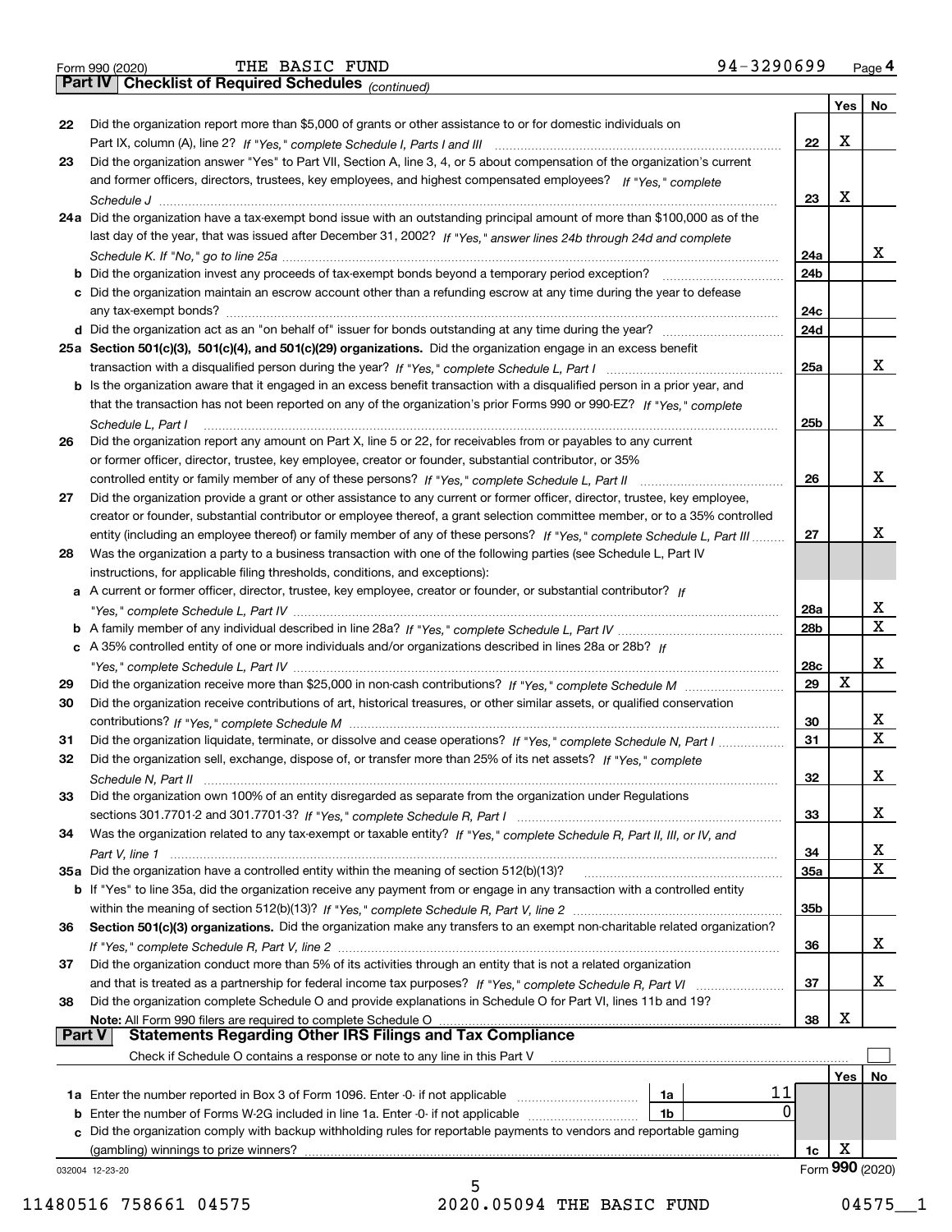Form 990 (2020) THE BASIC FUND 94-3290699 Page 4

## Part IV Checklist of Required Schedules *(continued)*

| | | Line | Yes | No |
|---|---|---|---|---|
| 22 | Did the organization report more than $5,000 of grants or other assistance to or for domestic individuals on Part IX, column (A), line 2? *If "Yes," complete Schedule I, Parts I and III* | 22 | X | |
| 23 | Did the organization answer "Yes" to Part VII, Section A, line 3, 4, or 5 about compensation of the organization's current and former officers, directors, trustees, key employees, and highest compensated employees? *If "Yes," complete Schedule J* | 23 | X | |
| 24a | Did the organization have a tax-exempt bond issue with an outstanding principal amount of more than $100,000 as of the last day of the year, that was issued after December 31, 2002? *If "Yes," answer lines 24b through 24d and complete Schedule K. If "No," go to line 25a* | 24a | | X |
| b | Did the organization invest any proceeds of tax-exempt bonds beyond a temporary period exception? | 24b | | |
| c | Did the organization maintain an escrow account other than a refunding escrow at any time during the year to defease any tax-exempt bonds? | 24c | | |
| d | Did the organization act as an "on behalf of" issuer for bonds outstanding at any time during the year? | 24d | | |
| 25a | **Section 501(c)(3), 501(c)(4), and 501(c)(29) organizations.** Did the organization engage in an excess benefit transaction with a disqualified person during the year? *If "Yes," complete Schedule L, Part I* | 25a | | X |
| b | Is the organization aware that it engaged in an excess benefit transaction with a disqualified person in a prior year, and that the transaction has not been reported on any of the organization's prior Forms 990 or 990-EZ? *If "Yes," complete Schedule L, Part I* | 25b | | X |
| 26 | Did the organization report any amount on Part X, line 5 or 22, for receivables from or payables to any current or former officer, director, trustee, key employee, creator or founder, substantial contributor, or 35% controlled entity or family member of any of these persons? *If "Yes," complete Schedule L, Part II* | 26 | | X |
| 27 | Did the organization provide a grant or other assistance to any current or former officer, director, trustee, key employee, creator or founder, substantial contributor or employee thereof, a grant selection committee member, or to a 35% controlled entity (including an employee thereof) or family member of any of these persons? *If "Yes," complete Schedule L, Part III* | 27 | | X |
| 28 | Was the organization a party to a business transaction with one of the following parties (see Schedule L, Part IV instructions, for applicable filing thresholds, conditions, and exceptions): | | | |
| a | A current or former officer, director, trustee, key employee, creator or founder, or substantial contributor? *If "Yes," complete Schedule L, Part IV* | 28a | | X |
| b | A family member of any individual described in line 28a? *If "Yes," complete Schedule L, Part IV* | 28b | | X |
| c | A 35% controlled entity of one or more individuals and/or organizations described in lines 28a or 28b? *If "Yes," complete Schedule L, Part IV* | 28c | | X |
| 29 | Did the organization receive more than $25,000 in non-cash contributions? *If "Yes," complete Schedule M* | 29 | X | |
| 30 | Did the organization receive contributions of art, historical treasures, or other similar assets, or qualified conservation contributions? *If "Yes," complete Schedule M* | 30 | | X |
| 31 | Did the organization liquidate, terminate, or dissolve and cease operations? *If "Yes," complete Schedule N, Part I* | 31 | | X |
| 32 | Did the organization sell, exchange, dispose of, or transfer more than 25% of its net assets? *If "Yes," complete Schedule N, Part II* | 32 | | X |
| 33 | Did the organization own 100% of an entity disregarded as separate from the organization under Regulations sections 301.7701-2 and 301.7701-3? *If "Yes," complete Schedule R, Part I* | 33 | | X |
| 34 | Was the organization related to any tax-exempt or taxable entity? *If "Yes," complete Schedule R, Part II, III, or IV, and Part V, line 1* | 34 | | X |
| 35a | Did the organization have a controlled entity within the meaning of section 512(b)(13)? | 35a | | X |
| b | If "Yes" to line 35a, did the organization receive any payment from or engage in any transaction with a controlled entity within the meaning of section 512(b)(13)? *If "Yes," complete Schedule R, Part V, line 2* | 35b | | |
| 36 | **Section 501(c)(3) organizations.** Did the organization make any transfers to an exempt non-charitable related organization? *If "Yes," complete Schedule R, Part V, line 2* | 36 | | X |
| 37 | Did the organization conduct more than 5% of its activities through an entity that is not a related organization and that is treated as a partnership for federal income tax purposes? *If "Yes," complete Schedule R, Part VI* | 37 | | X |
| 38 | Did the organization complete Schedule O and provide explanations in Schedule O for Part VI, lines 11b and 19? **Note:** All Form 990 filers are required to complete Schedule O | 38 | X | |

## Part V Statements Regarding Other IRS Filings and Tax Compliance

Check if Schedule O contains a response or note to any line in this Part V ☐

| | | | | Line | Yes | No |
|---|---|---|---|---|---|---|
| 1a | Enter the number reported in Box 3 of Form 1096. Enter -0- if not applicable | 1a | 11 | | | |
| b | Enter the number of Forms W-2G included in line 1a. Enter -0- if not applicable | 1b | 0 | | | |
| c | Did the organization comply with backup withholding rules for reportable payments to vendors and reportable gaming (gambling) winnings to prize winners? | | | 1c | X | |

032004 12-23-20 Form **990** (2020)

11480516 758661 04575 2020.05094 THE BASIC FUND 04575__1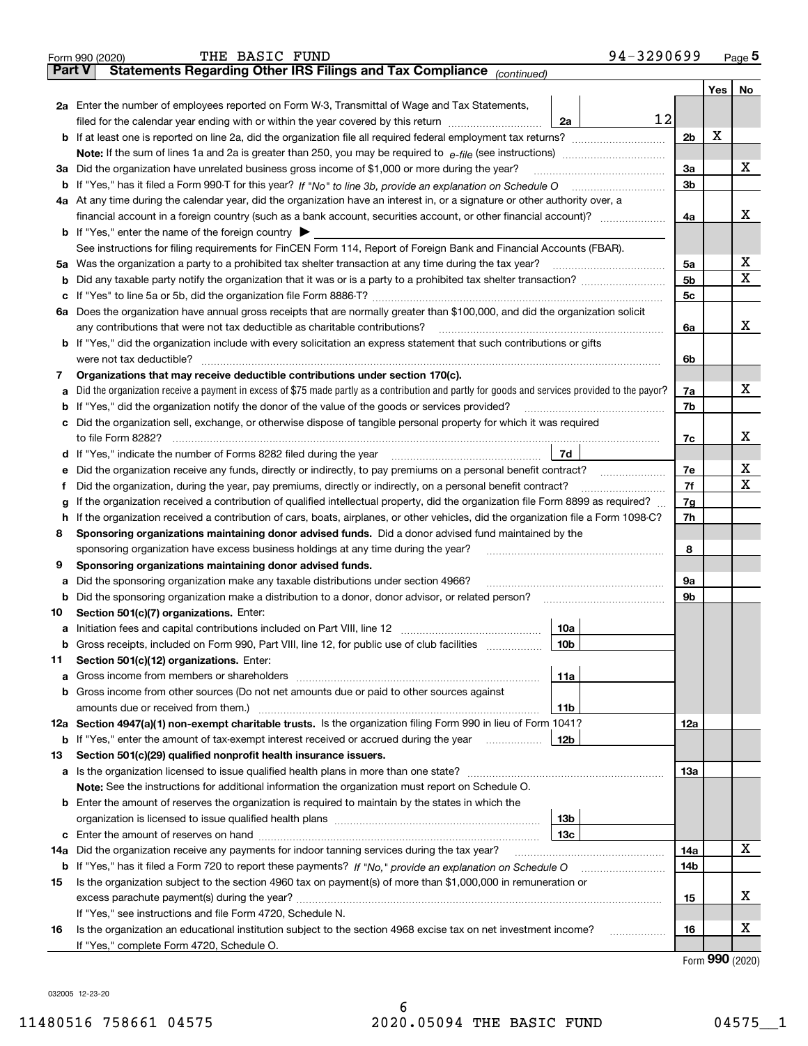Form 990 (2020) THE BASIC FUND 94-3290699 Page **5**

**Part V** **Statements Regarding Other IRS Filings and Tax Compliance** *(continued)*

| | | | | Yes | No |
|---|---|---|---|---|---|
| **2a** | Enter the number of employees reported on Form W-3, Transmittal of Wage and Tax Statements, filed for the calendar year ending with or within the year covered by this return | 2a 12 | | | |
| **b** | If at least one is reported on line 2a, did the organization file all required federal employment tax returns? | | 2b | X | |
| | **Note:** If the sum of lines 1a and 2a is greater than 250, you may be required to *e-file* (see instructions) | | | | |
| **3a** | Did the organization have unrelated business gross income of $1,000 or more during the year? | | 3a | | X |
| **b** | If "Yes," has it filed a Form 990-T for this year? *If "No" to line 3b, provide an explanation on Schedule O* | | 3b | | |
| **4a** | At any time during the calendar year, did the organization have an interest in, or a signature or other authority over, a financial account in a foreign country (such as a bank account, securities account, or other financial account)? | | 4a | | X |
| **b** | If "Yes," enter the name of the foreign country ▶ | | | | |
| | See instructions for filing requirements for FinCEN Form 114, Report of Foreign Bank and Financial Accounts (FBAR). | | | | |
| **5a** | Was the organization a party to a prohibited tax shelter transaction at any time during the tax year? | | 5a | | X |
| **b** | Did any taxable party notify the organization that it was or is a party to a prohibited tax shelter transaction? | | 5b | | X |
| **c** | If "Yes" to line 5a or 5b, did the organization file Form 8886-T? | | 5c | | |
| **6a** | Does the organization have annual gross receipts that are normally greater than $100,000, and did the organization solicit any contributions that were not tax deductible as charitable contributions? | | 6a | | X |
| **b** | If "Yes," did the organization include with every solicitation an express statement that such contributions or gifts were not tax deductible? | | 6b | | |
| **7** | **Organizations that may receive deductible contributions under section 170(c).** | | | | |
| **a** | Did the organization receive a payment in excess of $75 made partly as a contribution and partly for goods and services provided to the payor? | | 7a | | X |
| **b** | If "Yes," did the organization notify the donor of the value of the goods or services provided? | | 7b | | |
| **c** | Did the organization sell, exchange, or otherwise dispose of tangible personal property for which it was required to file Form 8282? | | 7c | | X |
| **d** | If "Yes," indicate the number of Forms 8282 filed during the year | 7d | | | |
| **e** | Did the organization receive any funds, directly or indirectly, to pay premiums on a personal benefit contract? | | 7e | | X |
| **f** | Did the organization, during the year, pay premiums, directly or indirectly, on a personal benefit contract? | | 7f | | X |
| **g** | If the organization received a contribution of qualified intellectual property, did the organization file Form 8899 as required? | | 7g | | |
| **h** | If the organization received a contribution of cars, boats, airplanes, or other vehicles, did the organization file a Form 1098-C? | | 7h | | |
| **8** | **Sponsoring organizations maintaining donor advised funds.** Did a donor advised fund maintained by the sponsoring organization have excess business holdings at any time during the year? | | 8 | | |
| **9** | **Sponsoring organizations maintaining donor advised funds.** | | | | |
| **a** | Did the sponsoring organization make any taxable distributions under section 4966? | | 9a | | |
| **b** | Did the sponsoring organization make a distribution to a donor, donor advisor, or related person? | | 9b | | |
| **10** | **Section 501(c)(7) organizations.** Enter: | | | | |
| **a** | Initiation fees and capital contributions included on Part VIII, line 12 | 10a | | | |
| **b** | Gross receipts, included on Form 990, Part VIII, line 12, for public use of club facilities | 10b | | | |
| **11** | **Section 501(c)(12) organizations.** Enter: | | | | |
| **a** | Gross income from members or shareholders | 11a | | | |
| **b** | Gross income from other sources (Do not net amounts due or paid to other sources against amounts due or received from them.) | 11b | | | |
| **12a** | **Section 4947(a)(1) non-exempt charitable trusts.** Is the organization filing Form 990 in lieu of Form 1041? | | 12a | | |
| **b** | If "Yes," enter the amount of tax-exempt interest received or accrued during the year | 12b | | | |
| **13** | **Section 501(c)(29) qualified nonprofit health insurance issuers.** | | | | |
| **a** | Is the organization licensed to issue qualified health plans in more than one state? | | 13a | | |
| | **Note:** See the instructions for additional information the organization must report on Schedule O. | | | | |
| **b** | Enter the amount of reserves the organization is required to maintain by the states in which the organization is licensed to issue qualified health plans | 13b | | | |
| **c** | Enter the amount of reserves on hand | 13c | | | |
| **14a** | Did the organization receive any payments for indoor tanning services during the tax year? | | 14a | | X |
| **b** | If "Yes," has it filed a Form 720 to report these payments? *If "No," provide an explanation on Schedule O* | | 14b | | |
| **15** | Is the organization subject to the section 4960 tax on payment(s) of more than $1,000,000 in remuneration or excess parachute payment(s) during the year? | | 15 | | X |
| | If "Yes," see instructions and file Form 4720, Schedule N. | | | | |
| **16** | Is the organization an educational institution subject to the section 4968 excise tax on net investment income? | | 16 | | X |
| | If "Yes," complete Form 4720, Schedule O. | | | | |

Form **990** (2020)

032005 12-23-20

11480516 758661 04575 2020.05094 THE BASIC FUND 04575__1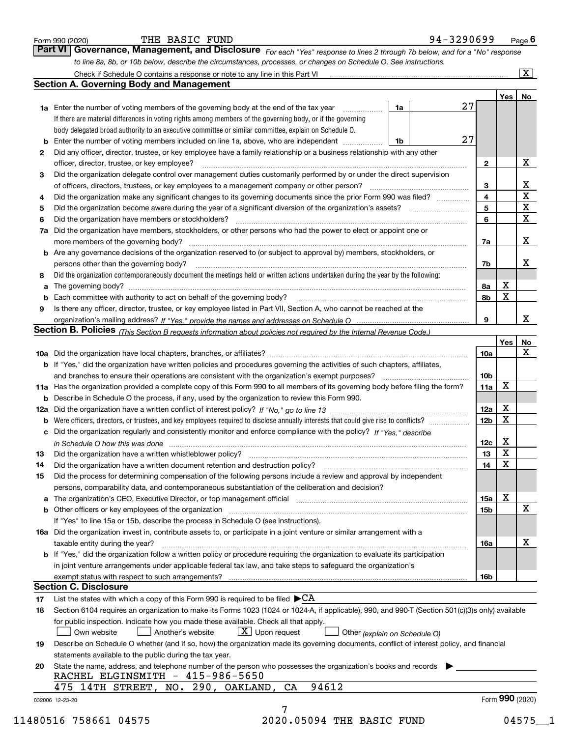Form 990 (2020) THE BASIC FUND 94-3290699 Page **6**

## Part VI Governance, Management, and Disclosure

*For each "Yes" response to lines 2 through 7b below, and for a "No" response to line 8a, 8b, or 10b below, describe the circumstances, processes, or changes on Schedule O. See instructions.*

Check if Schedule O contains a response or note to any line in this Part VI ☒

### Section A. Governing Body and Management

| | | | | Yes | No |
|---|---|---|---|---|---|
| **1a** | Enter the number of voting members of the governing body at the end of the tax year — **1a** 27 <br> If there are material differences in voting rights among members of the governing body, or if the governing body delegated broad authority to an executive committee or similar committee, explain on Schedule O. | | | | |
| **b** | Enter the number of voting members included on line 1a, above, who are independent — **1b** 27 | | | | |
| **2** | Did any officer, director, trustee, or key employee have a family relationship or a business relationship with any other officer, director, trustee, or key employee? | **2** | | | X |
| **3** | Did the organization delegate control over management duties customarily performed by or under the direct supervision of officers, directors, trustees, or key employees to a management company or other person? | **3** | | | X |
| **4** | Did the organization make any significant changes to its governing documents since the prior Form 990 was filed? | **4** | | | X |
| **5** | Did the organization become aware during the year of a significant diversion of the organization's assets? | **5** | | | X |
| **6** | Did the organization have members or stockholders? | **6** | | | X |
| **7a** | Did the organization have members, stockholders, or other persons who had the power to elect or appoint one or more members of the governing body? | **7a** | | | X |
| **b** | Are any governance decisions of the organization reserved to (or subject to approval by) members, stockholders, or persons other than the governing body? | **7b** | | | X |
| **8** | Did the organization contemporaneously document the meetings held or written actions undertaken during the year by the following: | | | | |
| **a** | The governing body? | **8a** | | X | |
| **b** | Each committee with authority to act on behalf of the governing body? | **8b** | | X | |
| **9** | Is there any officer, director, trustee, or key employee listed in Part VII, Section A, who cannot be reached at the organization's mailing address? *If "Yes," provide the names and addresses on Schedule O* | **9** | | | X |

### Section B. Policies *(This Section B requests information about policies not required by the Internal Revenue Code.)*

| | | | Yes | No |
|---|---|---|---|---|
| **10a** | Did the organization have local chapters, branches, or affiliates? | **10a** | | X |
| **b** | If "Yes," did the organization have written policies and procedures governing the activities of such chapters, affiliates, and branches to ensure their operations are consistent with the organization's exempt purposes? | **10b** | | |
| **11a** | Has the organization provided a complete copy of this Form 990 to all members of its governing body before filing the form? | **11a** | X | |
| **b** | Describe in Schedule O the process, if any, used by the organization to review this Form 990. | | | |
| **12a** | Did the organization have a written conflict of interest policy? *If "No," go to line 13* | **12a** | X | |
| **b** | Were officers, directors, or trustees, and key employees required to disclose annually interests that could give rise to conflicts? | **12b** | X | |
| **c** | Did the organization regularly and consistently monitor and enforce compliance with the policy? *If "Yes," describe in Schedule O how this was done* | **12c** | X | |
| **13** | Did the organization have a written whistleblower policy? | **13** | X | |
| **14** | Did the organization have a written document retention and destruction policy? | **14** | X | |
| **15** | Did the process for determining compensation of the following persons include a review and approval by independent persons, comparability data, and contemporaneous substantiation of the deliberation and decision? | | | |
| **a** | The organization's CEO, Executive Director, or top management official | **15a** | X | |
| **b** | Other officers or key employees of the organization | **15b** | | X |
| | If "Yes" to line 15a or 15b, describe the process in Schedule O (see instructions). | | | |
| **16a** | Did the organization invest in, contribute assets to, or participate in a joint venture or similar arrangement with a taxable entity during the year? | **16a** | | X |
| **b** | If "Yes," did the organization follow a written policy or procedure requiring the organization to evaluate its participation in joint venture arrangements under applicable federal tax law, and take steps to safeguard the organization's exempt status with respect to such arrangements? | **16b** | | |

### Section C. Disclosure

**17** List the states with which a copy of this Form 990 is required to be filed ▶CA

**18** Section 6104 requires an organization to make its Forms 1023 (1024 or 1024-A, if applicable), 990, and 990-T (Section 501(c)(3)s only) available for public inspection. Indicate how you made these available. Check all that apply.

☐ Own website ☐ Another's website ☒ Upon request ☐ Other *(explain on Schedule O)*

**19** Describe on Schedule O whether (and if so, how) the organization made its governing documents, conflict of interest policy, and financial statements available to the public during the tax year.

**20** State the name, address, and telephone number of the person who possesses the organization's books and records ▶

RACHEL ELGINSMITH - 415-986-5650
475 14TH STREET, NO. 290, OAKLAND, CA 94612

032006 12-23-20 Form **990** (2020)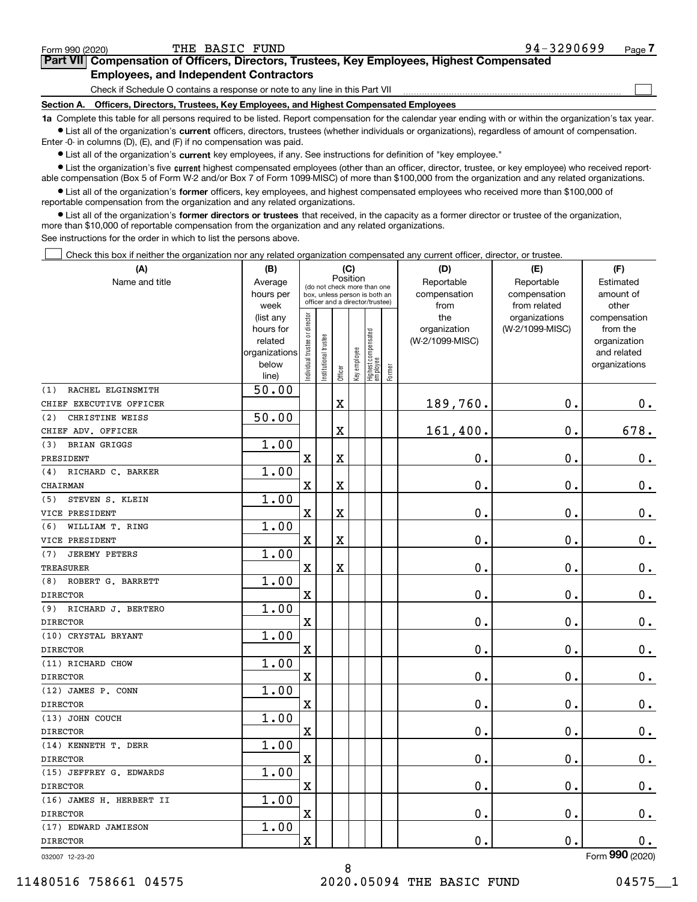Form 990 (2020) THE BASIC FUND 94-3290699 Page 7

## Part VII Compensation of Officers, Directors, Trustees, Key Employees, Highest Compensated Employees, and Independent Contractors

Check if Schedule O contains a response or note to any line in this Part VII ☐

### Section A. Officers, Directors, Trustees, Key Employees, and Highest Compensated Employees

**1a** Complete this table for all persons required to be listed. Report compensation for the calendar year ending with or within the organization's tax year.

- List all of the organization's **current** officers, directors, trustees (whether individuals or organizations), regardless of amount of compensation. Enter -0- in columns (D), (E), and (F) if no compensation was paid.
- List all of the organization's **current** key employees, if any. See instructions for definition of "key employee."
- List the organization's five **current** highest compensated employees (other than an officer, director, trustee, or key employee) who received reportable compensation (Box 5 of Form W-2 and/or Box 7 of Form 1099-MISC) of more than $100,000 from the organization and any related organizations.
- List all of the organization's **former** officers, key employees, and highest compensated employees who received more than $100,000 of reportable compensation from the organization and any related organizations.
- List all of the organization's **former directors or trustees** that received, in the capacity as a former director or trustee of the organization, more than $10,000 of reportable compensation from the organization and any related organizations.

See instructions for the order in which to list the persons above.

☐ Check this box if neither the organization nor any related organization compensated any current officer, director, or trustee.

| (A) Name and title | (B) Average hours per week (list any hours for related organizations below line) | (C) Individual trustee or director | Institutional trustee | Officer | Key employee | Highest compensated employee | Former | (D) Reportable compensation from the organization (W-2/1099-MISC) | (E) Reportable compensation from related organizations (W-2/1099-MISC) | (F) Estimated amount of other compensation from the organization and related organizations |
|---|---|---|---|---|---|---|---|---|---|---|
| (1) RACHEL ELGINSMITH<br>CHIEF EXECUTIVE OFFICER | 50.00 | | | X | | | | 189,760. | 0. | 0. |
| (2) CHRISTINE WEISS<br>CHIEF ADV. OFFICER | 50.00 | | | X | | | | 161,400. | 0. | 678. |
| (3) BRIAN GRIGGS<br>PRESIDENT | 1.00 | X | | X | | | | 0. | 0. | 0. |
| (4) RICHARD C. BARKER<br>CHAIRMAN | 1.00 | X | | X | | | | 0. | 0. | 0. |
| (5) STEVEN S. KLEIN<br>VICE PRESIDENT | 1.00 | X | | X | | | | 0. | 0. | 0. |
| (6) WILLIAM T. RING<br>VICE PRESIDENT | 1.00 | X | | X | | | | 0. | 0. | 0. |
| (7) JEREMY PETERS<br>TREASURER | 1.00 | X | | X | | | | 0. | 0. | 0. |
| (8) ROBERT G. BARRETT<br>DIRECTOR | 1.00 | X | | | | | | 0. | 0. | 0. |
| (9) RICHARD J. BERTERO<br>DIRECTOR | 1.00 | X | | | | | | 0. | 0. | 0. |
| (10) CRYSTAL BRYANT<br>DIRECTOR | 1.00 | X | | | | | | 0. | 0. | 0. |
| (11) RICHARD CHOW<br>DIRECTOR | 1.00 | X | | | | | | 0. | 0. | 0. |
| (12) JAMES P. CONN<br>DIRECTOR | 1.00 | X | | | | | | 0. | 0. | 0. |
| (13) JOHN COUCH<br>DIRECTOR | 1.00 | X | | | | | | 0. | 0. | 0. |
| (14) KENNETH T. DERR<br>DIRECTOR | 1.00 | X | | | | | | 0. | 0. | 0. |
| (15) JEFFREY G. EDWARDS<br>DIRECTOR | 1.00 | X | | | | | | 0. | 0. | 0. |
| (16) JAMES H. HERBERT II<br>DIRECTOR | 1.00 | X | | | | | | 0. | 0. | 0. |
| (17) EDWARD JAMIESON<br>DIRECTOR | 1.00 | X | | | | | | 0. | 0. | 0. |

032007 12-23-20 Form 990 (2020)

11480516 758661 04575 2020.05094 THE BASIC FUND 04575__1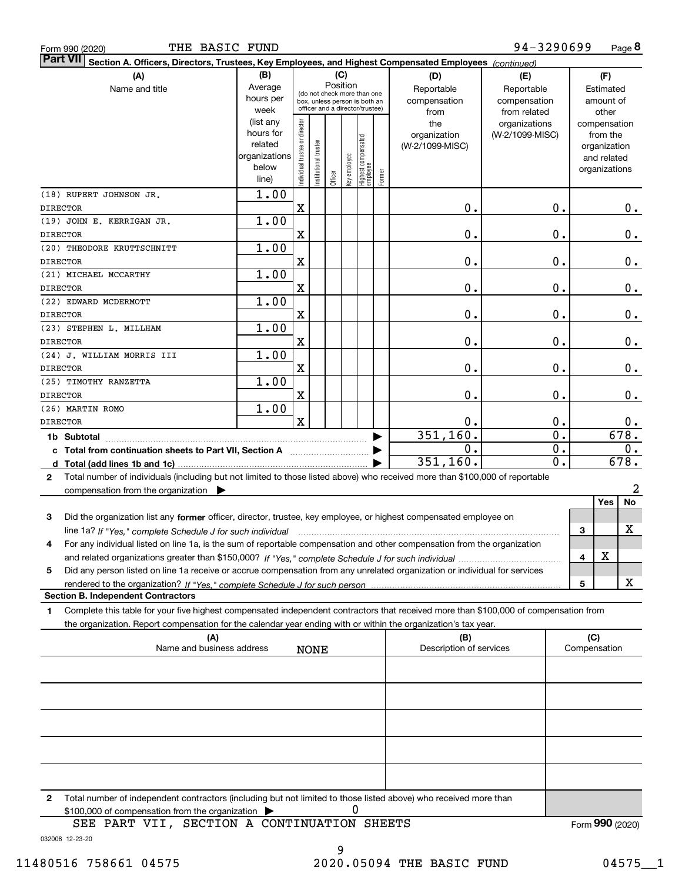Form 990 (2020) THE BASIC FUND 94-3290699 Page **8**

**Part VII** **Section A. Officers, Directors, Trustees, Key Employees, and Highest Compensated Employees** *(continued)*

| (A) Name and title | (B) Average hours per week (list any hours for related organizations below line) | (C) Position: Individual trustee or director | Institutional trustee | Officer | Key employee | Highest compensated employee | Former | (D) Reportable compensation from the organization (W-2/1099-MISC) | (E) Reportable compensation from related organizations (W-2/1099-MISC) | (F) Estimated amount of other compensation from the organization and related organizations |
|---|---|---|---|---|---|---|---|---|---|---|
| (18) RUPERT JOHNSON JR. DIRECTOR | 1.00 | X | | | | | | 0. | 0. | 0. |
| (19) JOHN E. KERRIGAN JR. DIRECTOR | 1.00 | X | | | | | | 0. | 0. | 0. |
| (20) THEODORE KRUTTSCHNITT DIRECTOR | 1.00 | X | | | | | | 0. | 0. | 0. |
| (21) MICHAEL MCCARTHY DIRECTOR | 1.00 | X | | | | | | 0. | 0. | 0. |
| (22) EDWARD MCDERMOTT DIRECTOR | 1.00 | X | | | | | | 0. | 0. | 0. |
| (23) STEPHEN L. MILLHAM DIRECTOR | 1.00 | X | | | | | | 0. | 0. | 0. |
| (24) J. WILLIAM MORRIS III DIRECTOR | 1.00 | X | | | | | | 0. | 0. | 0. |
| (25) TIMOTHY RANZETTA DIRECTOR | 1.00 | X | | | | | | 0. | 0. | 0. |
| (26) MARTIN ROMO DIRECTOR | 1.00 | X | | | | | | 0. | 0. | 0. |
| **1b Subtotal** | | | | | | | | 351,160. | 0. | 678. |
| **c Total from continuation sheets to Part VII, Section A** | | | | | | | | 0. | 0. | 0. |
| **d Total (add lines 1b and 1c)** | | | | | | | | 351,160. | 0. | 678. |

**2** Total number of individuals (including but not limited to those listed above) who received more than $100,000 of reportable compensation from the organization ▶ 2

| | | | Yes | No |
|---|---|---|---|---|
| **3** | Did the organization list any **former** officer, director, trustee, key employee, or highest compensated employee on line 1a? *If "Yes," complete Schedule J for such individual* | 3 | | X |
| **4** | For any individual listed on line 1a, is the sum of reportable compensation and other compensation from the organization and related organizations greater than $150,000? *If "Yes," complete Schedule J for such individual* | 4 | X | |
| **5** | Did any person listed on line 1a receive or accrue compensation from any unrelated organization or individual for services rendered to the organization? *If "Yes," complete Schedule J for such person* | 5 | | X |

**Section B. Independent Contractors**

**1** Complete this table for your five highest compensated independent contractors that received more than $100,000 of compensation from the organization. Report compensation for the calendar year ending with or within the organization's tax year.

| (A) Name and business address | (B) Description of services | (C) Compensation |
|---|---|---|
| NONE | | |
| | | |
| | | |
| | | |
| | | |

**2** Total number of independent contractors (including but not limited to those listed above) who received more than $100,000 of compensation from the organization ▶ 0

SEE PART VII, SECTION A CONTINUATION SHEETS

Form **990** (2020)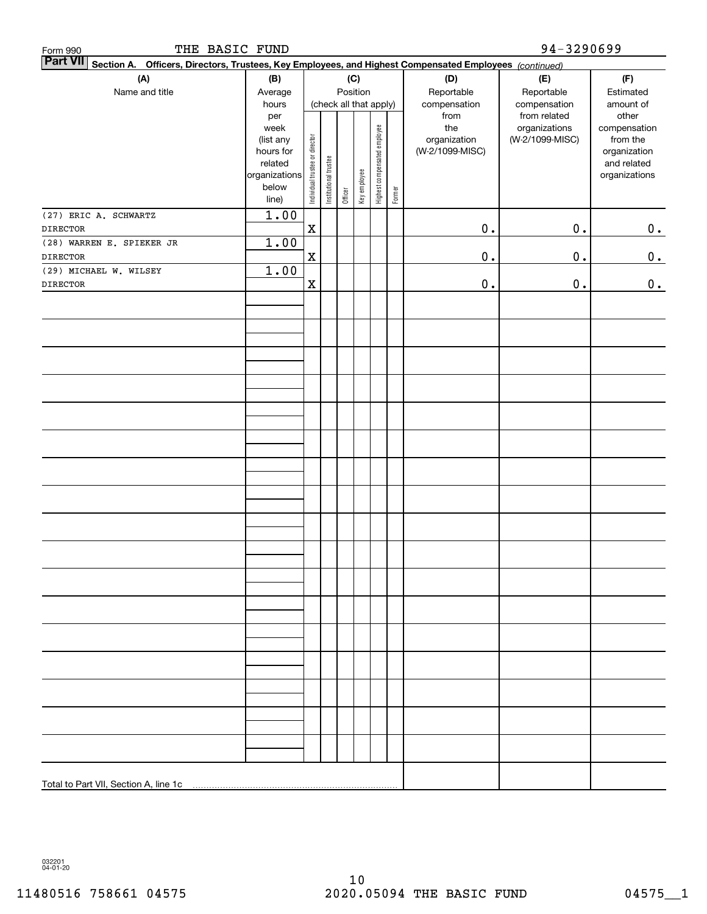Form 990 THE BASIC FUND 94-3290699

**Part VII** **Section A. Officers, Directors, Trustees, Key Employees, and Highest Compensated Employees** *(continued)*

| (A) Name and title | (B) Average hours per week (list any hours for related organizations below line) | (C) Position (check all that apply): Individual trustee or director | Institutional trustee | Officer | Key employee | Highest compensated employee | Former | (D) Reportable compensation from the organization (W-2/1099-MISC) | (E) Reportable compensation from related organizations (W-2/1099-MISC) | (F) Estimated amount of other compensation from the organization and related organizations |
|---|---|---|---|---|---|---|---|---|---|---|
| (27) ERIC A. SCHWARTZ<br>DIRECTOR | 1.00 | X | | | | | | 0. | 0. | 0. |
| (28) WARREN E. SPIEKER JR<br>DIRECTOR | 1.00 | X | | | | | | 0. | 0. | 0. |
| (29) MICHAEL W. WILSEY<br>DIRECTOR | 1.00 | X | | | | | | 0. | 0. | 0. |
| Total to Part VII, Section A, line 1c | | | | | | | | | | |

032201 04-01-20

11480516 758661 04575 2020.05094 THE BASIC FUND 04575__1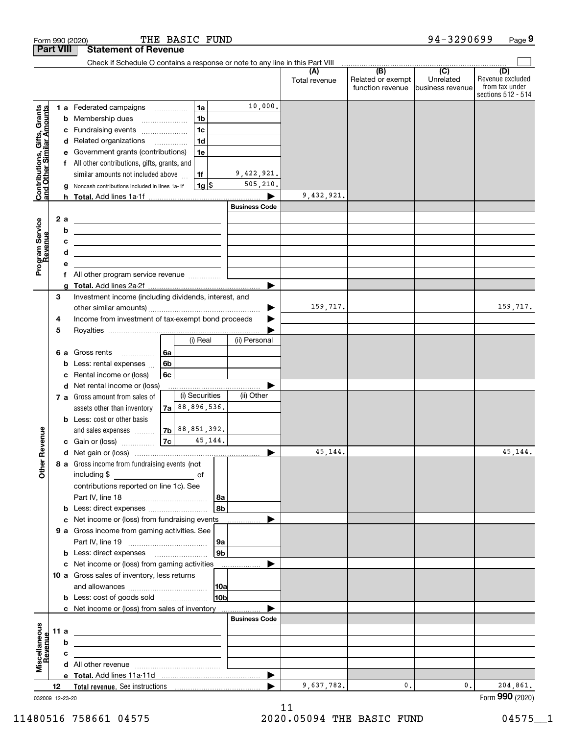Form 990 (2020) THE BASIC FUND 94-3290699 Page 9

## Part VIII Statement of Revenue

Check if Schedule O contains a response or note to any line in this Part VIII ☐

| | | | | (A) Total revenue | (B) Related or exempt function revenue | (C) Unrelated business revenue | (D) Revenue excluded from tax under sections 512 - 514 |
|---|---|---|---|---|---|---|---|
| **Contributions, Gifts, Grants and Other Similar Amounts** | 1a Federated campaigns | 1a | 10,000. | | | | |
| | b Membership dues | 1b | | | | | |
| | c Fundraising events | 1c | | | | | |
| | d Related organizations | 1d | | | | | |
| | e Government grants (contributions) | 1e | | | | | |
| | f All other contributions, gifts, grants, and similar amounts not included above | 1f | 9,422,921. | | | | |
| | g Noncash contributions included in lines 1a-1f | 1g $ | 505,210. | | | | |
| | h **Total.** Add lines 1a-1f | | ▶ | 9,432,921. | | | |
| **Program Service Revenue** | | | Business Code | | | | |
| | 2a | | | | | | |
| | b | | | | | | |
| | c | | | | | | |
| | d | | | | | | |
| | e | | | | | | |
| | f All other program service revenue | | | | | | |
| | g **Total.** Add lines 2a-2f | | ▶ | | | | |
| **Other Revenue** | 3 Investment income (including dividends, interest, and other similar amounts) | | ▶ | 159,717. | | | 159,717. |
| | 4 Income from investment of tax-exempt bond proceeds | | ▶ | | | | |
| | 5 Royalties | | ▶ | | | | |
| | | (i) Real | (ii) Personal | | | | |
| | 6a Gross rents 6a | | | | | | |
| | b Less: rental expenses 6b | | | | | | |
| | c Rental income or (loss) 6c | | | | | | |
| | d Net rental income or (loss) | | ▶ | | | | |
| | | (i) Securities | (ii) Other | | | | |
| | 7a Gross amount from sales of assets other than inventory 7a | 88,896,536. | | | | | |
| | b Less: cost or other basis and sales expenses 7b | 88,851,392. | | | | | |
| | c Gain or (loss) 7c | 45,144. | | | | | |
| | d Net gain or (loss) | | ▶ | 45,144. | | | 45,144. |
| | 8a Gross income from fundraising events (not including $ ______ of contributions reported on line 1c). See Part IV, line 18 | 8a | | | | | |
| | b Less: direct expenses | 8b | | | | | |
| | c Net income or (loss) from fundraising events | | ▶ | | | | |
| | 9a Gross income from gaming activities. See Part IV, line 19 | 9a | | | | | |
| | b Less: direct expenses | 9b | | | | | |
| | c Net income or (loss) from gaming activities | | ▶ | | | | |
| | 10a Gross sales of inventory, less returns and allowances | 10a | | | | | |
| | b Less: cost of goods sold | 10b | | | | | |
| | c Net income or (loss) from sales of inventory | | ▶ | | | | |
| **Miscellaneous Revenue** | | | Business Code | | | | |
| | 11a | | | | | | |
| | b | | | | | | |
| | c | | | | | | |
| | d All other revenue | | | | | | |
| | e **Total.** Add lines 11a-11d | | ▶ | | | | |
| | 12 **Total revenue.** See instructions | | ▶ | 9,637,782. | 0. | 0. | 204,861. |

032009 12-23-20 Form **990** (2020)

11480516 758661 04575 2020.05094 THE BASIC FUND 04575__1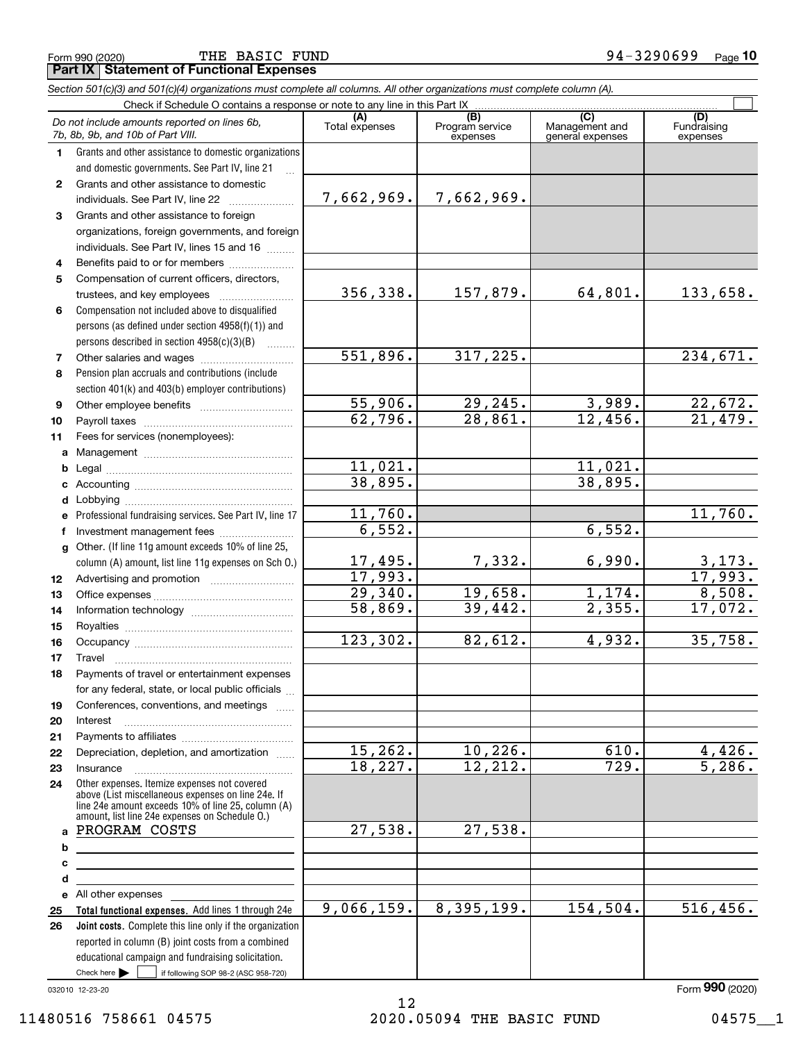Form 990 (2020) THE BASIC FUND 94-3290699 Page 10

## Part IX Statement of Functional Expenses

*Section 501(c)(3) and 501(c)(4) organizations must complete all columns. All other organizations must complete column (A).*

Check if Schedule O contains a response or note to any line in this Part IX

| *Do not include amounts reported on lines 6b, 7b, 8b, 9b, and 10b of Part VIII.* | (A) Total expenses | (B) Program service expenses | (C) Management and general expenses | (D) Fundraising expenses |
|---|---|---|---|---|
| 1 Grants and other assistance to domestic organizations and domestic governments. See Part IV, line 21 | | | | |
| 2 Grants and other assistance to domestic individuals. See Part IV, line 22 | 7,662,969. | 7,662,969. | | |
| 3 Grants and other assistance to foreign organizations, foreign governments, and foreign individuals. See Part IV, lines 15 and 16 | | | | |
| 4 Benefits paid to or for members | | | | |
| 5 Compensation of current officers, directors, trustees, and key employees | 356,338. | 157,879. | 64,801. | 133,658. |
| 6 Compensation not included above to disqualified persons (as defined under section 4958(f)(1)) and persons described in section 4958(c)(3)(B) | | | | |
| 7 Other salaries and wages | 551,896. | 317,225. | | 234,671. |
| 8 Pension plan accruals and contributions (include section 401(k) and 403(b) employer contributions) | | | | |
| 9 Other employee benefits | 55,906. | 29,245. | 3,989. | 22,672. |
| 10 Payroll taxes | 62,796. | 28,861. | 12,456. | 21,479. |
| 11 Fees for services (nonemployees): | | | | |
| a Management | | | | |
| b Legal | 11,021. | | 11,021. | |
| c Accounting | 38,895. | | 38,895. | |
| d Lobbying | | | | |
| e Professional fundraising services. See Part IV, line 17 | 11,760. | | | 11,760. |
| f Investment management fees | 6,552. | | 6,552. | |
| g Other. (If line 11g amount exceeds 10% of line 25, column (A) amount, list line 11g expenses on Sch O.) | 17,495. | 7,332. | 6,990. | 3,173. |
| 12 Advertising and promotion | 17,993. | | | 17,993. |
| 13 Office expenses | 29,340. | 19,658. | 1,174. | 8,508. |
| 14 Information technology | 58,869. | 39,442. | 2,355. | 17,072. |
| 15 Royalties | | | | |
| 16 Occupancy | 123,302. | 82,612. | 4,932. | 35,758. |
| 17 Travel | | | | |
| 18 Payments of travel or entertainment expenses for any federal, state, or local public officials | | | | |
| 19 Conferences, conventions, and meetings | | | | |
| 20 Interest | | | | |
| 21 Payments to affiliates | | | | |
| 22 Depreciation, depletion, and amortization | 15,262. | 10,226. | 610. | 4,426. |
| 23 Insurance | 18,227. | 12,212. | 729. | 5,286. |
| 24 Other expenses. Itemize expenses not covered above (List miscellaneous expenses on line 24e. If line 24e amount exceeds 10% of line 25, column (A) amount, list line 24e expenses on Schedule O.) | | | | |
| a PROGRAM COSTS | 27,538. | 27,538. | | |
| b | | | | |
| c | | | | |
| d | | | | |
| e All other expenses | | | | |
| 25 **Total functional expenses.** Add lines 1 through 24e | 9,066,159. | 8,395,199. | 154,504. | 516,456. |
| 26 **Joint costs.** Complete this line only if the organization reported in column (B) joint costs from a combined educational campaign and fundraising solicitation. Check here ☐ if following SOP 98-2 (ASC 958-720) | | | | |

032010 12-23-20 Form **990** (2020)

11480516 758661 04575 2020.05094 THE BASIC FUND 04575__1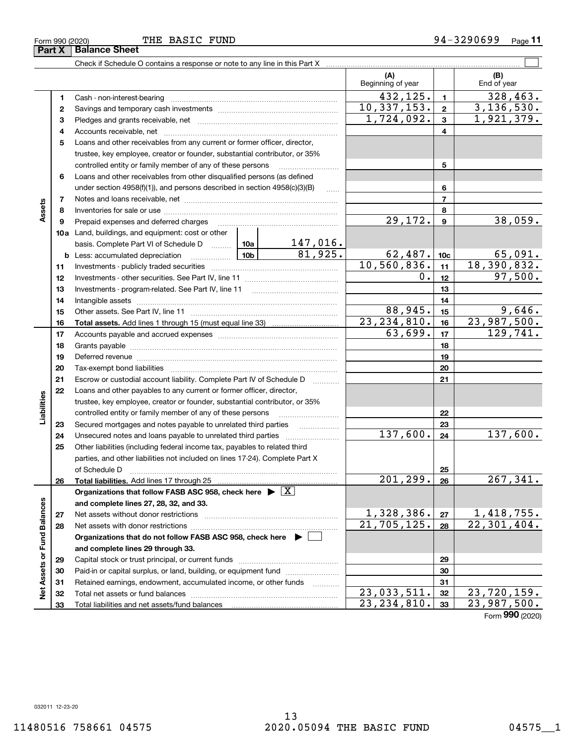Form 990 (2020) THE BASIC FUND 94-3290699 Page **11**

## Part X Balance Sheet

Check if Schedule O contains a response or note to any line in this Part X

| Section | Line | Description | | (A) Beginning of year | Line | (B) End of year |
|---|---|---|---|---|---|---|
| Assets | 1 | Cash - non-interest-bearing | | 432,125. | 1 | 328,463. |
| | 2 | Savings and temporary cash investments | | 10,337,153. | 2 | 3,136,530. |
| | 3 | Pledges and grants receivable, net | | 1,724,092. | 3 | 1,921,379. |
| | 4 | Accounts receivable, net | | | 4 | |
| | 5 | Loans and other receivables from any current or former officer, director, trustee, key employee, creator or founder, substantial contributor, or 35% controlled entity or family member of any of these persons | | | 5 | |
| | 6 | Loans and other receivables from other disqualified persons (as defined under section 4958(f)(1)), and persons described in section 4958(c)(3)(B) | | | 6 | |
| | 7 | Notes and loans receivable, net | | | 7 | |
| | 8 | Inventories for sale or use | | | 8 | |
| | 9 | Prepaid expenses and deferred charges | | 29,172. | 9 | 38,059. |
| | 10a | Land, buildings, and equipment: cost or other basis. Complete Part VI of Schedule D | 10a 147,016. | | | |
| | b | Less: accumulated depreciation | 10b 81,925. | 62,487. | 10c | 65,091. |
| | 11 | Investments - publicly traded securities | | 10,560,836. | 11 | 18,390,832. |
| | 12 | Investments - other securities. See Part IV, line 11 | | 0. | 12 | 97,500. |
| | 13 | Investments - program-related. See Part IV, line 11 | | | 13 | |
| | 14 | Intangible assets | | | 14 | |
| | 15 | Other assets. See Part IV, line 11 | | 88,945. | 15 | 9,646. |
| | 16 | **Total assets.** Add lines 1 through 15 (must equal line 33) | | 23,234,810. | 16 | 23,987,500. |
| Liabilities | 17 | Accounts payable and accrued expenses | | 63,699. | 17 | 129,741. |
| | 18 | Grants payable | | | 18 | |
| | 19 | Deferred revenue | | | 19 | |
| | 20 | Tax-exempt bond liabilities | | | 20 | |
| | 21 | Escrow or custodial account liability. Complete Part IV of Schedule D | | | 21 | |
| | 22 | Loans and other payables to any current or former officer, director, trustee, key employee, creator or founder, substantial contributor, or 35% controlled entity or family member of any of these persons | | | 22 | |
| | 23 | Secured mortgages and notes payable to unrelated third parties | | | 23 | |
| | 24 | Unsecured notes and loans payable to unrelated third parties | | 137,600. | 24 | 137,600. |
| | 25 | Other liabilities (including federal income tax, payables to related third parties, and other liabilities not included on lines 17-24). Complete Part X of Schedule D | | | 25 | |
| | 26 | **Total liabilities.** Add lines 17 through 25 | | 201,299. | 26 | 267,341. |
| Net Assets or Fund Balances | | **Organizations that follow FASB ASC 958, check here** ▶ [X] **and complete lines 27, 28, 32, and 33.** | | | | |
| | 27 | Net assets without donor restrictions | | 1,328,386. | 27 | 1,418,755. |
| | 28 | Net assets with donor restrictions | | 21,705,125. | 28 | 22,301,404. |
| | | **Organizations that do not follow FASB ASC 958, check here** ▶ [ ] **and complete lines 29 through 33.** | | | | |
| | 29 | Capital stock or trust principal, or current funds | | | 29 | |
| | 30 | Paid-in or capital surplus, or land, building, or equipment fund | | | 30 | |
| | 31 | Retained earnings, endowment, accumulated income, or other funds | | | 31 | |
| | 32 | Total net assets or fund balances | | 23,033,511. | 32 | 23,720,159. |
| | 33 | Total liabilities and net assets/fund balances | | 23,234,810. | 33 | 23,987,500. |

Form **990** (2020)

032011 12-23-20

11480516 758661 04575 2020.05094 THE BASIC FUND 04575__1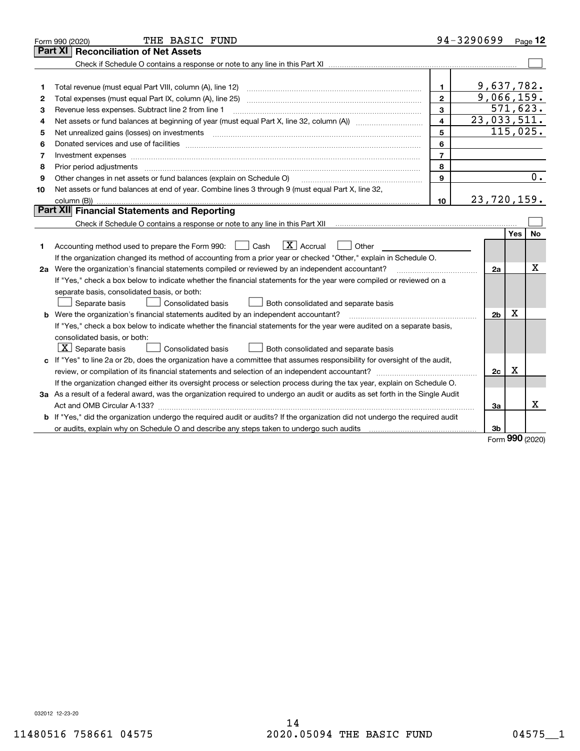Form 990 (2020) THE BASIC FUND 94-3290699 Page 12

## Part XI Reconciliation of Net Assets

Check if Schedule O contains a response or note to any line in this Part XI ☐

| | | | |
|---|---|---|---|
| 1 | Total revenue (must equal Part VIII, column (A), line 12) | 1 | 9,637,782. |
| 2 | Total expenses (must equal Part IX, column (A), line 25) | 2 | 9,066,159. |
| 3 | Revenue less expenses. Subtract line 2 from line 1 | 3 | 571,623. |
| 4 | Net assets or fund balances at beginning of year (must equal Part X, line 32, column (A)) | 4 | 23,033,511. |
| 5 | Net unrealized gains (losses) on investments | 5 | 115,025. |
| 6 | Donated services and use of facilities | 6 | |
| 7 | Investment expenses | 7 | |
| 8 | Prior period adjustments | 8 | |
| 9 | Other changes in net assets or fund balances (explain on Schedule O) | 9 | 0. |
| 10 | Net assets or fund balances at end of year. Combine lines 3 through 9 (must equal Part X, line 32, column (B)) | 10 | 23,720,159. |

## Part XII Financial Statements and Reporting

Check if Schedule O contains a response or note to any line in this Part XII ☐

| | | | Yes | No |
|---|---|---|---|---|
| 1 | Accounting method used to prepare the Form 990: ☐ Cash ☒ Accrual ☐ Other<br>If the organization changed its method of accounting from a prior year or checked "Other," explain in Schedule O. | | | |
| 2a | Were the organization's financial statements compiled or reviewed by an independent accountant?<br>If "Yes," check a box below to indicate whether the financial statements for the year were compiled or reviewed on a separate basis, consolidated basis, or both:<br>☐ Separate basis ☐ Consolidated basis ☐ Both consolidated and separate basis | 2a | | X |
| b | Were the organization's financial statements audited by an independent accountant?<br>If "Yes," check a box below to indicate whether the financial statements for the year were audited on a separate basis, consolidated basis, or both:<br>☒ Separate basis ☐ Consolidated basis ☐ Both consolidated and separate basis | 2b | X | |
| c | If "Yes" to line 2a or 2b, does the organization have a committee that assumes responsibility for oversight of the audit, review, or compilation of its financial statements and selection of an independent accountant?<br>If the organization changed either its oversight process or selection process during the tax year, explain on Schedule O. | 2c | X | |
| 3a | As a result of a federal award, was the organization required to undergo an audit or audits as set forth in the Single Audit Act and OMB Circular A-133? | 3a | | X |
| b | If "Yes," did the organization undergo the required audit or audits? If the organization did not undergo the required audit or audits, explain why on Schedule O and describe any steps taken to undergo such audits | 3b | | |

Form **990** (2020)

032012 12-23-20

11480516 758661 04575 2020.05094 THE BASIC FUND 04575__1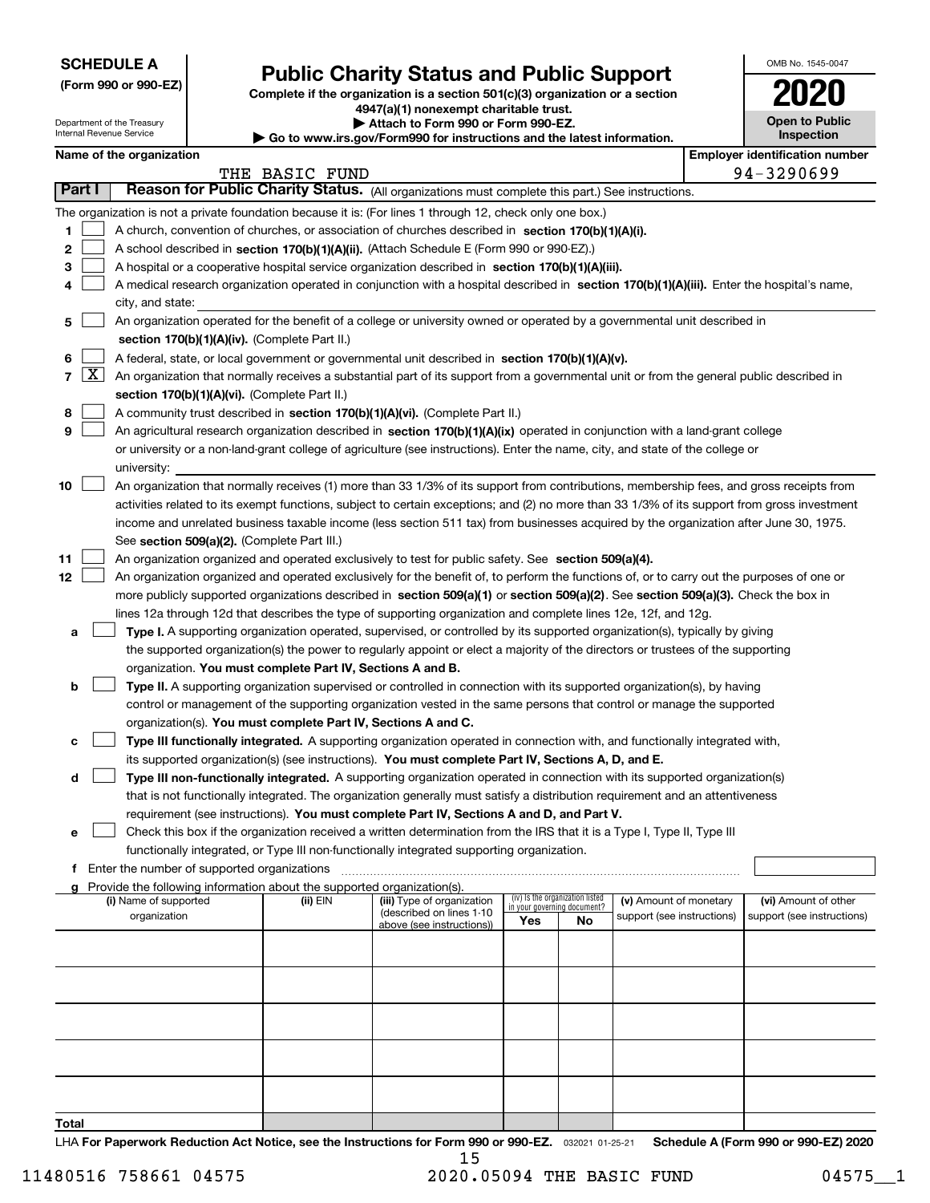**SCHEDULE A**
**(Form 990 or 990-EZ)**

Department of the Treasury
Internal Revenue Service

# Public Charity Status and Public Support

**Complete if the organization is a section 501(c)(3) organization or a section 4947(a)(1) nonexempt charitable trust.**
**▶ Attach to Form 990 or Form 990-EZ.**
**▶ Go to www.irs.gov/Form990 for instructions and the latest information.**

OMB No. 1545-0047
**2020**
**Open to Public Inspection**

**Name of the organization:** THE BASIC FUND
**Employer identification number:** 94-3290699

## Part I — Reason for Public Charity Status. (All organizations must complete this part.) See instructions.

The organization is not a private foundation because it is: (For lines 1 through 12, check only one box.)

1. ☐ A church, convention of churches, or association of churches described in **section 170(b)(1)(A)(i).**
2. ☐ A school described in **section 170(b)(1)(A)(ii).** (Attach Schedule E (Form 990 or 990-EZ).)
3. ☐ A hospital or a cooperative hospital service organization described in **section 170(b)(1)(A)(iii).**
4. ☐ A medical research organization operated in conjunction with a hospital described in **section 170(b)(1)(A)(iii).** Enter the hospital's name, city, and state:
5. ☐ An organization operated for the benefit of a college or university owned or operated by a governmental unit described in **section 170(b)(1)(A)(iv).** (Complete Part II.)
6. ☐ A federal, state, or local government or governmental unit described in **section 170(b)(1)(A)(v).**
7. ☒ An organization that normally receives a substantial part of its support from a governmental unit or from the general public described in **section 170(b)(1)(A)(vi).** (Complete Part II.)
8. ☐ A community trust described in **section 170(b)(1)(A)(vi).** (Complete Part II.)
9. ☐ An agricultural research organization described in **section 170(b)(1)(A)(ix)** operated in conjunction with a land-grant college or university or a non-land-grant college of agriculture (see instructions). Enter the name, city, and state of the college or university:
10. ☐ An organization that normally receives (1) more than 33 1/3% of its support from contributions, membership fees, and gross receipts from activities related to its exempt functions, subject to certain exceptions; and (2) no more than 33 1/3% of its support from gross investment income and unrelated business taxable income (less section 511 tax) from businesses acquired by the organization after June 30, 1975. See **section 509(a)(2).** (Complete Part III.)
11. ☐ An organization organized and operated exclusively to test for public safety. See **section 509(a)(4).**
12. ☐ An organization organized and operated exclusively for the benefit of, to perform the functions of, or to carry out the purposes of one or more publicly supported organizations described in **section 509(a)(1)** or **section 509(a)(2)**. See **section 509(a)(3).** Check the box in lines 12a through 12d that describes the type of supporting organization and complete lines 12e, 12f, and 12g.
   - **a** ☐ **Type I.** A supporting organization operated, supervised, or controlled by its supported organization(s), typically by giving the supported organization(s) the power to regularly appoint or elect a majority of the directors or trustees of the supporting organization. **You must complete Part IV, Sections A and B.**
   - **b** ☐ **Type II.** A supporting organization supervised or controlled in connection with its supported organization(s), by having control or management of the supporting organization vested in the same persons that control or manage the supported organization(s). **You must complete Part IV, Sections A and C.**
   - **c** ☐ **Type III functionally integrated.** A supporting organization operated in connection with, and functionally integrated with, its supported organization(s) (see instructions). **You must complete Part IV, Sections A, D, and E.**
   - **d** ☐ **Type III non-functionally integrated.** A supporting organization operated in connection with its supported organization(s) that is not functionally integrated. The organization generally must satisfy a distribution requirement and an attentiveness requirement (see instructions). **You must complete Part IV, Sections A and D, and Part V.**
   - **e** ☐ Check this box if the organization received a written determination from the IRS that it is a Type I, Type II, Type III functionally integrated, or Type III non-functionally integrated supporting organization.
   - **f** Enter the number of supported organizations
   - **g** Provide the following information about the supported organization(s).

| (i) Name of supported organization | (ii) EIN | (iii) Type of organization (described on lines 1-10 above (see instructions)) | (iv) Is the organization listed in your governing document? Yes | No | (v) Amount of monetary support (see instructions) | (vi) Amount of other support (see instructions) |
|---|---|---|---|---|---|---|
| | | | | | | |
| | | | | | | |
| | | | | | | |
| | | | | | | |
| | | | | | | |
| **Total** | | | | | | |

LHA **For Paperwork Reduction Act Notice, see the Instructions for Form 990 or 990-EZ.** 032021 01-25-21 **Schedule A (Form 990 or 990-EZ) 2020**

11480516 758661 04575 2020.05094 THE BASIC FUND 04575__1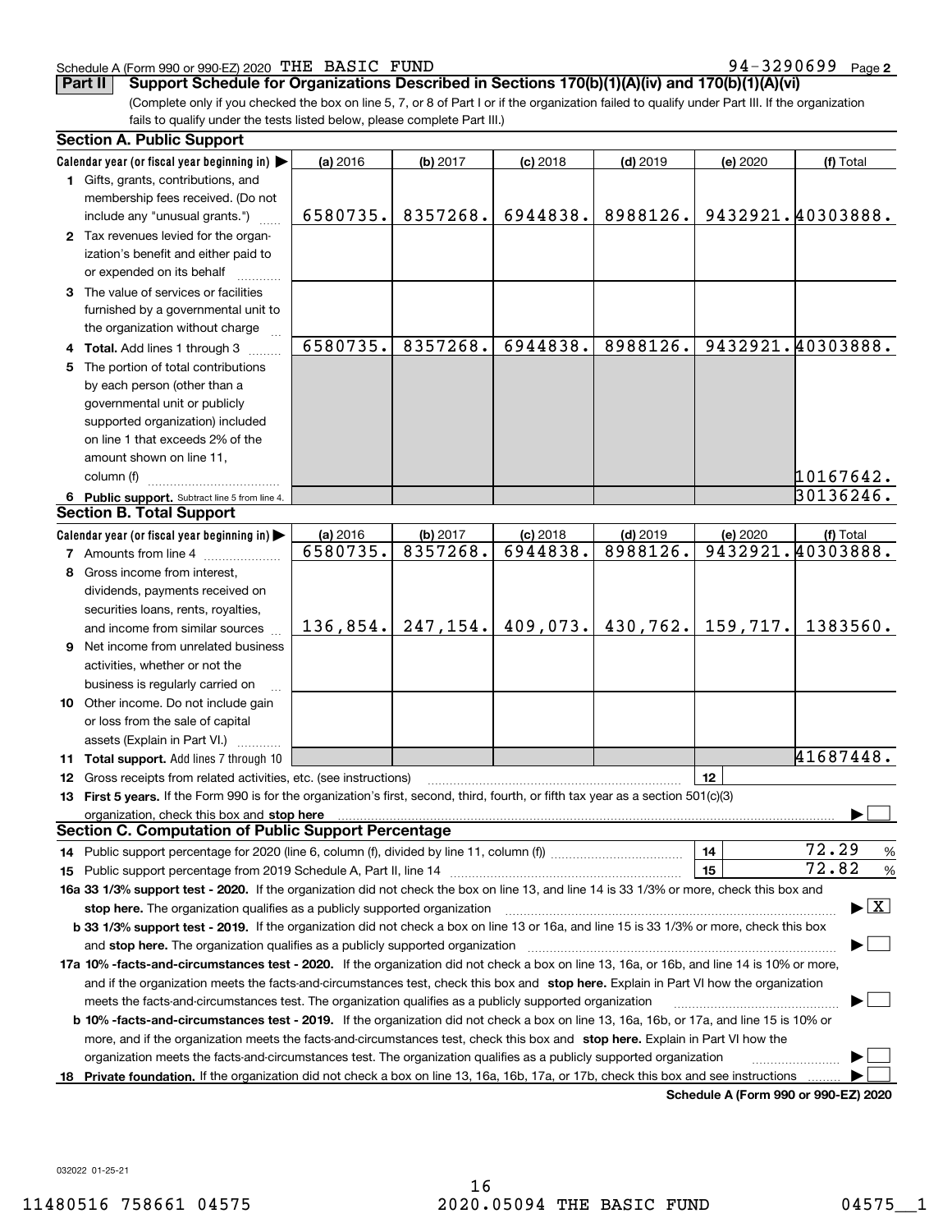Schedule A (Form 990 or 990-EZ) 2020 THE BASIC FUND 94-3290699 Page 2

**Part II Support Schedule for Organizations Described in Sections 170(b)(1)(A)(iv) and 170(b)(1)(A)(vi)**

(Complete only if you checked the box on line 5, 7, or 8 of Part I or if the organization failed to qualify under Part III. If the organization fails to qualify under the tests listed below, please complete Part III.)

## Section A. Public Support

| Calendar year (or fiscal year beginning in) ▶ | (a) 2016 | (b) 2017 | (c) 2018 | (d) 2019 | (e) 2020 | (f) Total |
|---|---|---|---|---|---|---|
| **1** Gifts, grants, contributions, and membership fees received. (Do not include any "unusual grants.") | 6580735. | 8357268. | 6944838. | 8988126. | 9432921. | 40303888. |
| **2** Tax revenues levied for the organization's benefit and either paid to or expended on its behalf | | | | | | |
| **3** The value of services or facilities furnished by a governmental unit to the organization without charge | | | | | | |
| **4 Total.** Add lines 1 through 3 | 6580735. | 8357268. | 6944838. | 8988126. | 9432921. | 40303888. |
| **5** The portion of total contributions by each person (other than a governmental unit or publicly supported organization) included on line 1 that exceeds 2% of the amount shown on line 11, column (f) | | | | | | 10167642. |
| **6 Public support.** Subtract line 5 from line 4. | | | | | | 30136246. |

## Section B. Total Support

| Calendar year (or fiscal year beginning in) ▶ | (a) 2016 | (b) 2017 | (c) 2018 | (d) 2019 | (e) 2020 | (f) Total |
|---|---|---|---|---|---|---|
| **7** Amounts from line 4 | 6580735. | 8357268. | 6944838. | 8988126. | 9432921. | 40303888. |
| **8** Gross income from interest, dividends, payments received on securities loans, rents, royalties, and income from similar sources | 136,854. | 247,154. | 409,073. | 430,762. | 159,717. | 1383560. |
| **9** Net income from unrelated business activities, whether or not the business is regularly carried on | | | | | | |
| **10** Other income. Do not include gain or loss from the sale of capital assets (Explain in Part VI.) | | | | | | |
| **11 Total support.** Add lines 7 through 10 | | | | | | 41687448. |

**12** Gross receipts from related activities, etc. (see instructions) | **12** |

**13 First 5 years.** If the Form 990 is for the organization's first, second, third, fourth, or fifth tax year as a section 501(c)(3) organization, check this box and **stop here** ▶ ☐

## Section C. Computation of Public Support Percentage

**14** Public support percentage for 2020 (line 6, column (f), divided by line 11, column (f)) | **14** | 72.29 %

**15** Public support percentage from 2019 Schedule A, Part II, line 14 | **15** | 72.82 %

**16a 33 1/3% support test - 2020.** If the organization did not check the box on line 13, and line 14 is 33 1/3% or more, check this box and **stop here.** The organization qualifies as a publicly supported organization ▶ ☒

**b 33 1/3% support test - 2019.** If the organization did not check a box on line 13 or 16a, and line 15 is 33 1/3% or more, check this box and **stop here.** The organization qualifies as a publicly supported organization ▶ ☐

**17a 10% -facts-and-circumstances test - 2020.** If the organization did not check a box on line 13, 16a, or 16b, and line 14 is 10% or more, and if the organization meets the facts-and-circumstances test, check this box and **stop here.** Explain in Part VI how the organization meets the facts-and-circumstances test. The organization qualifies as a publicly supported organization ▶ ☐

**b 10% -facts-and-circumstances test - 2019.** If the organization did not check a box on line 13, 16a, 16b, or 17a, and line 15 is 10% or more, and if the organization meets the facts-and-circumstances test, check this box and **stop here.** Explain in Part VI how the organization meets the facts-and-circumstances test. The organization qualifies as a publicly supported organization ▶ ☐

**18 Private foundation.** If the organization did not check a box on line 13, 16a, 16b, 17a, or 17b, check this box and see instructions ▶ ☐

**Schedule A (Form 990 or 990-EZ) 2020**

032022 01-25-21

11480516 758661 04575 2020.05094 THE BASIC FUND 04575__1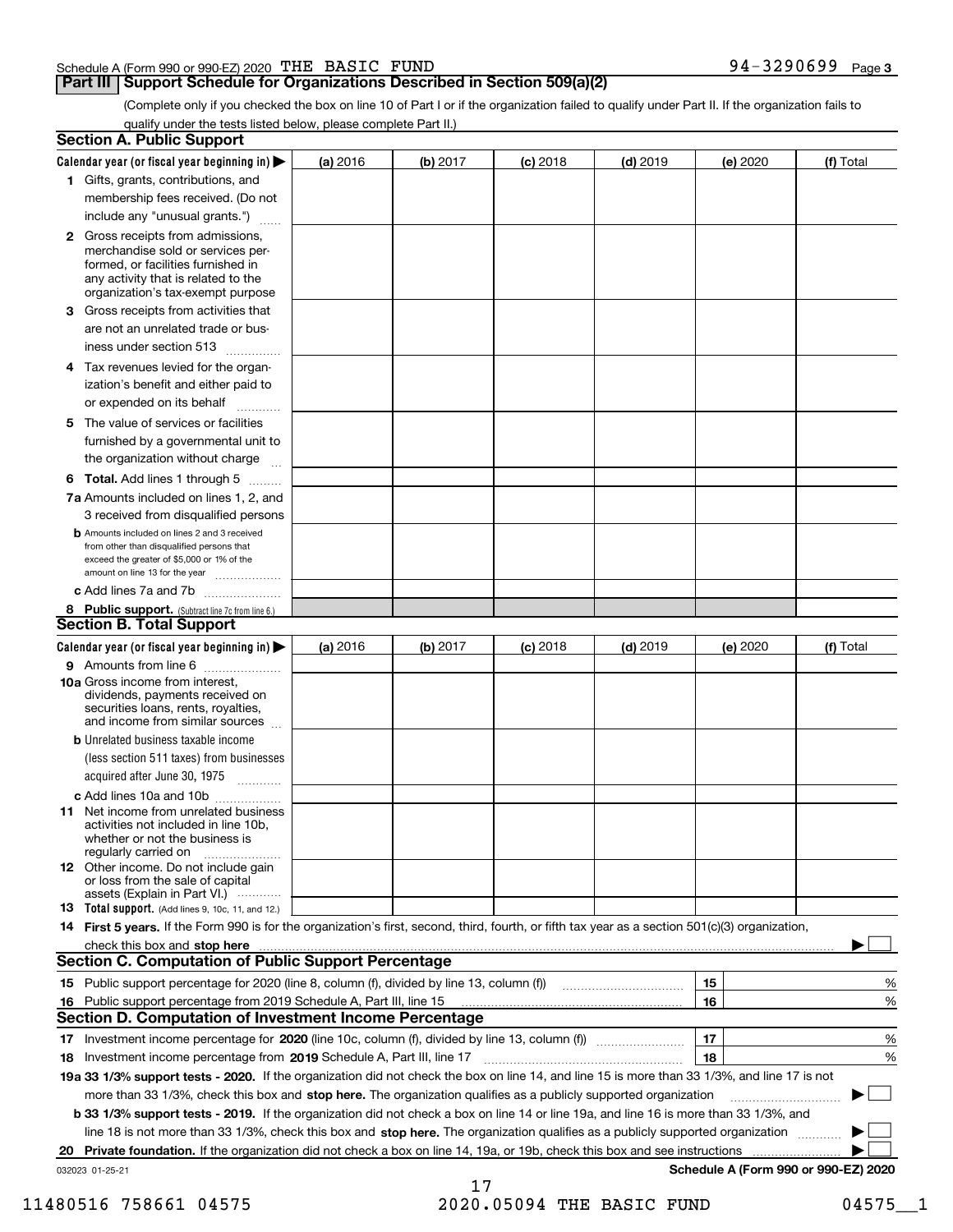Schedule A (Form 990 or 990-EZ) 2020 THE BASIC FUND 94-3290699 Page 3

## Part III Support Schedule for Organizations Described in Section 509(a)(2)

(Complete only if you checked the box on line 10 of Part I or if the organization failed to qualify under Part II. If the organization fails to qualify under the tests listed below, please complete Part II.)

### Section A. Public Support

| Calendar year (or fiscal year beginning in) ▶ | (a) 2016 | (b) 2017 | (c) 2018 | (d) 2019 | (e) 2020 | (f) Total |
|---|---|---|---|---|---|---|
| 1 Gifts, grants, contributions, and membership fees received. (Do not include any "unusual grants.") | | | | | | |
| 2 Gross receipts from admissions, merchandise sold or services performed, or facilities furnished in any activity that is related to the organization's tax-exempt purpose | | | | | | |
| 3 Gross receipts from activities that are not an unrelated trade or business under section 513 | | | | | | |
| 4 Tax revenues levied for the organization's benefit and either paid to or expended on its behalf | | | | | | |
| 5 The value of services or facilities furnished by a governmental unit to the organization without charge | | | | | | |
| 6 Total. Add lines 1 through 5 | | | | | | |
| 7a Amounts included on lines 1, 2, and 3 received from disqualified persons | | | | | | |
| b Amounts included on lines 2 and 3 received from other than disqualified persons that exceed the greater of $5,000 or 1% of the amount on line 13 for the year | | | | | | |
| c Add lines 7a and 7b | | | | | | |
| 8 Public support. (Subtract line 7c from line 6.) | | | | | | |

### Section B. Total Support

| Calendar year (or fiscal year beginning in) ▶ | (a) 2016 | (b) 2017 | (c) 2018 | (d) 2019 | (e) 2020 | (f) Total |
|---|---|---|---|---|---|---|
| 9 Amounts from line 6 | | | | | | |
| 10a Gross income from interest, dividends, payments received on securities loans, rents, royalties, and income from similar sources | | | | | | |
| b Unrelated business taxable income (less section 511 taxes) from businesses acquired after June 30, 1975 | | | | | | |
| c Add lines 10a and 10b | | | | | | |
| 11 Net income from unrelated business activities not included in line 10b, whether or not the business is regularly carried on | | | | | | |
| 12 Other income. Do not include gain or loss from the sale of capital assets (Explain in Part VI.) | | | | | | |
| 13 Total support. (Add lines 9, 10c, 11, and 12.) | | | | | | |

14 **First 5 years.** If the Form 990 is for the organization's first, second, third, fourth, or fifth tax year as a section 501(c)(3) organization, check this box and **stop here** ▶ ☐

### Section C. Computation of Public Support Percentage

| | | | |
|---|---|---|---|
| 15 | Public support percentage for 2020 (line 8, column (f), divided by line 13, column (f)) | 15 | % |
| 16 | Public support percentage from 2019 Schedule A, Part III, line 15 | 16 | % |

### Section D. Computation of Investment Income Percentage

| | | | |
|---|---|---|---|
| 17 | Investment income percentage for **2020** (line 10c, column (f), divided by line 13, column (f)) | 17 | % |
| 18 | Investment income percentage from **2019** Schedule A, Part III, line 17 | 18 | % |

**19a 33 1/3% support tests - 2020.** If the organization did not check the box on line 14, and line 15 is more than 33 1/3%, and line 17 is not more than 33 1/3%, check this box and **stop here.** The organization qualifies as a publicly supported organization ▶ ☐

**b 33 1/3% support tests - 2019.** If the organization did not check a box on line 14 or line 19a, and line 16 is more than 33 1/3%, and line 18 is not more than 33 1/3%, check this box and **stop here.** The organization qualifies as a publicly supported organization ▶ ☐

**20 Private foundation.** If the organization did not check a box on line 14, 19a, or 19b, check this box and see instructions ▶ ☐

032023 01-25-21 **Schedule A (Form 990 or 990-EZ) 2020**

11480516 758661 04575 2020.05094 THE BASIC FUND 04575__1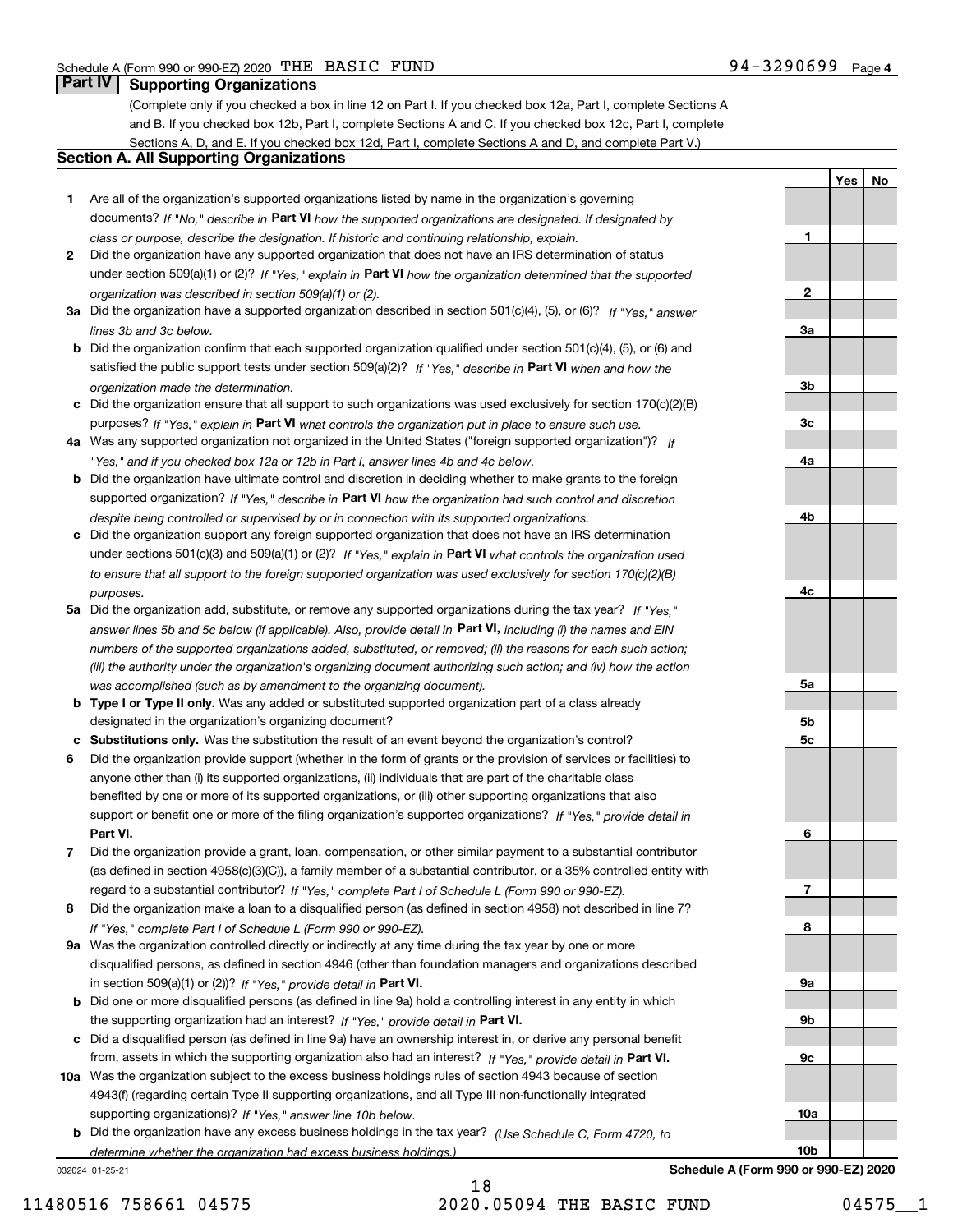Schedule A (Form 990 or 990-EZ) 2020 THE BASIC FUND 94-3290699 Page 4

## Part IV Supporting Organizations

(Complete only if you checked a box in line 12 on Part I. If you checked box 12a, Part I, complete Sections A and B. If you checked box 12b, Part I, complete Sections A and C. If you checked box 12c, Part I, complete Sections A, D, and E. If you checked box 12d, Part I, complete Sections A and D, and complete Part V.)

### Section A. All Supporting Organizations

| | | Line | Yes | No |
|---|---|---|---|---|
| **1** | Are all of the organization's supported organizations listed by name in the organization's governing documents? *If "No," describe in* **Part VI** *how the supported organizations are designated. If designated by class or purpose, describe the designation. If historic and continuing relationship, explain.* | 1 | | |
| **2** | Did the organization have any supported organization that does not have an IRS determination of status under section 509(a)(1) or (2)? *If "Yes," explain in* **Part VI** *how the organization determined that the supported organization was described in section 509(a)(1) or (2).* | 2 | | |
| **3a** | Did the organization have a supported organization described in section 501(c)(4), (5), or (6)? *If "Yes," answer lines 3b and 3c below.* | 3a | | |
| **b** | Did the organization confirm that each supported organization qualified under section 501(c)(4), (5), or (6) and satisfied the public support tests under section 509(a)(2)? *If "Yes," describe in* **Part VI** *when and how the organization made the determination.* | 3b | | |
| **c** | Did the organization ensure that all support to such organizations was used exclusively for section 170(c)(2)(B) purposes? *If "Yes," explain in* **Part VI** *what controls the organization put in place to ensure such use.* | 3c | | |
| **4a** | Was any supported organization not organized in the United States ("foreign supported organization")? *If "Yes," and if you checked box 12a or 12b in Part I, answer lines 4b and 4c below.* | 4a | | |
| **b** | Did the organization have ultimate control and discretion in deciding whether to make grants to the foreign supported organization? *If "Yes," describe in* **Part VI** *how the organization had such control and discretion despite being controlled or supervised by or in connection with its supported organizations.* | 4b | | |
| **c** | Did the organization support any foreign supported organization that does not have an IRS determination under sections 501(c)(3) and 509(a)(1) or (2)? *If "Yes," explain in* **Part VI** *what controls the organization used to ensure that all support to the foreign supported organization was used exclusively for section 170(c)(2)(B) purposes.* | 4c | | |
| **5a** | Did the organization add, substitute, or remove any supported organizations during the tax year? *If "Yes," answer lines 5b and 5c below (if applicable). Also, provide detail in* **Part VI,** *including (i) the names and EIN numbers of the supported organizations added, substituted, or removed; (ii) the reasons for each such action; (iii) the authority under the organization's organizing document authorizing such action; and (iv) how the action was accomplished (such as by amendment to the organizing document).* | 5a | | |
| **b** | **Type I or Type II only.** Was any added or substituted supported organization part of a class already designated in the organization's organizing document? | 5b | | |
| **c** | **Substitutions only.** Was the substitution the result of an event beyond the organization's control? | 5c | | |
| **6** | Did the organization provide support (whether in the form of grants or the provision of services or facilities) to anyone other than (i) its supported organizations, (ii) individuals that are part of the charitable class benefited by one or more of its supported organizations, or (iii) other supporting organizations that also support or benefit one or more of the filing organization's supported organizations? *If "Yes," provide detail in* **Part VI.** | 6 | | |
| **7** | Did the organization provide a grant, loan, compensation, or other similar payment to a substantial contributor (as defined in section 4958(c)(3)(C)), a family member of a substantial contributor, or a 35% controlled entity with regard to a substantial contributor? *If "Yes," complete Part I of Schedule L (Form 990 or 990-EZ).* | 7 | | |
| **8** | Did the organization make a loan to a disqualified person (as defined in section 4958) not described in line 7? *If "Yes," complete Part I of Schedule L (Form 990 or 990-EZ).* | 8 | | |
| **9a** | Was the organization controlled directly or indirectly at any time during the tax year by one or more disqualified persons, as defined in section 4946 (other than foundation managers and organizations described in section 509(a)(1) or (2))? *If "Yes," provide detail in* **Part VI.** | 9a | | |
| **b** | Did one or more disqualified persons (as defined in line 9a) hold a controlling interest in any entity in which the supporting organization had an interest? *If "Yes," provide detail in* **Part VI.** | 9b | | |
| **c** | Did a disqualified person (as defined in line 9a) have an ownership interest in, or derive any personal benefit from, assets in which the supporting organization also had an interest? *If "Yes," provide detail in* **Part VI.** | 9c | | |
| **10a** | Was the organization subject to the excess business holdings rules of section 4943 because of section 4943(f) (regarding certain Type II supporting organizations, and all Type III non-functionally integrated supporting organizations)? *If "Yes," answer line 10b below.* | 10a | | |
| **b** | Did the organization have any excess business holdings in the tax year? *(Use Schedule C, Form 4720, to determine whether the organization had excess business holdings.)* | 10b | | |

032024 01-25-21 **Schedule A (Form 990 or 990-EZ) 2020**

11480516 758661 04575 2020.05094 THE BASIC FUND 04575__1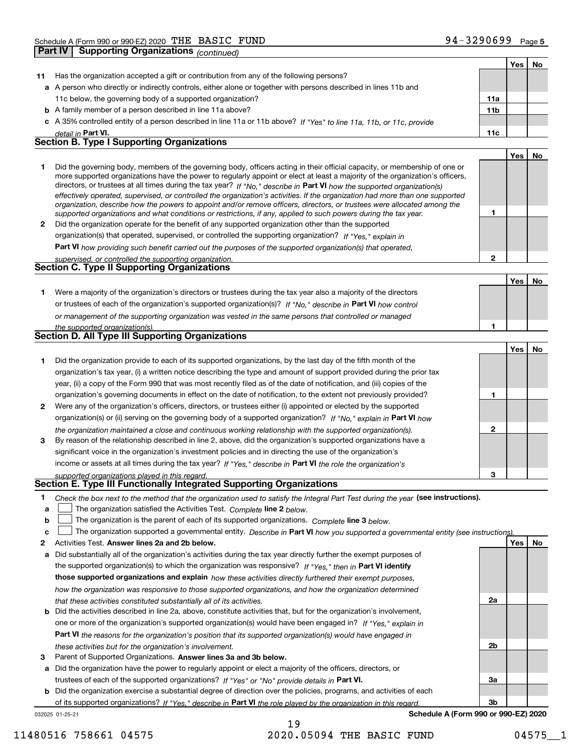Schedule A (Form 990 or 990-EZ) 2020 THE BASIC FUND 94-3290699 Page 5

**Part IV Supporting Organizations** *(continued)*

| | | | Yes | No |
|---|---|---|---|---|
| **11** | Has the organization accepted a gift or contribution from any of the following persons? | | | |
| **a** | A person who directly or indirectly controls, either alone or together with persons described in lines 11b and 11c below, the governing body of a supported organization? | **11a** | | |
| **b** | A family member of a person described in line 11a above? | **11b** | | |
| **c** | A 35% controlled entity of a person described in line 11a or 11b above? *If "Yes" to line 11a, 11b, or 11c, provide detail in* **Part VI.** | **11c** | | |

### Section B. Type I Supporting Organizations

| | | | Yes | No |
|---|---|---|---|---|
| **1** | Did the governing body, members of the governing body, officers acting in their official capacity, or membership of one or more supported organizations have the power to regularly appoint or elect at least a majority of the organization's officers, directors, or trustees at all times during the tax year? *If "No," describe in* **Part VI** *how the supported organization(s) effectively operated, supervised, or controlled the organization's activities. If the organization had more than one supported organization, describe how the powers to appoint and/or remove officers, directors, or trustees were allocated among the supported organizations and what conditions or restrictions, if any, applied to such powers during the tax year.* | **1** | | |
| **2** | Did the organization operate for the benefit of any supported organization other than the supported organization(s) that operated, supervised, or controlled the supporting organization? *If "Yes," explain in* **Part VI** *how providing such benefit carried out the purposes of the supported organization(s) that operated, supervised, or controlled the supporting organization.* | **2** | | |

### Section C. Type II Supporting Organizations

| | | | Yes | No |
|---|---|---|---|---|
| **1** | Were a majority of the organization's directors or trustees during the tax year also a majority of the directors or trustees of each of the organization's supported organization(s)? *If "No," describe in* **Part VI** *how control or management of the supporting organization was vested in the same persons that controlled or managed the supported organization(s).* | **1** | | |

### Section D. All Type III Supporting Organizations

| | | | Yes | No |
|---|---|---|---|---|
| **1** | Did the organization provide to each of its supported organizations, by the last day of the fifth month of the organization's tax year, (i) a written notice describing the type and amount of support provided during the prior tax year, (ii) a copy of the Form 990 that was most recently filed as of the date of notification, and (iii) copies of the organization's governing documents in effect on the date of notification, to the extent not previously provided? | **1** | | |
| **2** | Were any of the organization's officers, directors, or trustees either (i) appointed or elected by the supported organization(s) or (ii) serving on the governing body of a supported organization? *If "No," explain in* **Part VI** *how the organization maintained a close and continuous working relationship with the supported organization(s).* | **2** | | |
| **3** | By reason of the relationship described in line 2, above, did the organization's supported organizations have a significant voice in the organization's investment policies and in directing the use of the organization's income or assets at all times during the tax year? *If "Yes," describe in* **Part VI** *the role the organization's supported organizations played in this regard.* | **3** | | |

### Section E. Type III Functionally Integrated Supporting Organizations

**1** *Check the box next to the method that the organization used to satisfy the Integral Part Test during the year* **(see instructions).**

- **a** ☐ The organization satisfied the Activities Test. *Complete* **line 2** *below.*
- **b** ☐ The organization is the parent of each of its supported organizations. *Complete* **line 3** *below.*
- **c** ☐ The organization supported a governmental entity. *Describe in* **Part VI** *how you supported a governmental entity (see instructions).*

| | | | Yes | No |
|---|---|---|---|---|
| **2** | Activities Test. **Answer lines 2a and 2b below.** | | | |
| **a** | Did substantially all of the organization's activities during the tax year directly further the exempt purposes of the supported organization(s) to which the organization was responsive? *If "Yes," then in* **Part VI identify those supported organizations and explain** *how these activities directly furthered their exempt purposes, how the organization was responsive to those supported organizations, and how the organization determined that these activities constituted substantially all of its activities.* | **2a** | | |
| **b** | Did the activities described in line 2a, above, constitute activities that, but for the organization's involvement, one or more of the organization's supported organization(s) would have been engaged in? *If "Yes," explain in* **Part VI** *the reasons for the organization's position that its supported organization(s) would have engaged in these activities but for the organization's involvement.* | **2b** | | |
| **3** | Parent of Supported Organizations. **Answer lines 3a and 3b below.** | | | |
| **a** | Did the organization have the power to regularly appoint or elect a majority of the officers, directors, or trustees of each of the supported organizations? *If "Yes" or "No" provide details in* **Part VI.** | **3a** | | |
| **b** | Did the organization exercise a substantial degree of direction over the policies, programs, and activities of each of its supported organizations? *If "Yes," describe in* **Part VI** *the role played by the organization in this regard.* | **3b** | | |

032025 01-25-21 **Schedule A (Form 990 or 990-EZ) 2020**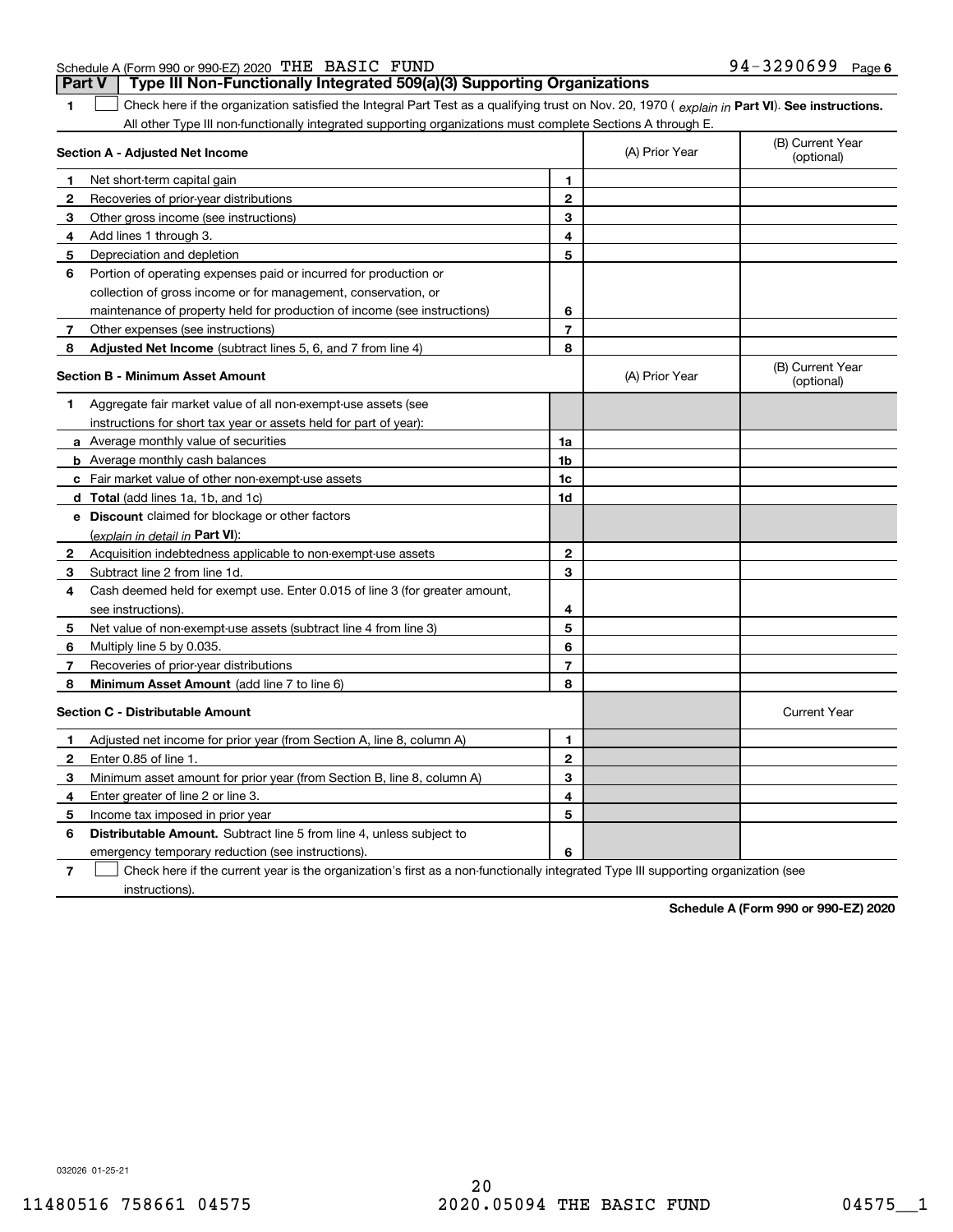Schedule A (Form 990 or 990-EZ) 2020 THE BASIC FUND 94-3290699 Page 6

## Part V | Type III Non-Functionally Integrated 509(a)(3) Supporting Organizations

**1** ☐ Check here if the organization satisfied the Integral Part Test as a qualifying trust on Nov. 20, 1970 ( *explain in* **Part VI**). **See instructions.** All other Type III non-functionally integrated supporting organizations must complete Sections A through E.

| **Section A - Adjusted Net Income** | | (A) Prior Year | (B) Current Year (optional) |
|---|---|---|---|
| **1** Net short-term capital gain | 1 | | |
| **2** Recoveries of prior-year distributions | 2 | | |
| **3** Other gross income (see instructions) | 3 | | |
| **4** Add lines 1 through 3. | 4 | | |
| **5** Depreciation and depletion | 5 | | |
| **6** Portion of operating expenses paid or incurred for production or collection of gross income or for management, conservation, or maintenance of property held for production of income (see instructions) | 6 | | |
| **7** Other expenses (see instructions) | 7 | | |
| **8** **Adjusted Net Income** (subtract lines 5, 6, and 7 from line 4) | 8 | | |

| **Section B - Minimum Asset Amount** | | (A) Prior Year | (B) Current Year (optional) |
|---|---|---|---|
| **1** Aggregate fair market value of all non-exempt-use assets (see instructions for short tax year or assets held for part of year): | | | |
| **a** Average monthly value of securities | 1a | | |
| **b** Average monthly cash balances | 1b | | |
| **c** Fair market value of other non-exempt-use assets | 1c | | |
| **d** **Total** (add lines 1a, 1b, and 1c) | 1d | | |
| **e** **Discount** claimed for blockage or other factors (*explain in detail in* **Part VI**): | | | |
| **2** Acquisition indebtedness applicable to non-exempt-use assets | 2 | | |
| **3** Subtract line 2 from line 1d. | 3 | | |
| **4** Cash deemed held for exempt use. Enter 0.015 of line 3 (for greater amount, see instructions). | 4 | | |
| **5** Net value of non-exempt-use assets (subtract line 4 from line 3) | 5 | | |
| **6** Multiply line 5 by 0.035. | 6 | | |
| **7** Recoveries of prior-year distributions | 7 | | |
| **8** **Minimum Asset Amount** (add line 7 to line 6) | 8 | | |

| **Section C - Distributable Amount** | | | Current Year |
|---|---|---|---|
| **1** Adjusted net income for prior year (from Section A, line 8, column A) | 1 | | |
| **2** Enter 0.85 of line 1. | 2 | | |
| **3** Minimum asset amount for prior year (from Section B, line 8, column A) | 3 | | |
| **4** Enter greater of line 2 or line 3. | 4 | | |
| **5** Income tax imposed in prior year | 5 | | |
| **6** **Distributable Amount.** Subtract line 5 from line 4, unless subject to emergency temporary reduction (see instructions). | 6 | | |

**7** ☐ Check here if the current year is the organization's first as a non-functionally integrated Type III supporting organization (see instructions).

**Schedule A (Form 990 or 990-EZ) 2020**

032026 01-25-21

11480516 758661 04575 2020.05094 THE BASIC FUND 04575__1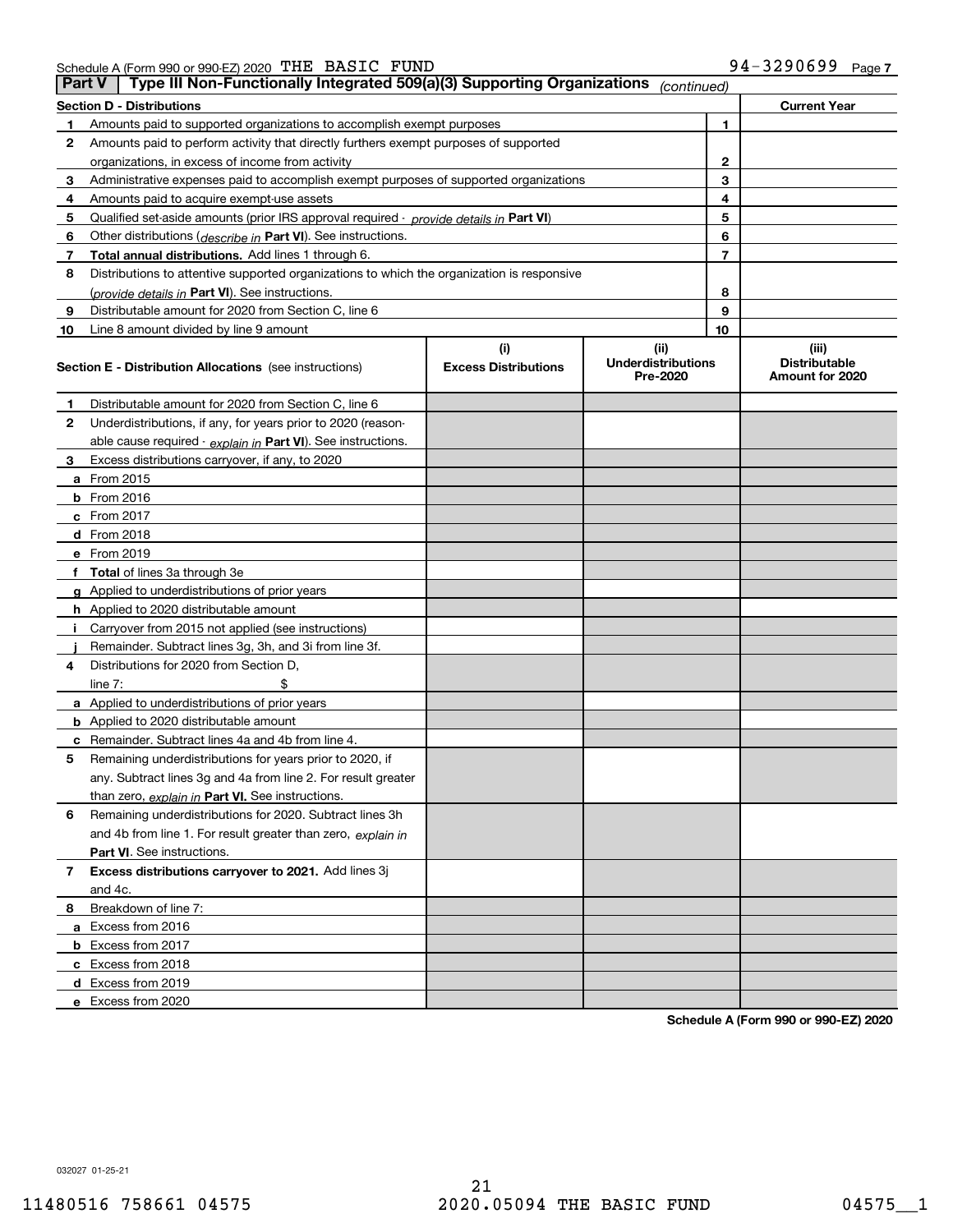Schedule A (Form 990 or 990-EZ) 2020 THE BASIC FUND 94-3290699 Page 7

## Part V | Type III Non-Functionally Integrated 509(a)(3) Supporting Organizations *(continued)*

| **Section D - Distributions** | | | **Current Year** |
|---|---|---|---|
| **1** | Amounts paid to supported organizations to accomplish exempt purposes | 1 | |
| **2** | Amounts paid to perform activity that directly furthers exempt purposes of supported organizations, in excess of income from activity | 2 | |
| **3** | Administrative expenses paid to accomplish exempt purposes of supported organizations | 3 | |
| **4** | Amounts paid to acquire exempt-use assets | 4 | |
| **5** | Qualified set-aside amounts (prior IRS approval required - *provide details in* **Part VI**) | 5 | |
| **6** | Other distributions (*describe in* **Part VI**). See instructions. | 6 | |
| **7** | **Total annual distributions.** Add lines 1 through 6. | 7 | |
| **8** | Distributions to attentive supported organizations to which the organization is responsive (*provide details in* **Part VI**). See instructions. | 8 | |
| **9** | Distributable amount for 2020 from Section C, line 6 | 9 | |
| **10** | Line 8 amount divided by line 9 amount | 10 | |

| **Section E - Distribution Allocations** (see instructions) | (i) Excess Distributions | (ii) Underdistributions Pre-2020 | (iii) Distributable Amount for 2020 |
|---|---|---|---|
| **1** Distributable amount for 2020 from Section C, line 6 | | | |
| **2** Underdistributions, if any, for years prior to 2020 (reasonable cause required - *explain in* **Part VI**). See instructions. | | | |
| **3** Excess distributions carryover, if any, to 2020 | | | |
| **a** From 2015 | | | |
| **b** From 2016 | | | |
| **c** From 2017 | | | |
| **d** From 2018 | | | |
| **e** From 2019 | | | |
| **f** **Total** of lines 3a through 3e | | | |
| **g** Applied to underdistributions of prior years | | | |
| **h** Applied to 2020 distributable amount | | | |
| **i** Carryover from 2015 not applied (see instructions) | | | |
| **j** Remainder. Subtract lines 3g, 3h, and 3i from line 3f. | | | |
| **4** Distributions for 2020 from Section D, line 7: $ | | | |
| **a** Applied to underdistributions of prior years | | | |
| **b** Applied to 2020 distributable amount | | | |
| **c** Remainder. Subtract lines 4a and 4b from line 4. | | | |
| **5** Remaining underdistributions for years prior to 2020, if any. Subtract lines 3g and 4a from line 2. For result greater than zero, *explain in* **Part VI.** See instructions. | | | |
| **6** Remaining underdistributions for 2020. Subtract lines 3h and 4b from line 1. For result greater than zero, *explain in* **Part VI**. See instructions. | | | |
| **7** **Excess distributions carryover to 2021.** Add lines 3j and 4c. | | | |
| **8** Breakdown of line 7: | | | |
| **a** Excess from 2016 | | | |
| **b** Excess from 2017 | | | |
| **c** Excess from 2018 | | | |
| **d** Excess from 2019 | | | |
| **e** Excess from 2020 | | | |

**Schedule A (Form 990 or 990-EZ) 2020**

032027 01-25-21

11480516 758661 04575 2020.05094 THE BASIC FUND 04575__1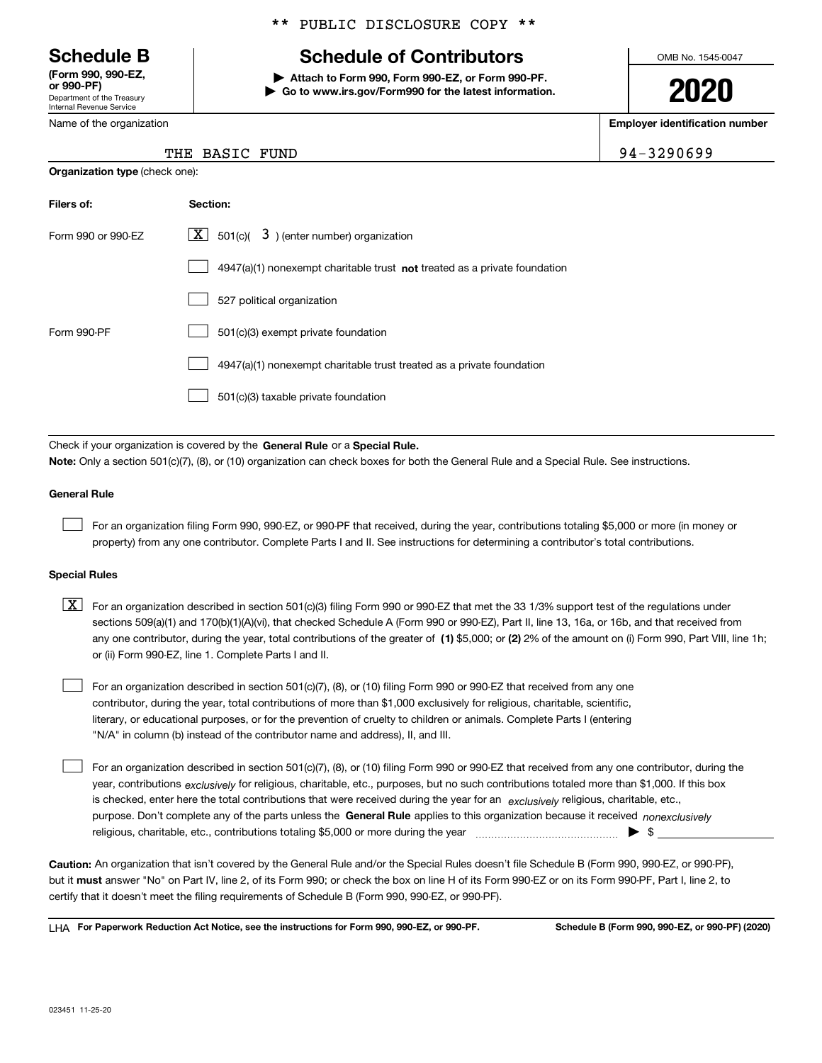\*\* PUBLIC DISCLOSURE COPY \*\*

# Schedule B

**(Form 990, 990-EZ, or 990-PF)**
Department of the Treasury
Internal Revenue Service

## Schedule of Contributors

▶ **Attach to Form 990, Form 990-EZ, or Form 990-PF.**
▶ **Go to www.irs.gov/Form990 for the latest information.**

OMB No. 1545-0047

**2020**

| Name of the organization | Employer identification number |
|---|---|
| THE BASIC FUND | 94-3290699 |

**Organization type** (check one):

| Filers of: | Section: |
|---|---|
| Form 990 or 990-EZ | [X] 501(c)( 3 ) (enter number) organization |
| | [ ] 4947(a)(1) nonexempt charitable trust **not** treated as a private foundation |
| | [ ] 527 political organization |
| Form 990-PF | [ ] 501(c)(3) exempt private foundation |
| | [ ] 4947(a)(1) nonexempt charitable trust treated as a private foundation |
| | [ ] 501(c)(3) taxable private foundation |

Check if your organization is covered by the **General Rule** or a **Special Rule.**

**Note:** Only a section 501(c)(7), (8), or (10) organization can check boxes for both the General Rule and a Special Rule. See instructions.

**General Rule**

[ ] For an organization filing Form 990, 990-EZ, or 990-PF that received, during the year, contributions totaling $5,000 or more (in money or property) from any one contributor. Complete Parts I and II. See instructions for determining a contributor's total contributions.

**Special Rules**

[X] For an organization described in section 501(c)(3) filing Form 990 or 990-EZ that met the 33 1/3% support test of the regulations under sections 509(a)(1) and 170(b)(1)(A)(vi), that checked Schedule A (Form 990 or 990-EZ), Part II, line 13, 16a, or 16b, and that received from any one contributor, during the year, total contributions of the greater of **(1)** $5,000; or **(2)** 2% of the amount on (i) Form 990, Part VIII, line 1h; or (ii) Form 990-EZ, line 1. Complete Parts I and II.

[ ] For an organization described in section 501(c)(7), (8), or (10) filing Form 990 or 990-EZ that received from any one contributor, during the year, total contributions of more than $1,000 exclusively for religious, charitable, scientific, literary, or educational purposes, or for the prevention of cruelty to children or animals. Complete Parts I (entering "N/A" in column (b) instead of the contributor name and address), II, and III.

[ ] For an organization described in section 501(c)(7), (8), or (10) filing Form 990 or 990-EZ that received from any one contributor, during the year, contributions *exclusively* for religious, charitable, etc., purposes, but no such contributions totaled more than $1,000. If this box is checked, enter here the total contributions that were received during the year for an *exclusively* religious, charitable, etc., purpose. Don't complete any of the parts unless the **General Rule** applies to this organization because it received *nonexclusively* religious, charitable, etc., contributions totaling $5,000 or more during the year ▶ $

**Caution:** An organization that isn't covered by the General Rule and/or the Special Rules doesn't file Schedule B (Form 990, 990-EZ, or 990-PF), but it **must** answer "No" on Part IV, line 2, of its Form 990; or check the box on line H of its Form 990-EZ or on its Form 990-PF, Part I, line 2, to certify that it doesn't meet the filing requirements of Schedule B (Form 990, 990-EZ, or 990-PF).

LHA **For Paperwork Reduction Act Notice, see the instructions for Form 990, 990-EZ, or 990-PF.** **Schedule B (Form 990, 990-EZ, or 990-PF) (2020)**

023451 11-25-20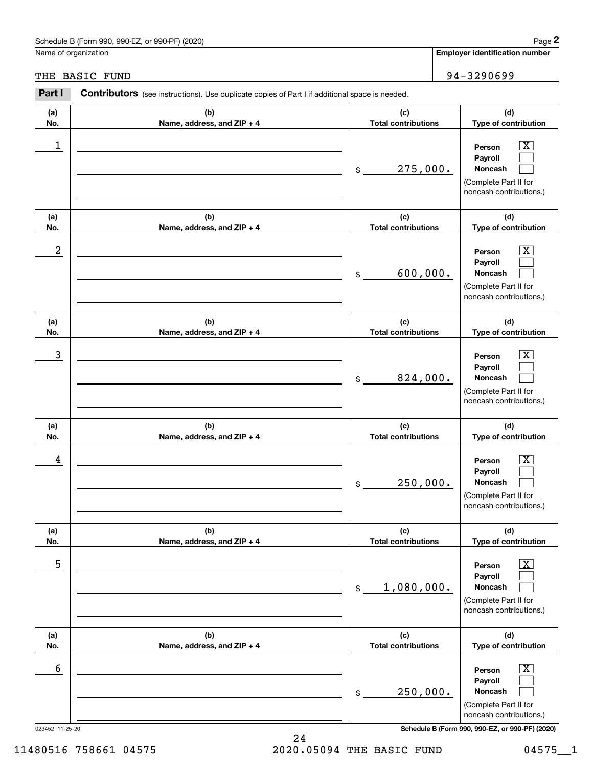Schedule B (Form 990, 990-EZ, or 990-PF) (2020)

Name of organization: THE BASIC FUND

Employer identification number: 94-3290699

**Part I Contributors** (see instructions). Use duplicate copies of Part I if additional space is needed.

| (a) No. | (b) Name, address, and ZIP + 4 | (c) Total contributions | (d) Type of contribution |
|---|---|---|---|
| 1 | | $ 275,000. | Person [X] Payroll [ ] Noncash [ ] (Complete Part II for noncash contributions.) |
| 2 | | $ 600,000. | Person [X] Payroll [ ] Noncash [ ] (Complete Part II for noncash contributions.) |
| 3 | | $ 824,000. | Person [X] Payroll [ ] Noncash [ ] (Complete Part II for noncash contributions.) |
| 4 | | $ 250,000. | Person [X] Payroll [ ] Noncash [ ] (Complete Part II for noncash contributions.) |
| 5 | | $ 1,080,000. | Person [X] Payroll [ ] Noncash [ ] (Complete Part II for noncash contributions.) |
| 6 | | $ 250,000. | Person [X] Payroll [ ] Noncash [ ] (Complete Part II for noncash contributions.) |

023452 11-25-20

Schedule B (Form 990, 990-EZ, or 990-PF) (2020)

11480516 758661 04575 2020.05094 THE BASIC FUND 04575__1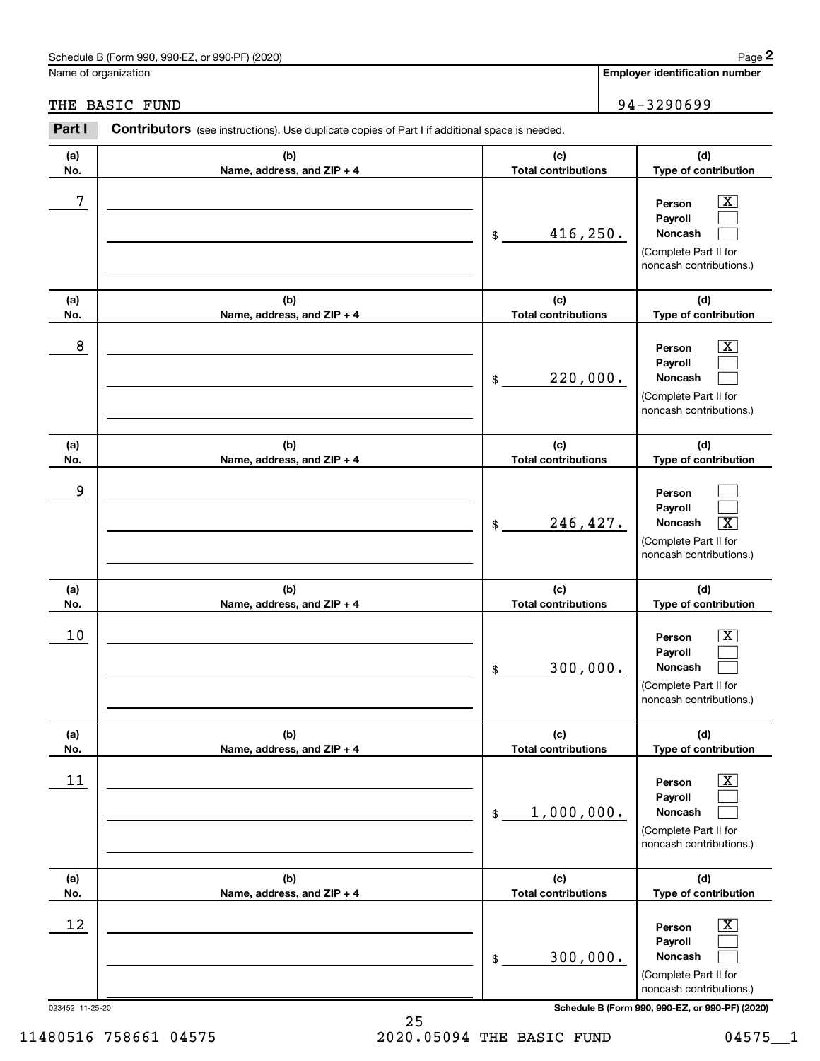Schedule B (Form 990, 990-EZ, or 990-PF) (2020)

Name of organization: THE BASIC FUND

Employer identification number: 94-3290699

**Part I** **Contributors** (see instructions). Use duplicate copies of Part I if additional space is needed.

| (a) No. | (b) Name, address, and ZIP + 4 | (c) Total contributions | (d) Type of contribution |
|---|---|---|---|
| 7 | | $ 416,250. | Person [X] Payroll [ ] Noncash [ ] (Complete Part II for noncash contributions.) |
| 8 | | $ 220,000. | Person [X] Payroll [ ] Noncash [ ] (Complete Part II for noncash contributions.) |
| 9 | | $ 246,427. | Person [ ] Payroll [ ] Noncash [X] (Complete Part II for noncash contributions.) |
| 10 | | $ 300,000. | Person [X] Payroll [ ] Noncash [ ] (Complete Part II for noncash contributions.) |
| 11 | | $ 1,000,000. | Person [X] Payroll [ ] Noncash [ ] (Complete Part II for noncash contributions.) |
| 12 | | $ 300,000. | Person [X] Payroll [ ] Noncash [ ] (Complete Part II for noncash contributions.) |

023452 11-25-20 Schedule B (Form 990, 990-EZ, or 990-PF) (2020)

11480516 758661 04575 2020.05094 THE BASIC FUND 04575__1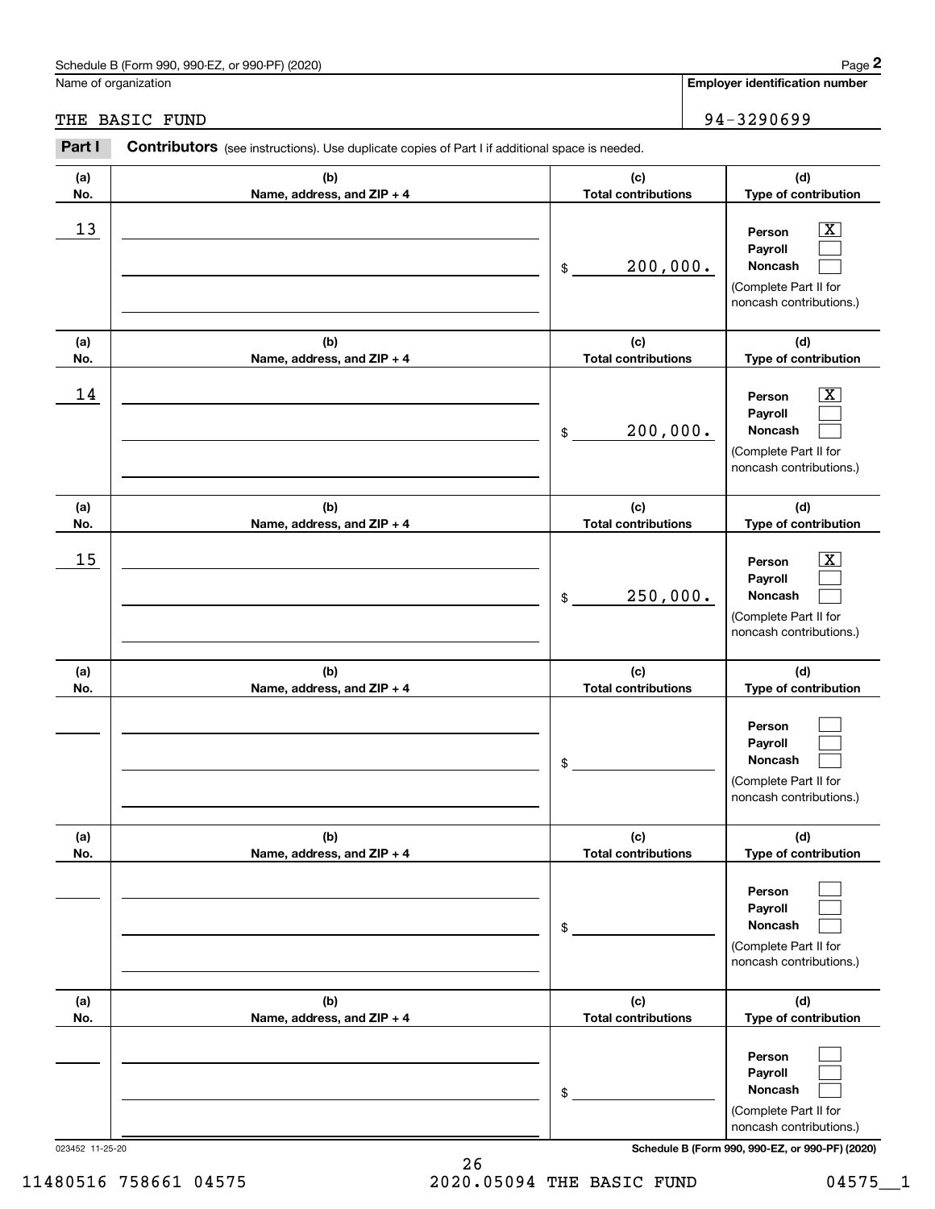Name of organization

THE BASIC FUND

**Employer identification number**

94-3290699

**Part I** **Contributors** (see instructions). Use duplicate copies of Part I if additional space is needed.

| (a) No. | (b) Name, address, and ZIP + 4 | (c) Total contributions | (d) Type of contribution |
|---|---|---|---|
| 13 | | $ 200,000. | Person [X] Payroll [ ] Noncash [ ] (Complete Part II for noncash contributions.) |
| 14 | | $ 200,000. | Person [X] Payroll [ ] Noncash [ ] (Complete Part II for noncash contributions.) |
| 15 | | $ 250,000. | Person [X] Payroll [ ] Noncash [ ] (Complete Part II for noncash contributions.) |
| | | $ | Person [ ] Payroll [ ] Noncash [ ] (Complete Part II for noncash contributions.) |
| | | $ | Person [ ] Payroll [ ] Noncash [ ] (Complete Part II for noncash contributions.) |
| | | $ | Person [ ] Payroll [ ] Noncash [ ] (Complete Part II for noncash contributions.) |

023452 11-25-20

**Schedule B (Form 990, 990-EZ, or 990-PF) (2020)**

11480516 758661 04575 2020.05094 THE BASIC FUND 04575__1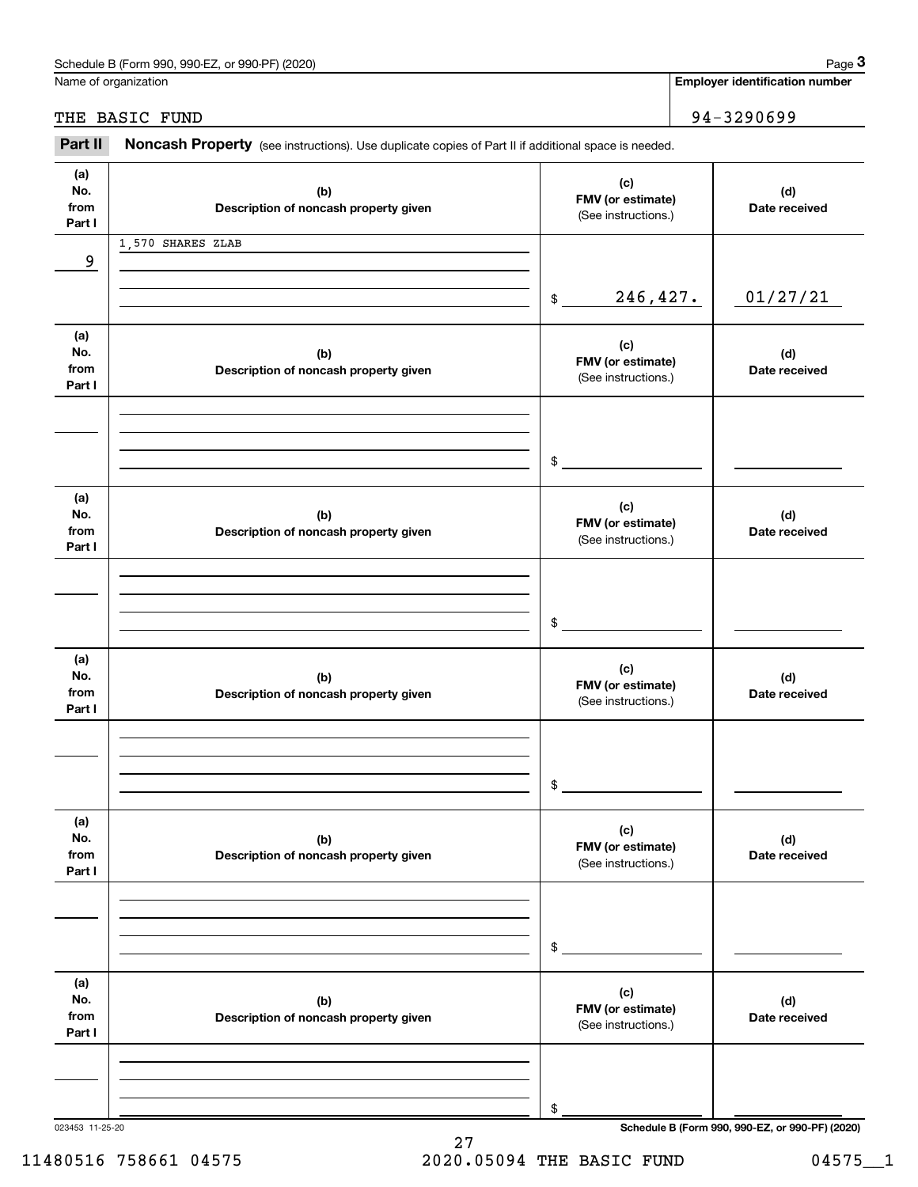Name of organization

THE BASIC FUND

**Employer identification number**

94-3290699

**Part II** **Noncash Property** (see instructions). Use duplicate copies of Part II if additional space is needed.

| (a) No. from Part I | (b) Description of noncash property given | (c) FMV (or estimate) (See instructions.) | (d) Date received |
|---|---|---|---|
| 9 | 1,570 SHARES ZLAB | $ 246,427. | 01/27/21 |

| (a) No. from Part I | (b) Description of noncash property given | (c) FMV (or estimate) (See instructions.) | (d) Date received |
|---|---|---|---|
| | | $ | |

| (a) No. from Part I | (b) Description of noncash property given | (c) FMV (or estimate) (See instructions.) | (d) Date received |
|---|---|---|---|
| | | $ | |

| (a) No. from Part I | (b) Description of noncash property given | (c) FMV (or estimate) (See instructions.) | (d) Date received |
|---|---|---|---|
| | | $ | |

| (a) No. from Part I | (b) Description of noncash property given | (c) FMV (or estimate) (See instructions.) | (d) Date received |
|---|---|---|---|
| | | $ | |

| (a) No. from Part I | (b) Description of noncash property given | (c) FMV (or estimate) (See instructions.) | (d) Date received |
|---|---|---|---|
| | | $ | |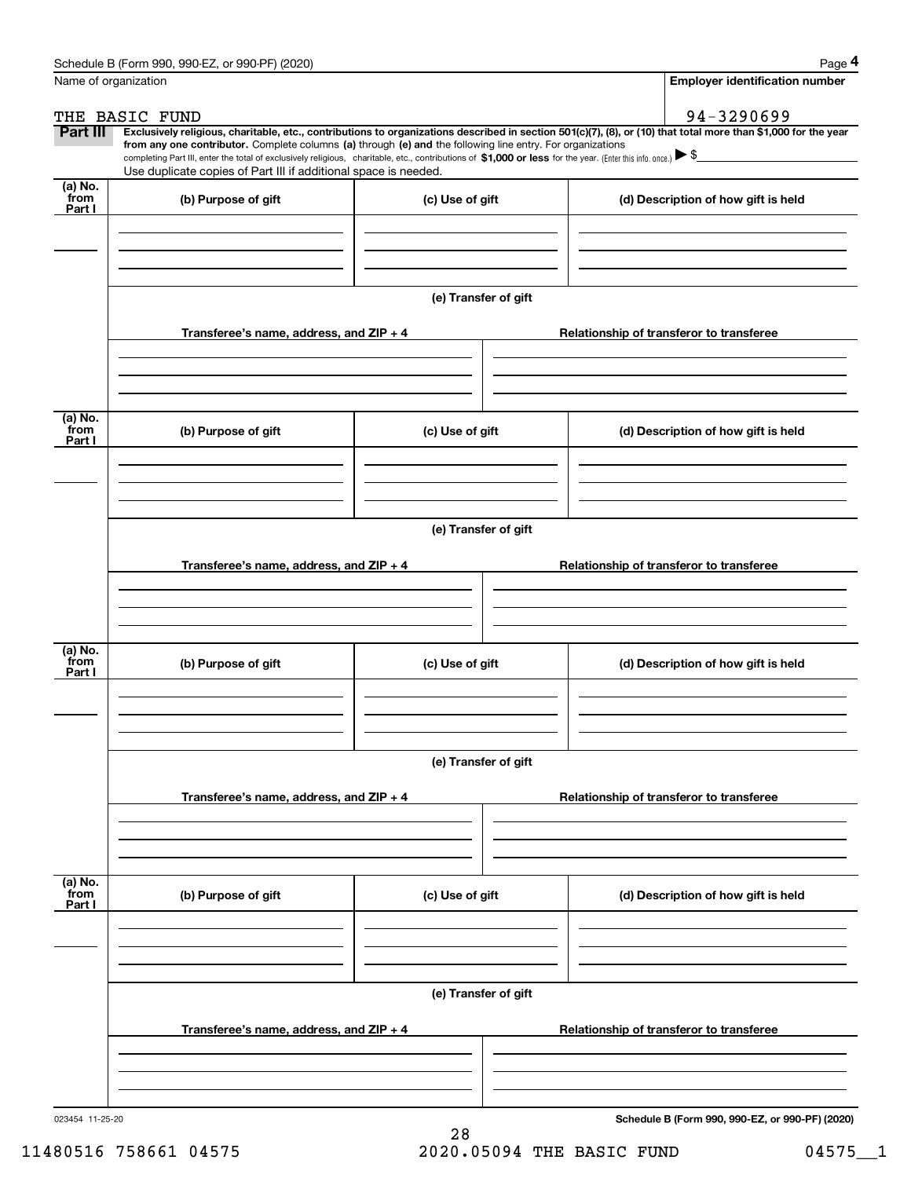Name of organization

THE BASIC FUND

**Employer identification number**

94-3290699

**Part III** **Exclusively religious, charitable, etc., contributions to organizations described in section 501(c)(7), (8), or (10) that total more than $1,000 for the year from any one contributor.** Complete columns **(a)** through **(e)** and the following line entry. For organizations completing Part III, enter the total of exclusively religious, charitable, etc., contributions of **$1,000 or less** for the year. (Enter this info. once.) ▶ $

Use duplicate copies of Part III if additional space is needed.

| (a) No. from Part I | (b) Purpose of gift | (c) Use of gift | (d) Description of how gift is held |
|---|---|---|---|
| | | | |

**(e) Transfer of gift**

| Transferee's name, address, and ZIP + 4 | Relationship of transferor to transferee |
|---|---|
| | |

| (a) No. from Part I | (b) Purpose of gift | (c) Use of gift | (d) Description of how gift is held |
|---|---|---|---|
| | | | |

**(e) Transfer of gift**

| Transferee's name, address, and ZIP + 4 | Relationship of transferor to transferee |
|---|---|
| | |

| (a) No. from Part I | (b) Purpose of gift | (c) Use of gift | (d) Description of how gift is held |
|---|---|---|---|
| | | | |

**(e) Transfer of gift**

| Transferee's name, address, and ZIP + 4 | Relationship of transferor to transferee |
|---|---|
| | |

| (a) No. from Part I | (b) Purpose of gift | (c) Use of gift | (d) Description of how gift is held |
|---|---|---|---|
| | | | |

**(e) Transfer of gift**

| Transferee's name, address, and ZIP + 4 | Relationship of transferor to transferee |
|---|---|
| | |

023454 11-25-20

11480516 758661 04575 2020.05094 THE BASIC FUND 04575__1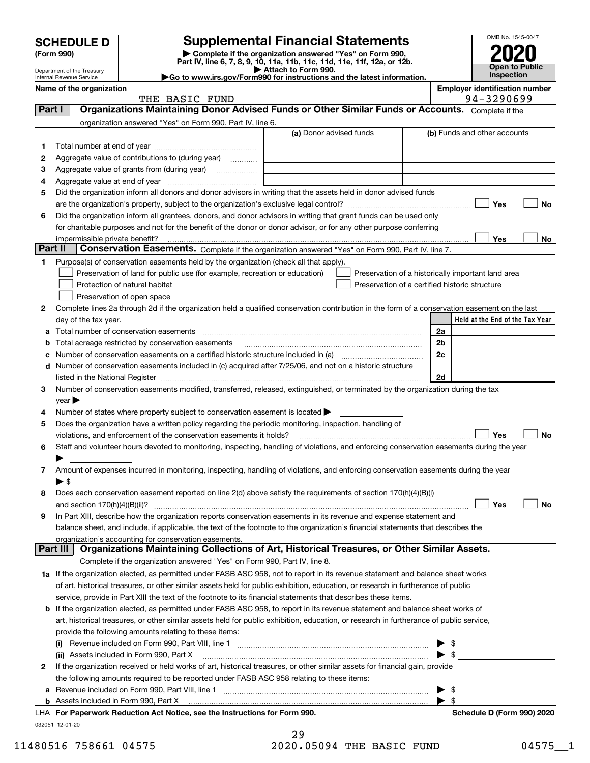# SCHEDULE D (Form 990)

Department of the Treasury
Internal Revenue Service

## Supplemental Financial Statements

▶ Complete if the organization answered "Yes" on Form 990, Part IV, line 6, 7, 8, 9, 10, 11a, 11b, 11c, 11d, 11e, 11f, 12a, or 12b.
▶ Attach to Form 990.
▶Go to www.irs.gov/Form990 for instructions and the latest information.

OMB No. 1545-0047

**2020**

**Open to Public Inspection**

**Name of the organization:** THE BASIC FUND

**Employer identification number:** 94-3290699

### Part I — Organizations Maintaining Donor Advised Funds or Other Similar Funds or Accounts.

Complete if the organization answered "Yes" on Form 990, Part IV, line 6.

| | | (a) Donor advised funds | (b) Funds and other accounts |
|---|---|---|---|
| 1 | Total number at end of year | | |
| 2 | Aggregate value of contributions to (during year) | | |
| 3 | Aggregate value of grants from (during year) | | |
| 4 | Aggregate value at end of year | | |

5 Did the organization inform all donors and donor advisors in writing that the assets held in donor advised funds are the organization's property, subject to the organization's exclusive legal control? ☐ Yes ☐ No

6 Did the organization inform all grantees, donors, and donor advisors in writing that grant funds can be used only for charitable purposes and not for the benefit of the donor or donor advisor, or for any other purpose conferring impermissible private benefit? ☐ Yes ☐ No

### Part II — Conservation Easements.

Complete if the organization answered "Yes" on Form 990, Part IV, line 7.

1 Purpose(s) of conservation easements held by the organization (check all that apply).

- ☐ Preservation of land for public use (for example, recreation or education)
- ☐ Preservation of a historically important land area
- ☐ Protection of natural habitat
- ☐ Preservation of a certified historic structure
- ☐ Preservation of open space

2 Complete lines 2a through 2d if the organization held a qualified conservation contribution in the form of a conservation easement on the last day of the tax year.

| | | | Held at the End of the Tax Year |
|---|---|---|---|
| a | Total number of conservation easements | 2a | |
| b | Total acreage restricted by conservation easements | 2b | |
| c | Number of conservation easements on a certified historic structure included in (a) | 2c | |
| d | Number of conservation easements included in (c) acquired after 7/25/06, and not on a historic structure listed in the National Register | 2d | |

3 Number of conservation easements modified, transferred, released, extinguished, or terminated by the organization during the tax year ▶

4 Number of states where property subject to conservation easement is located ▶

5 Does the organization have a written policy regarding the periodic monitoring, inspection, handling of violations, and enforcement of the conservation easements it holds? ☐ Yes ☐ No

6 Staff and volunteer hours devoted to monitoring, inspecting, handling of violations, and enforcing conservation easements during the year ▶

7 Amount of expenses incurred in monitoring, inspecting, handling of violations, and enforcing conservation easements during the year ▶ $

8 Does each conservation easement reported on line 2(d) above satisfy the requirements of section 170(h)(4)(B)(i) and section 170(h)(4)(B)(ii)? ☐ Yes ☐ No

9 In Part XIII, describe how the organization reports conservation easements in its revenue and expense statement and balance sheet, and include, if applicable, the text of the footnote to the organization's financial statements that describes the organization's accounting for conservation easements.

### Part III — Organizations Maintaining Collections of Art, Historical Treasures, or Other Similar Assets.

Complete if the organization answered "Yes" on Form 990, Part IV, line 8.

1a If the organization elected, as permitted under FASB ASC 958, not to report in its revenue statement and balance sheet works of art, historical treasures, or other similar assets held for public exhibition, education, or research in furtherance of public service, provide in Part XIII the text of the footnote to its financial statements that describes these items.

b If the organization elected, as permitted under FASB ASC 958, to report in its revenue statement and balance sheet works of art, historical treasures, or other similar assets held for public exhibition, education, or research in furtherance of public service, provide the following amounts relating to these items:

(i) Revenue included on Form 990, Part VIII, line 1 ▶ $

(ii) Assets included in Form 990, Part X ▶ $

2 If the organization received or held works of art, historical treasures, or other similar assets for financial gain, provide the following amounts required to be reported under FASB ASC 958 relating to these items:

a Revenue included on Form 990, Part VIII, line 1 ▶ $

b Assets included in Form 990, Part X ▶ $

LHA For Paperwork Reduction Act Notice, see the Instructions for Form 990. Schedule D (Form 990) 2020

032051 12-01-20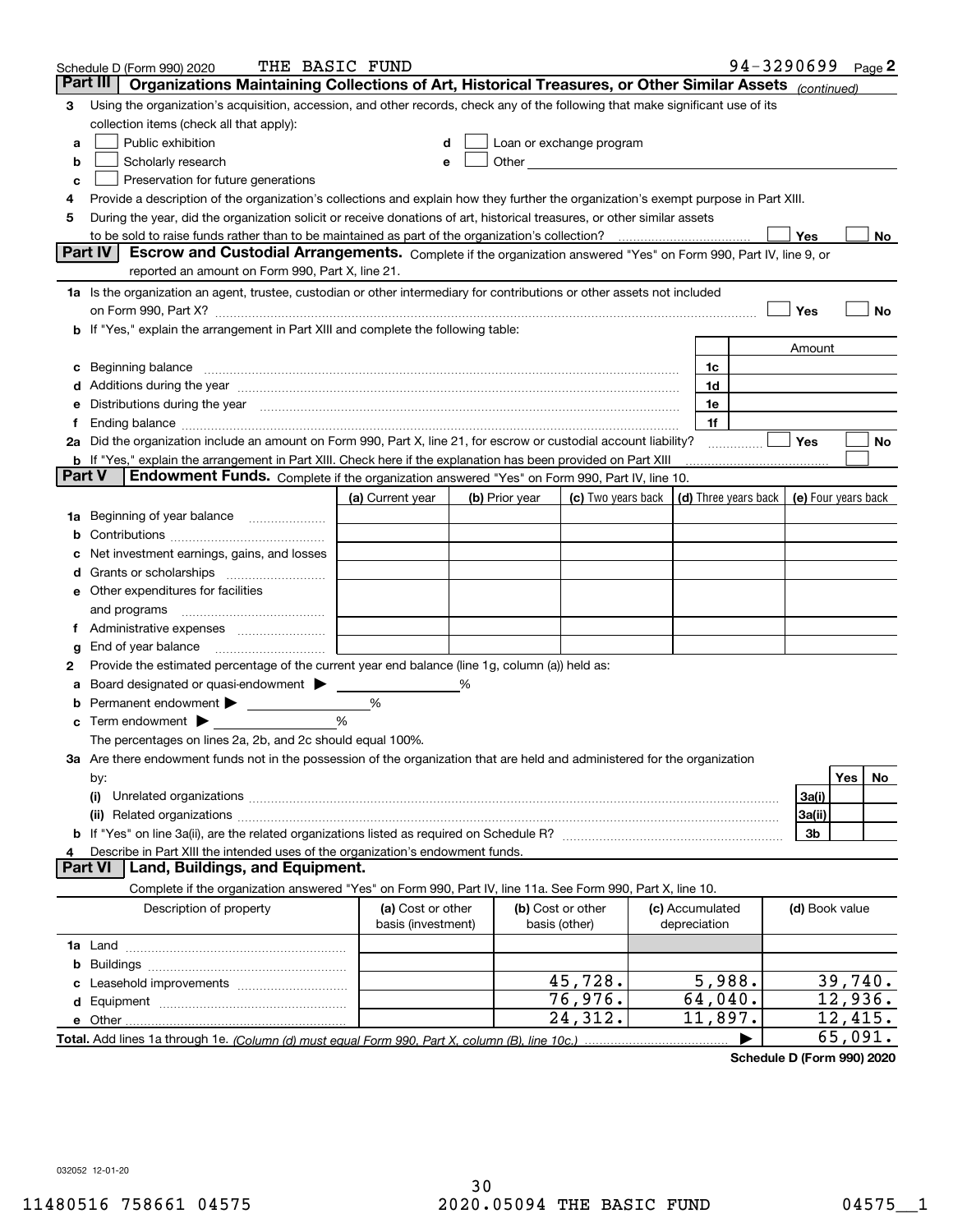Schedule D (Form 990) 2020 THE BASIC FUND 94-3290699 Page 2

## Part III Organizations Maintaining Collections of Art, Historical Treasures, or Other Similar Assets *(continued)*

**3** Using the organization's acquisition, accession, and other records, check any of the following that make significant use of its collection items (check all that apply):

- **a** ☐ Public exhibition
- **b** ☐ Scholarly research
- **c** ☐ Preservation for future generations
- **d** ☐ Loan or exchange program
- **e** ☐ Other

**4** Provide a description of the organization's collections and explain how they further the organization's exempt purpose in Part XIII.

**5** During the year, did the organization solicit or receive donations of art, historical treasures, or other similar assets to be sold to raise funds rather than to be maintained as part of the organization's collection? ☐ Yes ☐ No

## Part IV Escrow and Custodial Arrangements.

Complete if the organization answered "Yes" on Form 990, Part IV, line 9, or reported an amount on Form 990, Part X, line 21.

**1a** Is the organization an agent, trustee, custodian or other intermediary for contributions or other assets not included on Form 990, Part X? ☐ Yes ☐ No

**b** If "Yes," explain the arrangement in Part XIII and complete the following table:

| | | | Amount |
|---|---|---|---|
| **c** | Beginning balance | 1c | |
| **d** | Additions during the year | 1d | |
| **e** | Distributions during the year | 1e | |
| **f** | Ending balance | 1f | |

**2a** Did the organization include an amount on Form 990, Part X, line 21, for escrow or custodial account liability? ☐ Yes ☐ No

**b** If "Yes," explain the arrangement in Part XIII. Check here if the explanation has been provided on Part XIII ☐

## Part V Endowment Funds.

Complete if the organization answered "Yes" on Form 990, Part IV, line 10.

| | (a) Current year | (b) Prior year | (c) Two years back | (d) Three years back | (e) Four years back |
|---|---|---|---|---|---|
| **1a** Beginning of year balance | | | | | |
| **b** Contributions | | | | | |
| **c** Net investment earnings, gains, and losses | | | | | |
| **d** Grants or scholarships | | | | | |
| **e** Other expenditures for facilities and programs | | | | | |
| **f** Administrative expenses | | | | | |
| **g** End of year balance | | | | | |

**2** Provide the estimated percentage of the current year end balance (line 1g, column (a)) held as:

- **a** Board designated or quasi-endowment ▶ ______ %
- **b** Permanent endowment ▶ ______ %
- **c** Term endowment ▶ ______ %

The percentages on lines 2a, 2b, and 2c should equal 100%.

**3a** Are there endowment funds not in the possession of the organization that are held and administered for the organization by:

| | | Yes | No |
|---|---|---|---|
| **(i)** Unrelated organizations | 3a(i) | | |
| **(ii)** Related organizations | 3a(ii) | | |
| **b** If "Yes" on line 3a(ii), are the related organizations listed as required on Schedule R? | 3b | | |

**4** Describe in Part XIII the intended uses of the organization's endowment funds.

## Part VI Land, Buildings, and Equipment.

Complete if the organization answered "Yes" on Form 990, Part IV, line 11a. See Form 990, Part X, line 10.

| Description of property | (a) Cost or other basis (investment) | (b) Cost or other basis (other) | (c) Accumulated depreciation | (d) Book value |
|---|---|---|---|---|
| **1a** Land | | | | |
| **b** Buildings | | | | |
| **c** Leasehold improvements | | 45,728. | 5,988. | 39,740. |
| **d** Equipment | | 76,976. | 64,040. | 12,936. |
| **e** Other | | 24,312. | 11,897. | 12,415. |
| **Total.** Add lines 1a through 1e. *(Column (d) must equal Form 990, Part X, column (B), line 10c.)* | | | ▶ | 65,091. |

**Schedule D (Form 990) 2020**

032052 12-01-20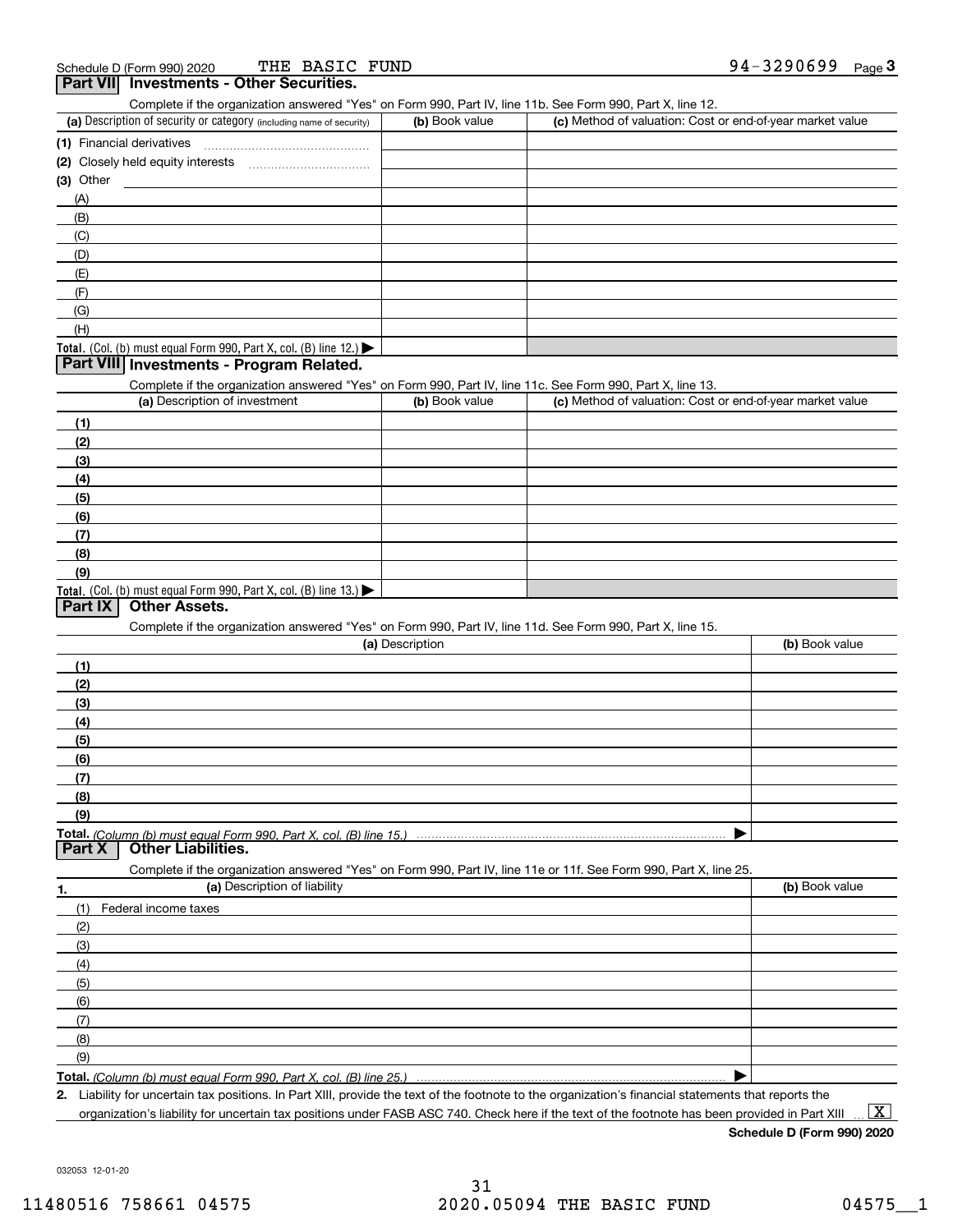Schedule D (Form 990) 2020 THE BASIC FUND 94-3290699 Page 3

## Part VII Investments - Other Securities.

Complete if the organization answered "Yes" on Form 990, Part IV, line 11b. See Form 990, Part X, line 12.

| (a) Description of security or category (including name of security) | (b) Book value | (c) Method of valuation: Cost or end-of-year market value |
|---|---|---|
| (1) Financial derivatives | | |
| (2) Closely held equity interests | | |
| (3) Other | | |
| (A) | | |
| (B) | | |
| (C) | | |
| (D) | | |
| (E) | | |
| (F) | | |
| (G) | | |
| (H) | | |
| Total. (Col. (b) must equal Form 990, Part X, col. (B) line 12.) | | |

## Part VIII Investments - Program Related.

Complete if the organization answered "Yes" on Form 990, Part IV, line 11c. See Form 990, Part X, line 13.

| (a) Description of investment | (b) Book value | (c) Method of valuation: Cost or end-of-year market value |
|---|---|---|
| (1) | | |
| (2) | | |
| (3) | | |
| (4) | | |
| (5) | | |
| (6) | | |
| (7) | | |
| (8) | | |
| (9) | | |
| Total. (Col. (b) must equal Form 990, Part X, col. (B) line 13.) | | |

## Part IX Other Assets.

Complete if the organization answered "Yes" on Form 990, Part IV, line 11d. See Form 990, Part X, line 15.

| (a) Description | (b) Book value |
|---|---|
| (1) | |
| (2) | |
| (3) | |
| (4) | |
| (5) | |
| (6) | |
| (7) | |
| (8) | |
| (9) | |
| Total. *(Column (b) must equal Form 990, Part X, col. (B) line 15.)* | |

## Part X Other Liabilities.

Complete if the organization answered "Yes" on Form 990, Part IV, line 11e or 11f. See Form 990, Part X, line 25.

| 1. (a) Description of liability | (b) Book value |
|---|---|
| (1) Federal income taxes | |
| (2) | |
| (3) | |
| (4) | |
| (5) | |
| (6) | |
| (7) | |
| (8) | |
| (9) | |
| Total. *(Column (b) must equal Form 990, Part X, col. (B) line 25.)* | |

2. Liability for uncertain tax positions. In Part XIII, provide the text of the footnote to the organization's financial statements that reports the organization's liability for uncertain tax positions under FASB ASC 740. Check here if the text of the footnote has been provided in Part XIII ... [X]

Schedule D (Form 990) 2020

032053 12-01-20

11480516 758661 04575 2020.05094 THE BASIC FUND 04575__1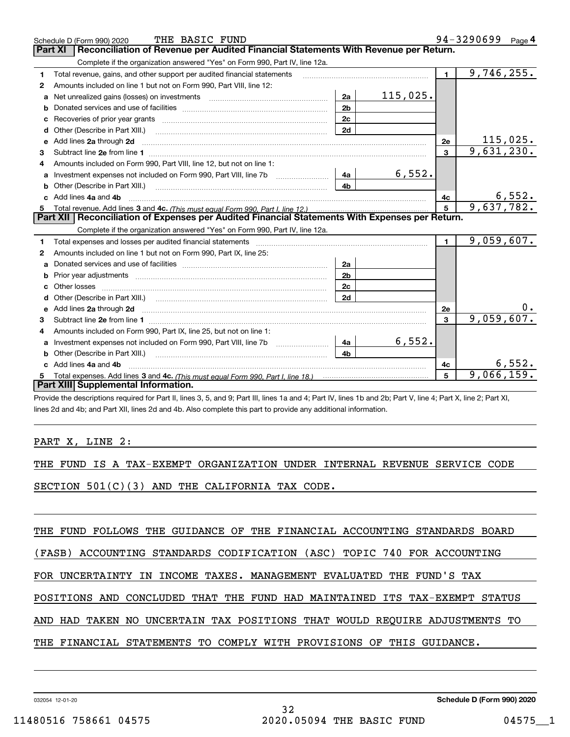Schedule D (Form 990) 2020 THE BASIC FUND 94-3290699 Page 4

## Part XI Reconciliation of Revenue per Audited Financial Statements With Revenue per Return.

Complete if the organization answered "Yes" on Form 990, Part IV, line 12a.

| | | | | | |
|---|---|---|---|---|---|
| 1 | Total revenue, gains, and other support per audited financial statements | | | 1 | 9,746,255. |
| 2 | Amounts included on line 1 but not on Form 990, Part VIII, line 12: | | | | |
| a | Net unrealized gains (losses) on investments | 2a | 115,025. | | |
| b | Donated services and use of facilities | 2b | | | |
| c | Recoveries of prior year grants | 2c | | | |
| d | Other (Describe in Part XIII.) | 2d | | | |
| e | Add lines 2a through 2d | | | 2e | 115,025. |
| 3 | Subtract line 2e from line 1 | | | 3 | 9,631,230. |
| 4 | Amounts included on Form 990, Part VIII, line 12, but not on line 1: | | | | |
| a | Investment expenses not included on Form 990, Part VIII, line 7b | 4a | 6,552. | | |
| b | Other (Describe in Part XIII.) | 4b | | | |
| c | Add lines 4a and 4b | | | 4c | 6,552. |
| 5 | Total revenue. Add lines 3 and 4c. *(This must equal Form 990, Part I, line 12.)* | | | 5 | 9,637,782. |

## Part XII Reconciliation of Expenses per Audited Financial Statements With Expenses per Return.

Complete if the organization answered "Yes" on Form 990, Part IV, line 12a.

| | | | | | |
|---|---|---|---|---|---|
| 1 | Total expenses and losses per audited financial statements | | | 1 | 9,059,607. |
| 2 | Amounts included on line 1 but not on Form 990, Part IX, line 25: | | | | |
| a | Donated services and use of facilities | 2a | | | |
| b | Prior year adjustments | 2b | | | |
| c | Other losses | 2c | | | |
| d | Other (Describe in Part XIII.) | 2d | | | |
| e | Add lines 2a through 2d | | | 2e | 0. |
| 3 | Subtract line 2e from line 1 | | | 3 | 9,059,607. |
| 4 | Amounts included on Form 990, Part IX, line 25, but not on line 1: | | | | |
| a | Investment expenses not included on Form 990, Part VIII, line 7b | 4a | 6,552. | | |
| b | Other (Describe in Part XIII.) | 4b | | | |
| c | Add lines 4a and 4b | | | 4c | 6,552. |
| 5 | Total expenses. Add lines 3 and 4c. *(This must equal Form 990, Part I, line 18.)* | | | 5 | 9,066,159. |

## Part XIII Supplemental Information.

Provide the descriptions required for Part II, lines 3, 5, and 9; Part III, lines 1a and 4; Part IV, lines 1b and 2b; Part V, line 4; Part X, line 2; Part XI, lines 2d and 4b; and Part XII, lines 2d and 4b. Also complete this part to provide any additional information.

PART X, LINE 2:

THE FUND IS A TAX-EXEMPT ORGANIZATION UNDER INTERNAL REVENUE SERVICE CODE SECTION 501(C)(3) AND THE CALIFORNIA TAX CODE.

THE FUND FOLLOWS THE GUIDANCE OF THE FINANCIAL ACCOUNTING STANDARDS BOARD (FASB) ACCOUNTING STANDARDS CODIFICATION (ASC) TOPIC 740 FOR ACCOUNTING FOR UNCERTAINTY IN INCOME TAXES. MANAGEMENT EVALUATED THE FUND'S TAX POSITIONS AND CONCLUDED THAT THE FUND HAD MAINTAINED ITS TAX-EXEMPT STATUS AND HAD TAKEN NO UNCERTAIN TAX POSITIONS THAT WOULD REQUIRE ADJUSTMENTS TO THE FINANCIAL STATEMENTS TO COMPLY WITH PROVISIONS OF THIS GUIDANCE.

032054 12-01-20 Schedule D (Form 990) 2020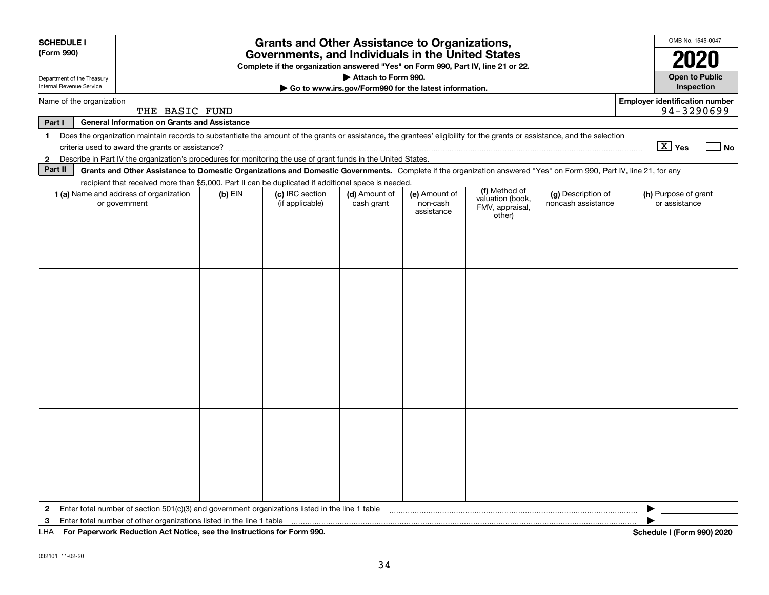**SCHEDULE I**
**(Form 990)**

Department of the Treasury
Internal Revenue Service

# Grants and Other Assistance to Organizations, Governments, and Individuals in the United States

**Complete if the organization answered "Yes" on Form 990, Part IV, line 21 or 22.**
**▶ Attach to Form 990.**
**▶ Go to www.irs.gov/Form990 for the latest information.**

OMB No. 1545-0047
**2020**
**Open to Public Inspection**

Name of the organization: THE BASIC FUND

**Employer identification number:** 94-3290699

**Part I — General Information on Grants and Assistance**

1 Does the organization maintain records to substantiate the amount of the grants or assistance, the grantees' eligibility for the grants or assistance, and the selection criteria used to award the grants or assistance? [X] Yes [ ] No

2 Describe in Part IV the organization's procedures for monitoring the use of grant funds in the United States.

**Part II — Grants and Other Assistance to Domestic Organizations and Domestic Governments.** Complete if the organization answered "Yes" on Form 990, Part IV, line 21, for any recipient that received more than $5,000. Part II can be duplicated if additional space is needed.

| 1 (a) Name and address of organization or government | (b) EIN | (c) IRC section (if applicable) | (d) Amount of cash grant | (e) Amount of non-cash assistance | (f) Method of valuation (book, FMV, appraisal, other) | (g) Description of noncash assistance | (h) Purpose of grant or assistance |
|---|---|---|---|---|---|---|---|
| | | | | | | | |
| | | | | | | | |
| | | | | | | | |
| | | | | | | | |
| | | | | | | | |
| | | | | | | | |

2 Enter total number of section 501(c)(3) and government organizations listed in the line 1 table ▶

3 Enter total number of other organizations listed in the line 1 table ▶

LHA **For Paperwork Reduction Act Notice, see the Instructions for Form 990.** **Schedule I (Form 990) 2020**

032101 11-02-20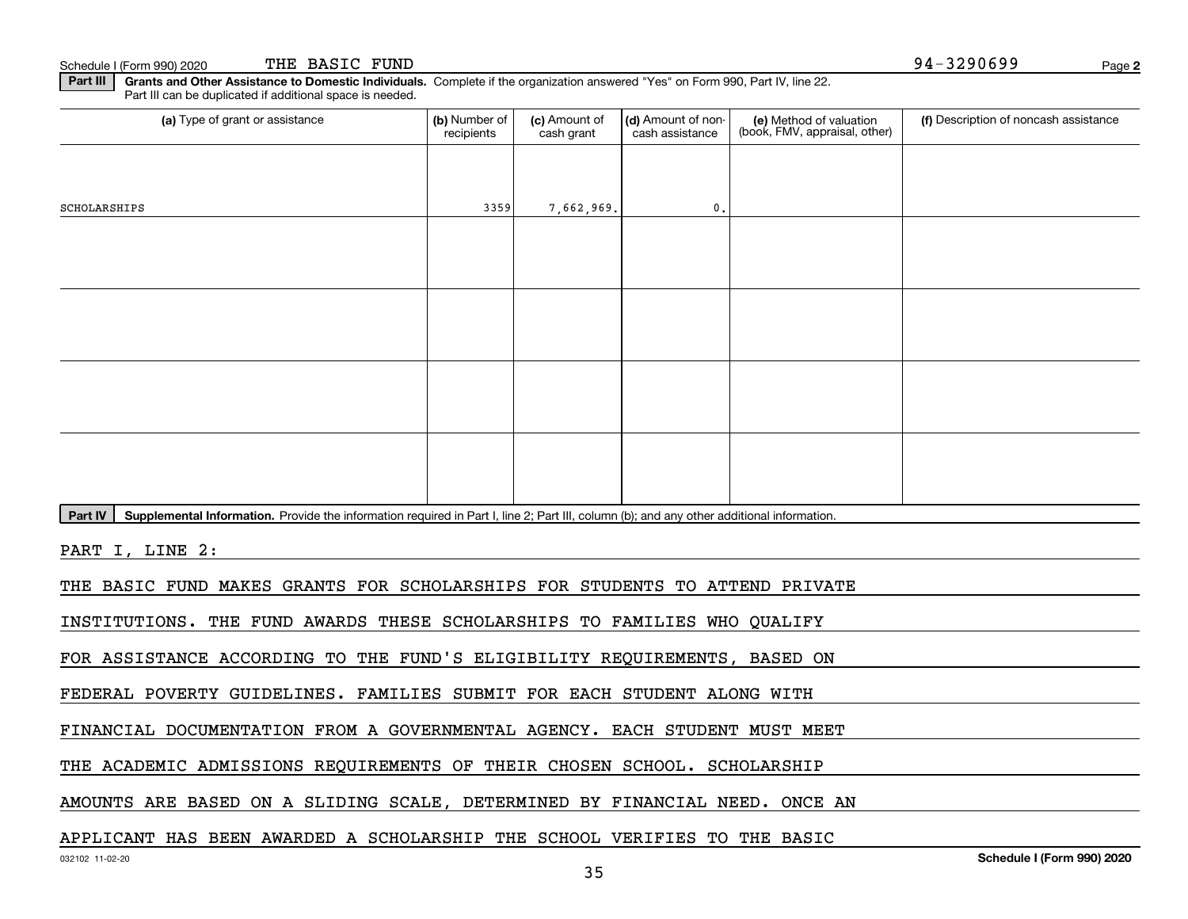Schedule I (Form 990) 2020 THE BASIC FUND 94-3290699 Page 2

**Part III** **Grants and Other Assistance to Domestic Individuals.** Complete if the organization answered "Yes" on Form 990, Part IV, line 22. Part III can be duplicated if additional space is needed.

| (a) Type of grant or assistance | (b) Number of recipients | (c) Amount of cash grant | (d) Amount of non-cash assistance | (e) Method of valuation (book, FMV, appraisal, other) | (f) Description of noncash assistance |
|---|---|---|---|---|---|
| SCHOLARSHIPS | 3359 | 7,662,969. | 0. | | |
| | | | | | |
| | | | | | |
| | | | | | |
| | | | | | |

**Part IV** **Supplemental Information.** Provide the information required in Part I, line 2; Part III, column (b); and any other additional information.

PART I, LINE 2:

THE BASIC FUND MAKES GRANTS FOR SCHOLARSHIPS FOR STUDENTS TO ATTEND PRIVATE INSTITUTIONS. THE FUND AWARDS THESE SCHOLARSHIPS TO FAMILIES WHO QUALIFY FOR ASSISTANCE ACCORDING TO THE FUND'S ELIGIBILITY REQUIREMENTS, BASED ON FEDERAL POVERTY GUIDELINES. FAMILIES SUBMIT FOR EACH STUDENT ALONG WITH FINANCIAL DOCUMENTATION FROM A GOVERNMENTAL AGENCY. EACH STUDENT MUST MEET THE ACADEMIC ADMISSIONS REQUIREMENTS OF THEIR CHOSEN SCHOOL. SCHOLARSHIP AMOUNTS ARE BASED ON A SLIDING SCALE, DETERMINED BY FINANCIAL NEED. ONCE AN APPLICANT HAS BEEN AWARDED A SCHOLARSHIP THE SCHOOL VERIFIES TO THE BASIC

032102 11-02-20 Schedule I (Form 990) 2020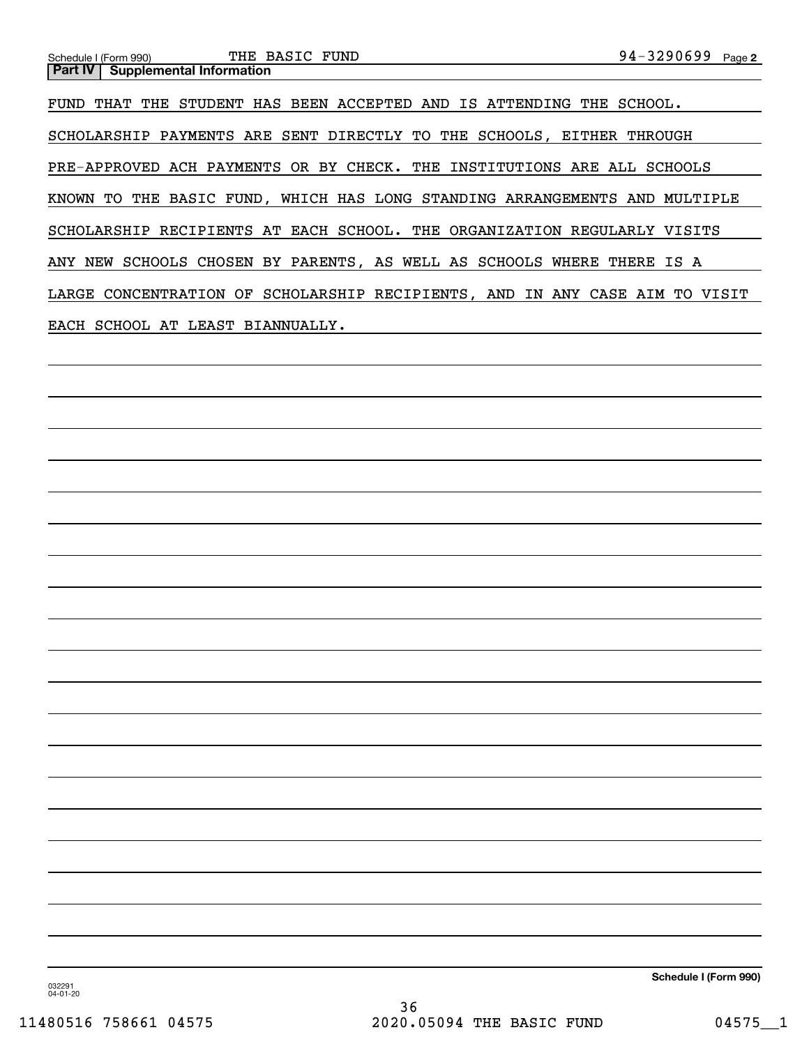Schedule I (Form 990) THE BASIC FUND 94-3290699 Page 2

**Part IV | Supplemental Information**

FUND THAT THE STUDENT HAS BEEN ACCEPTED AND IS ATTENDING THE SCHOOL. SCHOLARSHIP PAYMENTS ARE SENT DIRECTLY TO THE SCHOOLS, EITHER THROUGH PRE-APPROVED ACH PAYMENTS OR BY CHECK. THE INSTITUTIONS ARE ALL SCHOOLS KNOWN TO THE BASIC FUND, WHICH HAS LONG STANDING ARRANGEMENTS AND MULTIPLE SCHOLARSHIP RECIPIENTS AT EACH SCHOOL. THE ORGANIZATION REGULARLY VISITS ANY NEW SCHOOLS CHOSEN BY PARENTS, AS WELL AS SCHOOLS WHERE THERE IS A LARGE CONCENTRATION OF SCHOLARSHIP RECIPIENTS, AND IN ANY CASE AIM TO VISIT EACH SCHOOL AT LEAST BIANNUALLY.

032291 04-01-20

**Schedule I (Form 990)**

11480516 758661 04575 2020.05094 THE BASIC FUND 04575__1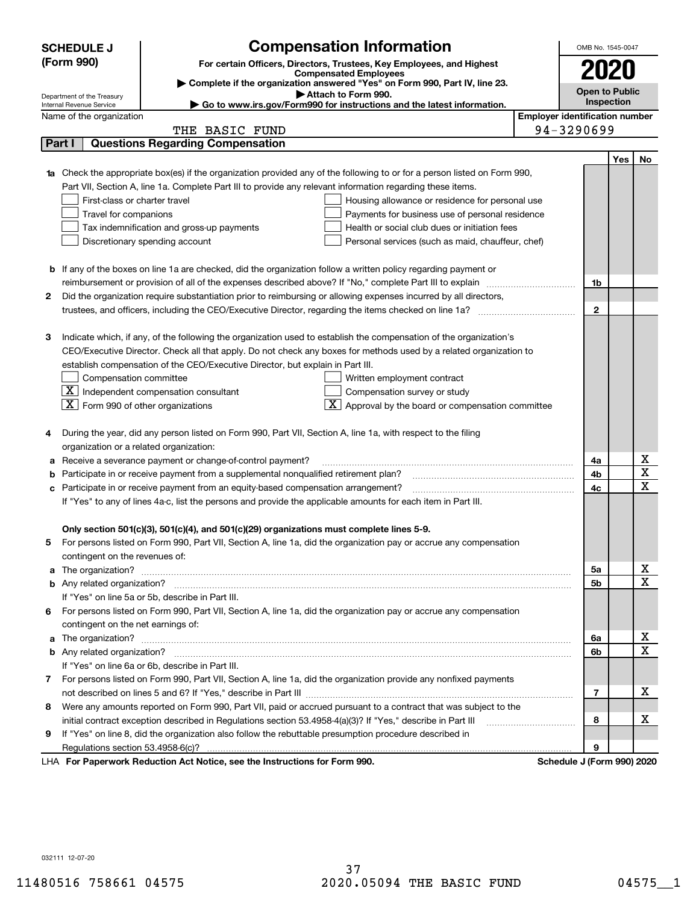**SCHEDULE J (Form 990)**

Department of the Treasury
Internal Revenue Service

# Compensation Information

**For certain Officers, Directors, Trustees, Key Employees, and Highest Compensated Employees**

▶ **Complete if the organization answered "Yes" on Form 990, Part IV, line 23.**
▶ **Attach to Form 990.**
▶ **Go to www.irs.gov/Form990 for instructions and the latest information.**

OMB No. 1545-0047

**2020**

**Open to Public Inspection**

Name of the organization: THE BASIC FUND

Employer identification number: 94-3290699

## Part I Questions Regarding Compensation

| | | | Yes | No |
|---|---|---|---|---|
| **1a** | Check the appropriate box(es) if the organization provided any of the following to or for a person listed on Form 990, Part VII, Section A, line 1a. Complete Part III to provide any relevant information regarding these items.<br>☐ First-class or charter travel ☐ Housing allowance or residence for personal use<br>☐ Travel for companions ☐ Payments for business use of personal residence<br>☐ Tax indemnification and gross-up payments ☐ Health or social club dues or initiation fees<br>☐ Discretionary spending account ☐ Personal services (such as maid, chauffeur, chef) | | | |
| **b** | If any of the boxes on line 1a are checked, did the organization follow a written policy regarding payment or reimbursement or provision of all of the expenses described above? If "No," complete Part III to explain | 1b | | |
| **2** | Did the organization require substantiation prior to reimbursing or allowing expenses incurred by all directors, trustees, and officers, including the CEO/Executive Director, regarding the items checked on line 1a? | 2 | | |
| **3** | Indicate which, if any, of the following the organization used to establish the compensation of the organization's CEO/Executive Director. Check all that apply. Do not check any boxes for methods used by a related organization to establish compensation of the CEO/Executive Director, but explain in Part III.<br>☐ Compensation committee ☐ Written employment contract<br>☒ Independent compensation consultant ☐ Compensation survey or study<br>☒ Form 990 of other organizations ☒ Approval by the board or compensation committee | | | |
| **4** | During the year, did any person listed on Form 990, Part VII, Section A, line 1a, with respect to the filing organization or a related organization: | | | |
| **a** | Receive a severance payment or change-of-control payment? | 4a | | X |
| **b** | Participate in or receive payment from a supplemental nonqualified retirement plan? | 4b | | X |
| **c** | Participate in or receive payment from an equity-based compensation arrangement? | 4c | | X |
| | If "Yes" to any of lines 4a-c, list the persons and provide the applicable amounts for each item in Part III. | | | |
| | **Only section 501(c)(3), 501(c)(4), and 501(c)(29) organizations must complete lines 5-9.** | | | |
| **5** | For persons listed on Form 990, Part VII, Section A, line 1a, did the organization pay or accrue any compensation contingent on the revenues of: | | | |
| **a** | The organization? | 5a | | X |
| **b** | Any related organization? | 5b | | X |
| | If "Yes" on line 5a or 5b, describe in Part III. | | | |
| **6** | For persons listed on Form 990, Part VII, Section A, line 1a, did the organization pay or accrue any compensation contingent on the net earnings of: | | | |
| **a** | The organization? | 6a | | X |
| **b** | Any related organization? | 6b | | X |
| | If "Yes" on line 6a or 6b, describe in Part III. | | | |
| **7** | For persons listed on Form 990, Part VII, Section A, line 1a, did the organization provide any nonfixed payments not described on lines 5 and 6? If "Yes," describe in Part III | 7 | | X |
| **8** | Were any amounts reported on Form 990, Part VII, paid or accrued pursuant to a contract that was subject to the initial contract exception described in Regulations section 53.4958-4(a)(3)? If "Yes," describe in Part III | 8 | | X |
| **9** | If "Yes" on line 8, did the organization also follow the rebuttable presumption procedure described in Regulations section 53.4958-6(c)? | 9 | | |

LHA **For Paperwork Reduction Act Notice, see the Instructions for Form 990.** **Schedule J (Form 990) 2020**

032111 12-07-20

11480516 758661 04575 2020.05094 THE BASIC FUND 04575__1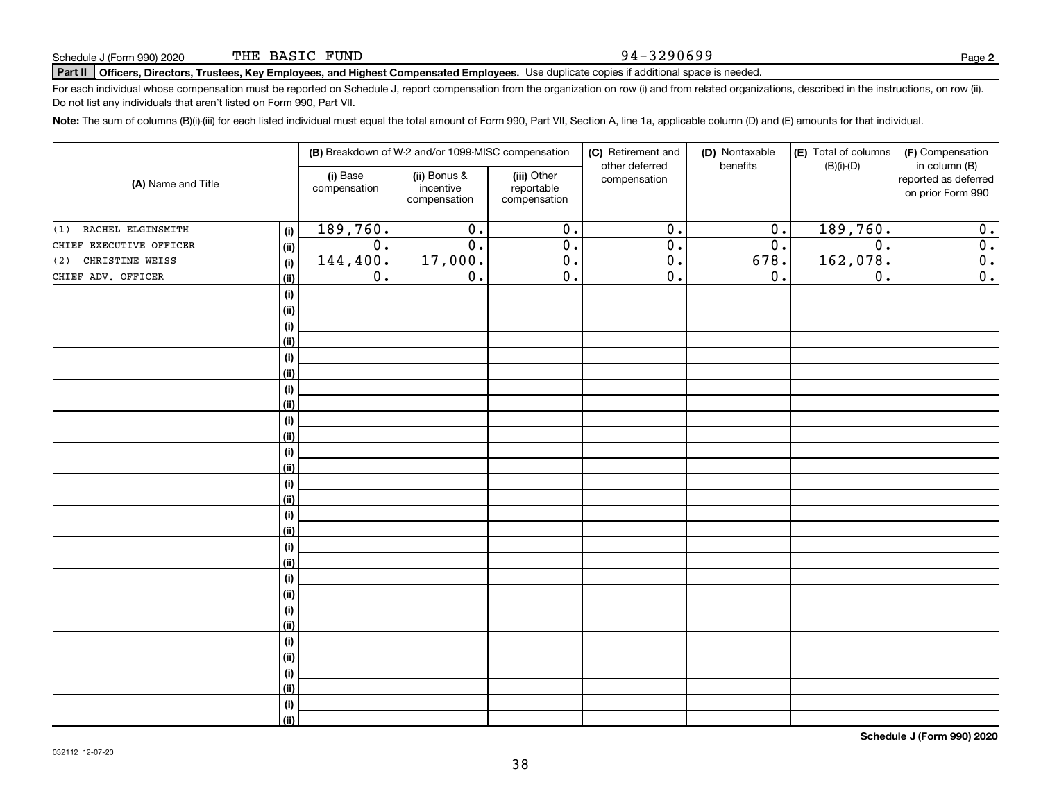Schedule J (Form 990) 2020 THE BASIC FUND 94-3290699

**Part II** **Officers, Directors, Trustees, Key Employees, and Highest Compensated Employees.** Use duplicate copies if additional space is needed.

For each individual whose compensation must be reported on Schedule J, report compensation from the organization on row (i) and from related organizations, described in the instructions, on row (ii). Do not list any individuals that aren't listed on Form 990, Part VII.

**Note:** The sum of columns (B)(i)-(iii) for each listed individual must equal the total amount of Form 990, Part VII, Section A, line 1a, applicable column (D) and (E) amounts for that individual.

| (A) Name and Title | | (B) Breakdown of W-2 and/or 1099-MISC compensation | | | (C) Retirement and other deferred compensation | (D) Nontaxable benefits | (E) Total of columns (B)(i)-(D) | (F) Compensation in column (B) reported as deferred on prior Form 990 |
|---|---|---|---|---|---|---|---|---|
| | | (i) Base compensation | (ii) Bonus & incentive compensation | (iii) Other reportable compensation | | | | |
| (1) RACHEL ELGINSMITH | (i) | 189,760. | 0. | 0. | 0. | 0. | 189,760. | 0. |
| CHIEF EXECUTIVE OFFICER | (ii) | 0. | 0. | 0. | 0. | 0. | 0. | 0. |
| (2) CHRISTINE WEISS | (i) | 144,400. | 17,000. | 0. | 0. | 678. | 162,078. | 0. |
| CHIEF ADV. OFFICER | (ii) | 0. | 0. | 0. | 0. | 0. | 0. | 0. |
| | (i) | | | | | | | |
| | (ii) | | | | | | | |
| | (i) | | | | | | | |
| | (ii) | | | | | | | |
| | (i) | | | | | | | |
| | (ii) | | | | | | | |
| | (i) | | | | | | | |
| | (ii) | | | | | | | |
| | (i) | | | | | | | |
| | (ii) | | | | | | | |
| | (i) | | | | | | | |
| | (ii) | | | | | | | |
| | (i) | | | | | | | |
| | (ii) | | | | | | | |
| | (i) | | | | | | | |
| | (ii) | | | | | | | |
| | (i) | | | | | | | |
| | (ii) | | | | | | | |
| | (i) | | | | | | | |
| | (ii) | | | | | | | |
| | (i) | | | | | | | |
| | (ii) | | | | | | | |
| | (i) | | | | | | | |
| | (ii) | | | | | | | |
| | (i) | | | | | | | |
| | (ii) | | | | | | | |
| | (i) | | | | | | | |
| | (ii) | | | | | | | |

**Schedule J (Form 990) 2020**

032112 12-07-20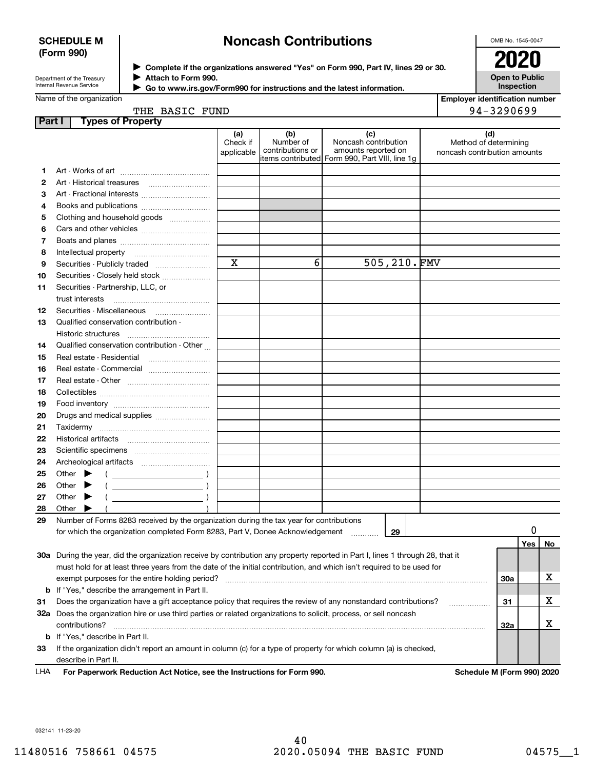**SCHEDULE M (Form 990)**

Department of the Treasury
Internal Revenue Service

# Noncash Contributions

▶ Complete if the organizations answered "Yes" on Form 990, Part IV, lines 29 or 30.
▶ Attach to Form 990.
▶ Go to www.irs.gov/Form990 for instructions and the latest information.

OMB No. 1545-0047

**2020**

**Open to Public Inspection**

Name of the organization: THE BASIC FUND

Employer identification number: 94-3290699

**Part I — Types of Property**

| | | (a) Check if applicable | (b) Number of contributions or items contributed | (c) Noncash contribution amounts reported on Form 990, Part VIII, line 1g | (d) Method of determining noncash contribution amounts |
|---|---|---|---|---|---|
| 1 | Art - Works of art | | | | |
| 2 | Art - Historical treasures | | | | |
| 3 | Art - Fractional interests | | | | |
| 4 | Books and publications | | | | |
| 5 | Clothing and household goods | | | | |
| 6 | Cars and other vehicles | | | | |
| 7 | Boats and planes | | | | |
| 8 | Intellectual property | | | | |
| 9 | Securities - Publicly traded | X | 6 | 505,210. | FMV |
| 10 | Securities - Closely held stock | | | | |
| 11 | Securities - Partnership, LLC, or trust interests | | | | |
| 12 | Securities - Miscellaneous | | | | |
| 13 | Qualified conservation contribution - Historic structures | | | | |
| 14 | Qualified conservation contribution - Other | | | | |
| 15 | Real estate - Residential | | | | |
| 16 | Real estate - Commercial | | | | |
| 17 | Real estate - Other | | | | |
| 18 | Collectibles | | | | |
| 19 | Food inventory | | | | |
| 20 | Drugs and medical supplies | | | | |
| 21 | Taxidermy | | | | |
| 22 | Historical artifacts | | | | |
| 23 | Scientific specimens | | | | |
| 24 | Archeological artifacts | | | | |
| 25 | Other ▶ ( ) | | | | |
| 26 | Other ▶ ( ) | | | | |
| 27 | Other ▶ ( ) | | | | |
| 28 | Other ▶ ( ) | | | | |

**29** Number of Forms 8283 received by the organization during the tax year for contributions for which the organization completed Form 8283, Part V, Donee Acknowledgement ..... **29** — 0

| | | | Yes | No |
|---|---|---|---|---|
| 30a | During the year, did the organization receive by contribution any property reported in Part I, lines 1 through 28, that it must hold for at least three years from the date of the initial contribution, and which isn't required to be used for exempt purposes for the entire holding period? | 30a | | X |
| b | If "Yes," describe the arrangement in Part II. | | | |
| 31 | Does the organization have a gift acceptance policy that requires the review of any nonstandard contributions? | 31 | | X |
| 32a | Does the organization hire or use third parties or related organizations to solicit, process, or sell noncash contributions? | 32a | | X |
| b | If "Yes," describe in Part II. | | | |
| 33 | If the organization didn't report an amount in column (c) for a type of property for which column (a) is checked, describe in Part II. | | | |

LHA **For Paperwork Reduction Act Notice, see the Instructions for Form 990.** **Schedule M (Form 990) 2020**

032141 11-23-20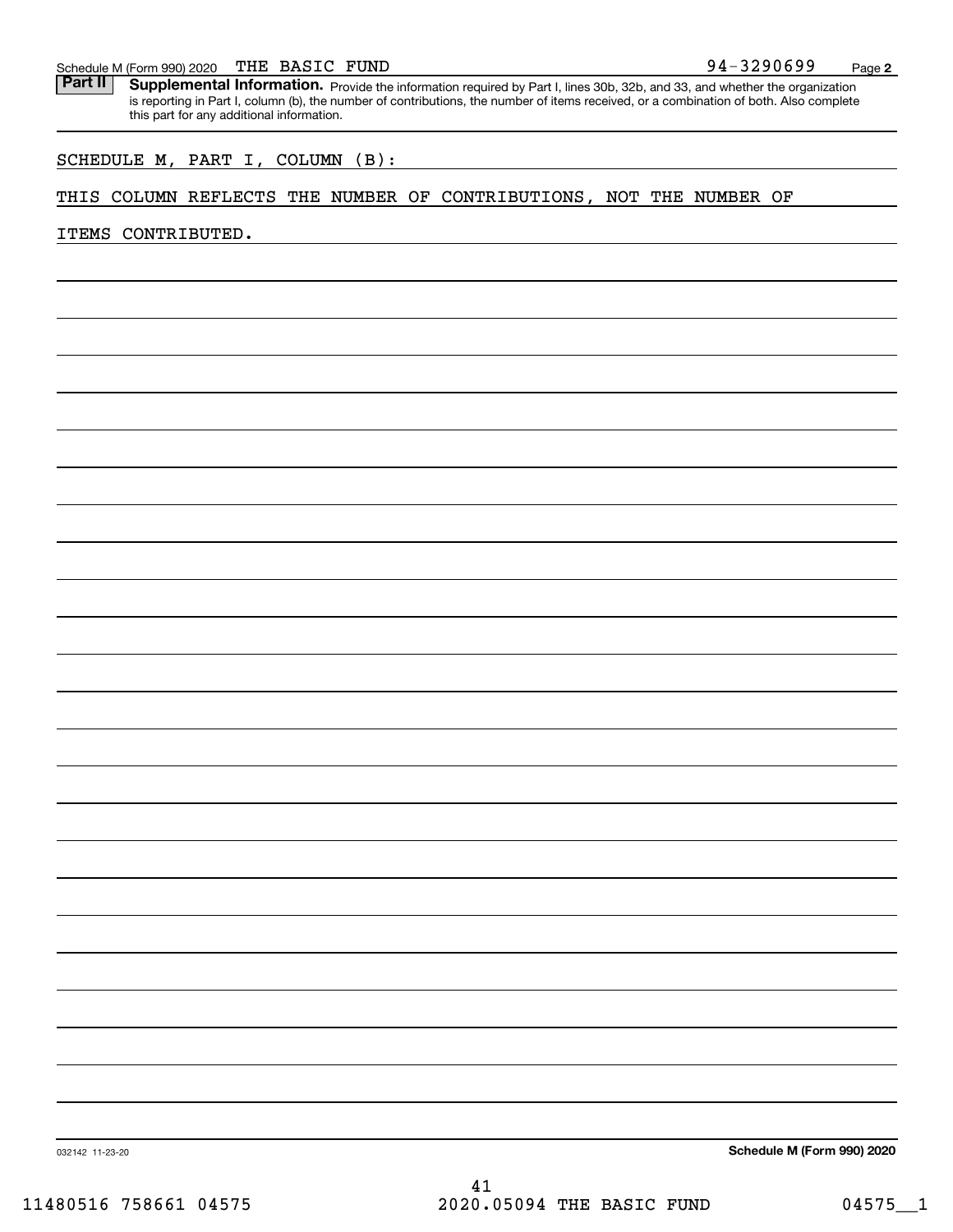Schedule M (Form 990) 2020 THE BASIC FUND 94-3290699 Page **2**

**Part II** **Supplemental Information.** Provide the information required by Part I, lines 30b, 32b, and 33, and whether the organization is reporting in Part I, column (b), the number of contributions, the number of items received, or a combination of both. Also complete this part for any additional information.

SCHEDULE M, PART I, COLUMN (B):

THIS COLUMN REFLECTS THE NUMBER OF CONTRIBUTIONS, NOT THE NUMBER OF ITEMS CONTRIBUTED.

032142 11-23-20 **Schedule M (Form 990) 2020**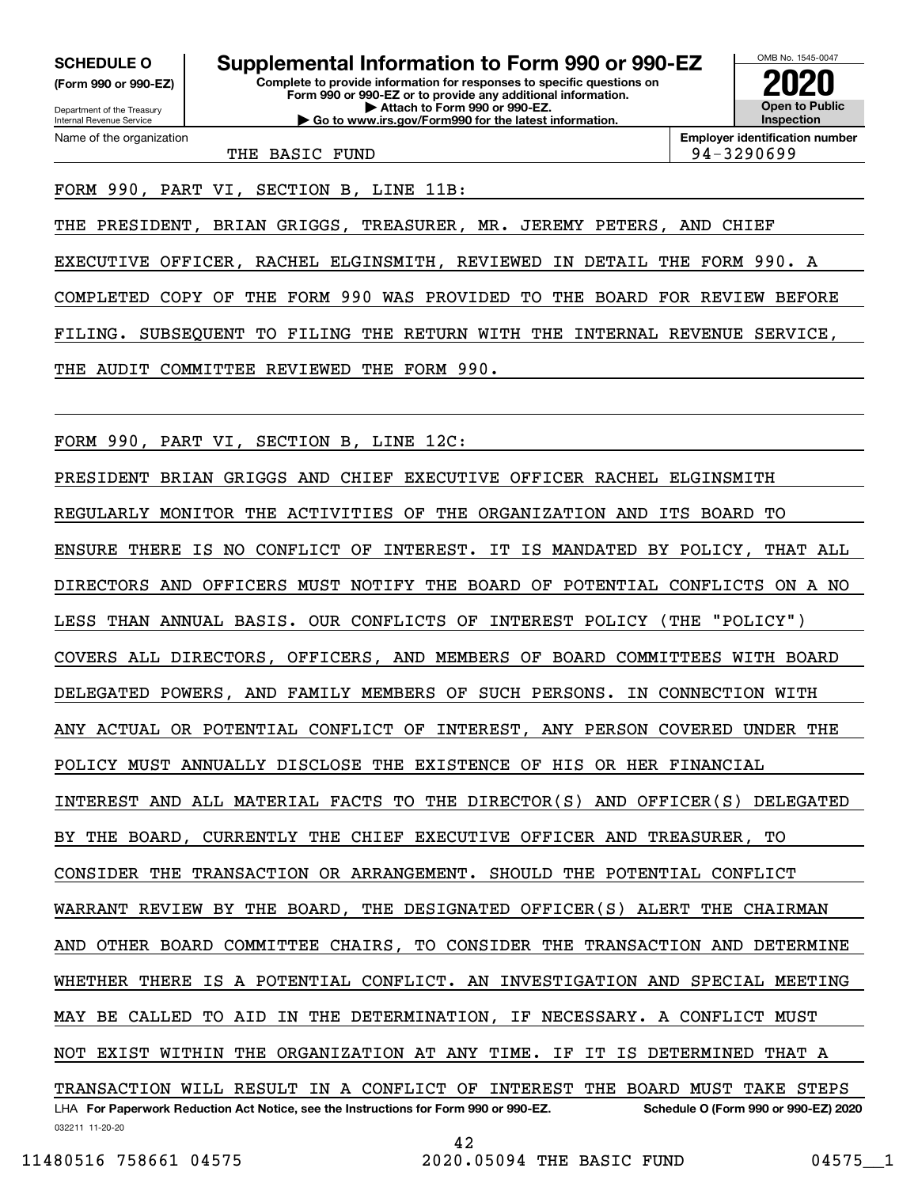**SCHEDULE O**
**(Form 990 or 990-EZ)**

Department of the Treasury
Internal Revenue Service

# Supplemental Information to Form 990 or 990-EZ

**Complete to provide information for responses to specific questions on Form 990 or 990-EZ or to provide any additional information.**
**▶ Attach to Form 990 or 990-EZ.**
**▶ Go to www.irs.gov/Form990 for the latest information.**

OMB No. 1545-0047
**2020**
**Open to Public Inspection**

| Name of the organization | Employer identification number |
|---|---|
| THE BASIC FUND | 94-3290699 |

FORM 990, PART VI, SECTION B, LINE 11B:

THE PRESIDENT, BRIAN GRIGGS, TREASURER, MR. JEREMY PETERS, AND CHIEF EXECUTIVE OFFICER, RACHEL ELGINSMITH, REVIEWED IN DETAIL THE FORM 990. A COMPLETED COPY OF THE FORM 990 WAS PROVIDED TO THE BOARD FOR REVIEW BEFORE FILING. SUBSEQUENT TO FILING THE RETURN WITH THE INTERNAL REVENUE SERVICE, THE AUDIT COMMITTEE REVIEWED THE FORM 990.

FORM 990, PART VI, SECTION B, LINE 12C:

PRESIDENT BRIAN GRIGGS AND CHIEF EXECUTIVE OFFICER RACHEL ELGINSMITH REGULARLY MONITOR THE ACTIVITIES OF THE ORGANIZATION AND ITS BOARD TO ENSURE THERE IS NO CONFLICT OF INTEREST. IT IS MANDATED BY POLICY, THAT ALL DIRECTORS AND OFFICERS MUST NOTIFY THE BOARD OF POTENTIAL CONFLICTS ON A NO LESS THAN ANNUAL BASIS. OUR CONFLICTS OF INTEREST POLICY (THE "POLICY") COVERS ALL DIRECTORS, OFFICERS, AND MEMBERS OF BOARD COMMITTEES WITH BOARD DELEGATED POWERS, AND FAMILY MEMBERS OF SUCH PERSONS. IN CONNECTION WITH ANY ACTUAL OR POTENTIAL CONFLICT OF INTEREST, ANY PERSON COVERED UNDER THE POLICY MUST ANNUALLY DISCLOSE THE EXISTENCE OF HIS OR HER FINANCIAL INTEREST AND ALL MATERIAL FACTS TO THE DIRECTOR(S) AND OFFICER(S) DELEGATED BY THE BOARD, CURRENTLY THE CHIEF EXECUTIVE OFFICER AND TREASURER, TO CONSIDER THE TRANSACTION OR ARRANGEMENT. SHOULD THE POTENTIAL CONFLICT WARRANT REVIEW BY THE BOARD, THE DESIGNATED OFFICER(S) ALERT THE CHAIRMAN AND OTHER BOARD COMMITTEE CHAIRS, TO CONSIDER THE TRANSACTION AND DETERMINE WHETHER THERE IS A POTENTIAL CONFLICT. AN INVESTIGATION AND SPECIAL MEETING MAY BE CALLED TO AID IN THE DETERMINATION, IF NECESSARY. A CONFLICT MUST NOT EXIST WITHIN THE ORGANIZATION AT ANY TIME. IF IT IS DETERMINED THAT A TRANSACTION WILL RESULT IN A CONFLICT OF INTEREST THE BOARD MUST TAKE STEPS

LHA **For Paperwork Reduction Act Notice, see the Instructions for Form 990 or 990-EZ.** **Schedule O (Form 990 or 990-EZ) 2020**
032211 11-20-20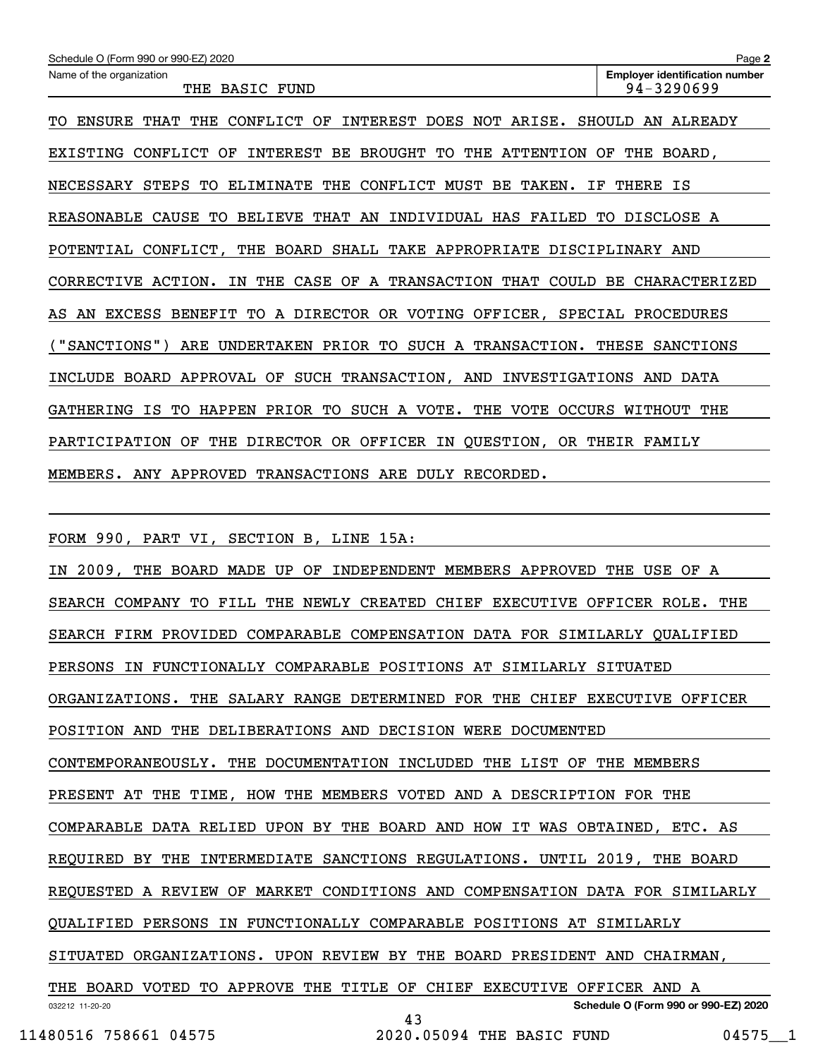Schedule O (Form 990 or 990-EZ) 2020

Name of the organization: THE BASIC FUND

Employer identification number: 94-3290699

TO ENSURE THAT THE CONFLICT OF INTEREST DOES NOT ARISE. SHOULD AN ALREADY EXISTING CONFLICT OF INTEREST BE BROUGHT TO THE ATTENTION OF THE BOARD, NECESSARY STEPS TO ELIMINATE THE CONFLICT MUST BE TAKEN. IF THERE IS REASONABLE CAUSE TO BELIEVE THAT AN INDIVIDUAL HAS FAILED TO DISCLOSE A POTENTIAL CONFLICT, THE BOARD SHALL TAKE APPROPRIATE DISCIPLINARY AND CORRECTIVE ACTION. IN THE CASE OF A TRANSACTION THAT COULD BE CHARACTERIZED AS AN EXCESS BENEFIT TO A DIRECTOR OR VOTING OFFICER, SPECIAL PROCEDURES ("SANCTIONS") ARE UNDERTAKEN PRIOR TO SUCH A TRANSACTION. THESE SANCTIONS INCLUDE BOARD APPROVAL OF SUCH TRANSACTION, AND INVESTIGATIONS AND DATA GATHERING IS TO HAPPEN PRIOR TO SUCH A VOTE. THE VOTE OCCURS WITHOUT THE PARTICIPATION OF THE DIRECTOR OR OFFICER IN QUESTION, OR THEIR FAMILY MEMBERS. ANY APPROVED TRANSACTIONS ARE DULY RECORDED.

FORM 990, PART VI, SECTION B, LINE 15A:

IN 2009, THE BOARD MADE UP OF INDEPENDENT MEMBERS APPROVED THE USE OF A SEARCH COMPANY TO FILL THE NEWLY CREATED CHIEF EXECUTIVE OFFICER ROLE. THE SEARCH FIRM PROVIDED COMPARABLE COMPENSATION DATA FOR SIMILARLY QUALIFIED PERSONS IN FUNCTIONALLY COMPARABLE POSITIONS AT SIMILARLY SITUATED ORGANIZATIONS. THE SALARY RANGE DETERMINED FOR THE CHIEF EXECUTIVE OFFICER POSITION AND THE DELIBERATIONS AND DECISION WERE DOCUMENTED CONTEMPORANEOUSLY. THE DOCUMENTATION INCLUDED THE LIST OF THE MEMBERS PRESENT AT THE TIME, HOW THE MEMBERS VOTED AND A DESCRIPTION FOR THE COMPARABLE DATA RELIED UPON BY THE BOARD AND HOW IT WAS OBTAINED, ETC. AS REQUIRED BY THE INTERMEDIATE SANCTIONS REGULATIONS. UNTIL 2019, THE BOARD REQUESTED A REVIEW OF MARKET CONDITIONS AND COMPENSATION DATA FOR SIMILARLY QUALIFIED PERSONS IN FUNCTIONALLY COMPARABLE POSITIONS AT SIMILARLY SITUATED ORGANIZATIONS. UPON REVIEW BY THE BOARD PRESIDENT AND CHAIRMAN, THE BOARD VOTED TO APPROVE THE TITLE OF CHIEF EXECUTIVE OFFICER AND A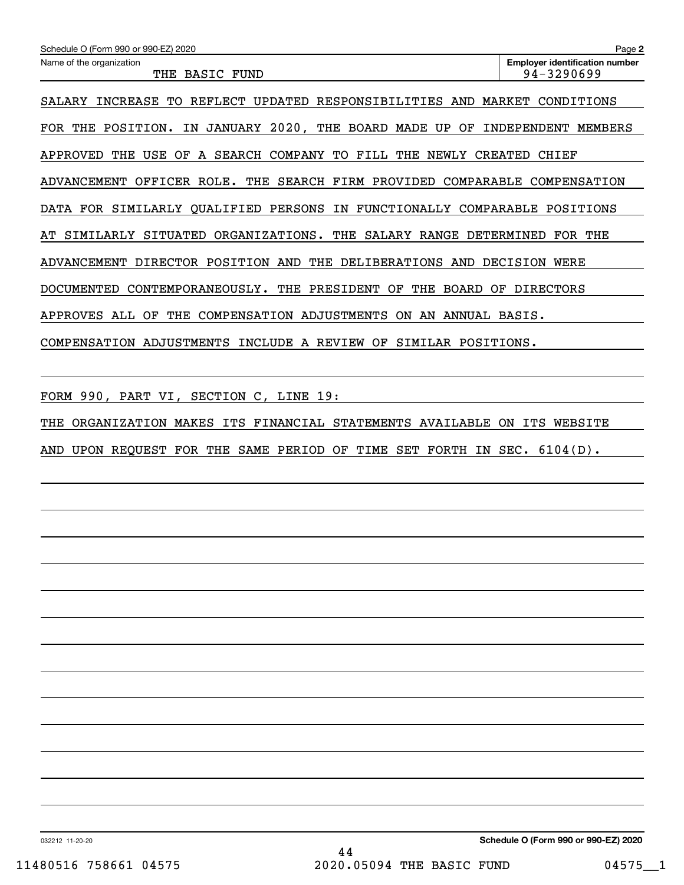Schedule O (Form 990 or 990-EZ) 2020

Name of the organization: THE BASIC FUND

Employer identification number: 94-3290699

SALARY INCREASE TO REFLECT UPDATED RESPONSIBILITIES AND MARKET CONDITIONS FOR THE POSITION. IN JANUARY 2020, THE BOARD MADE UP OF INDEPENDENT MEMBERS APPROVED THE USE OF A SEARCH COMPANY TO FILL THE NEWLY CREATED CHIEF ADVANCEMENT OFFICER ROLE. THE SEARCH FIRM PROVIDED COMPARABLE COMPENSATION DATA FOR SIMILARLY QUALIFIED PERSONS IN FUNCTIONALLY COMPARABLE POSITIONS AT SIMILARLY SITUATED ORGANIZATIONS. THE SALARY RANGE DETERMINED FOR THE ADVANCEMENT DIRECTOR POSITION AND THE DELIBERATIONS AND DECISION WERE DOCUMENTED CONTEMPORANEOUSLY. THE PRESIDENT OF THE BOARD OF DIRECTORS APPROVES ALL OF THE COMPENSATION ADJUSTMENTS ON AN ANNUAL BASIS. COMPENSATION ADJUSTMENTS INCLUDE A REVIEW OF SIMILAR POSITIONS.

FORM 990, PART VI, SECTION C, LINE 19:

THE ORGANIZATION MAKES ITS FINANCIAL STATEMENTS AVAILABLE ON ITS WEBSITE AND UPON REQUEST FOR THE SAME PERIOD OF TIME SET FORTH IN SEC. 6104(D).